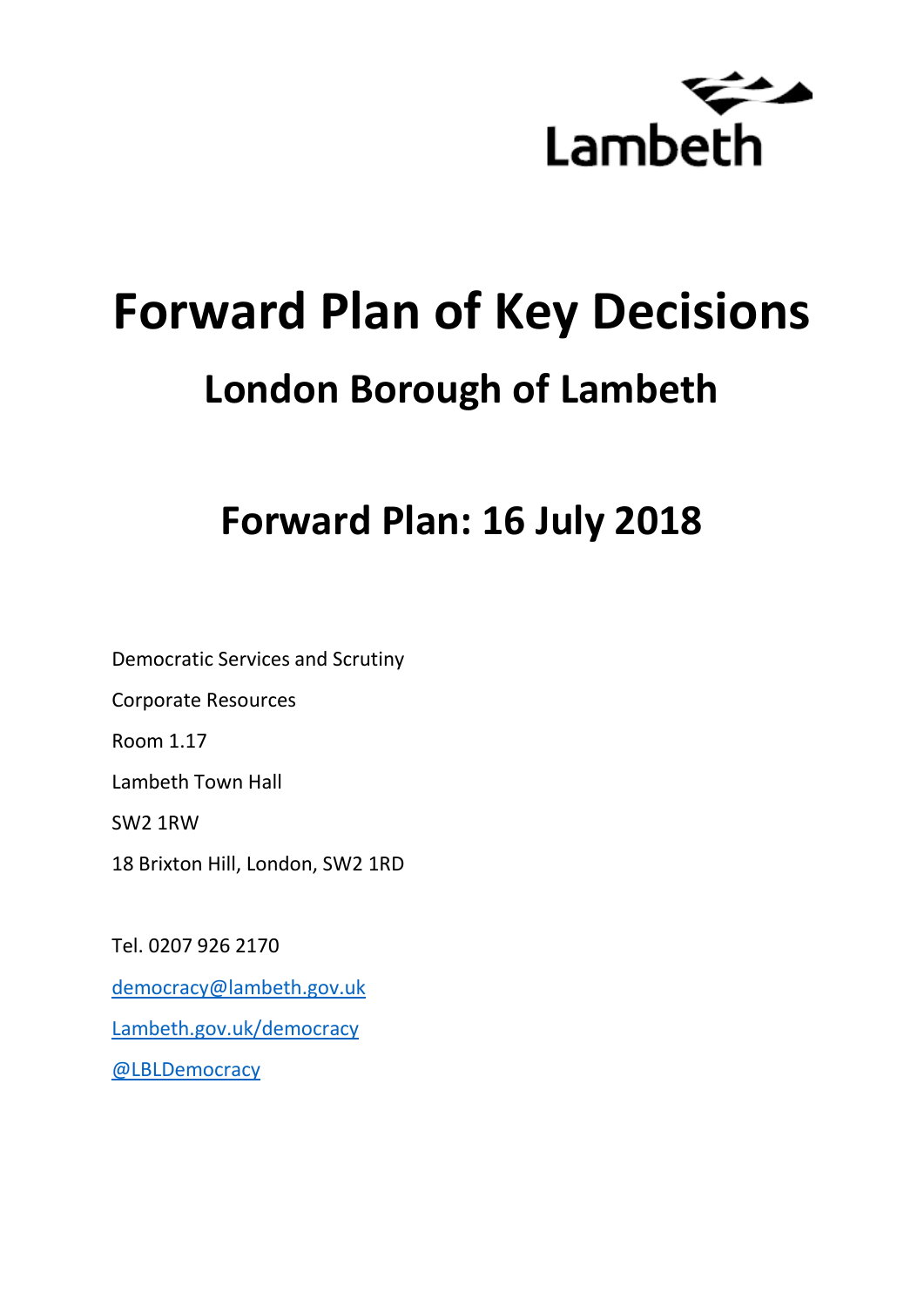Lambeth

# Forward Plan of Key Decisions

## London Borough of Lambeth

## Forward Plan: 16 July 2018

Democratic Services and Scrutiny

Corporate Resources

Room 1.17

Lambeth Town Hall

SW2 1RW

18 Brixton Hill, London, SW2 1RD

Tel. 0207 926 2170

democracy@lambeth.gov.uk

Lambeth.gov.uk/democracy

@LBLDemocracy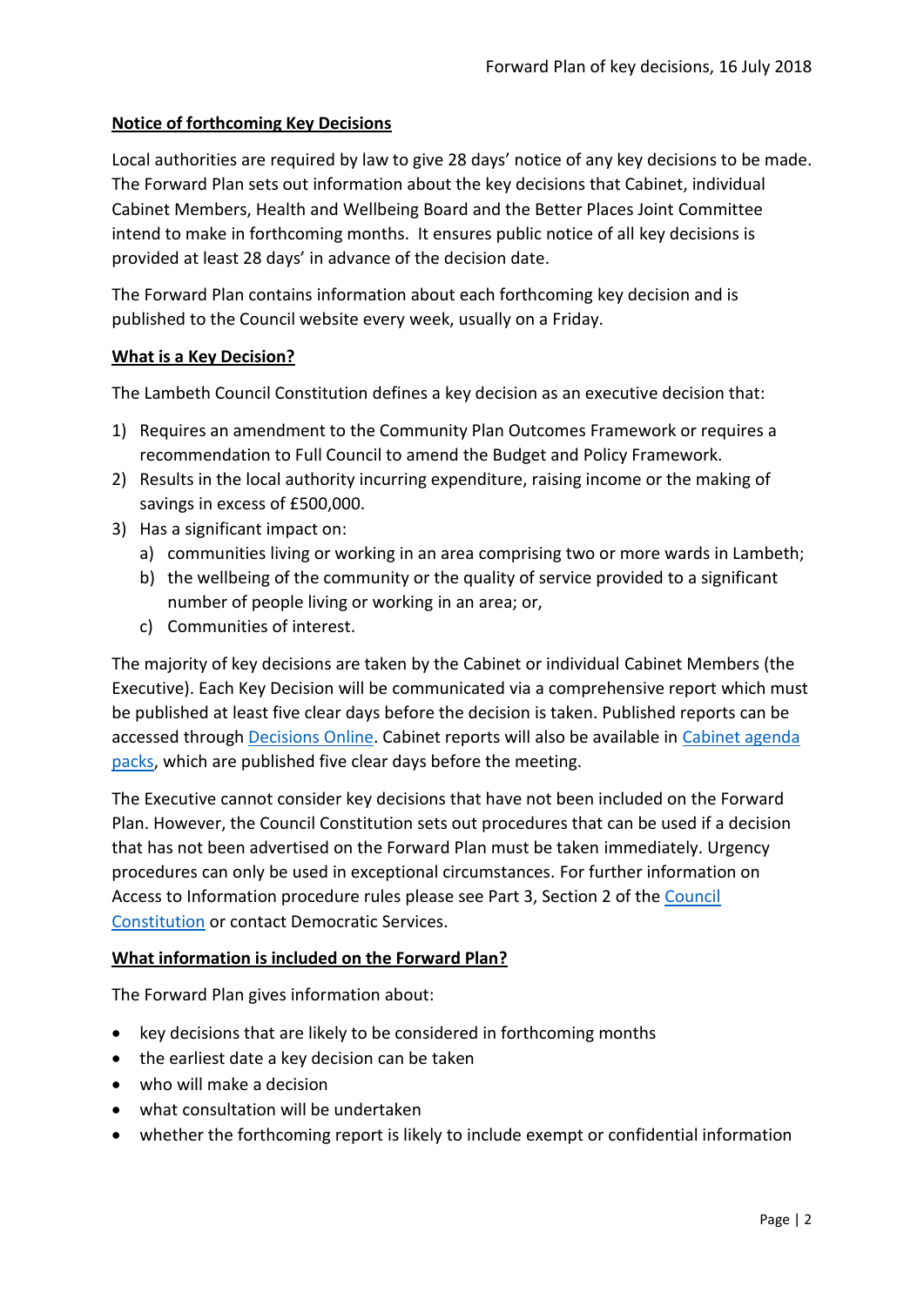## Notice of forthcoming Key Decisions

Local authorities are required by law to give 28 days' notice of any key decisions to be made. The Forward Plan sets out information about the key decisions that Cabinet, individual Cabinet Members, Health and Wellbeing Board and the Better Places Joint Committee intend to make in forthcoming months. It ensures public notice of all key decisions is provided at least 28 days' in advance of the decision date.

The Forward Plan contains information about each forthcoming key decision and is published to the Council website every week, usually on a Friday.

## What is a Key Decision?

The Lambeth Council Constitution defines a key decision as an executive decision that:

1) Requires an amendment to the Community Plan Outcomes Framework or requires a recommendation to Full Council to amend the Budget and Policy Framework.
2) Results in the local authority incurring expenditure, raising income or the making of savings in excess of £500,000.
3) Has a significant impact on:
   a) communities living or working in an area comprising two or more wards in Lambeth;
   b) the wellbeing of the community or the quality of service provided to a significant number of people living or working in an area; or,
   c) Communities of interest.

The majority of key decisions are taken by the Cabinet or individual Cabinet Members (the Executive). Each Key Decision will be communicated via a comprehensive report which must be published at least five clear days before the decision is taken. Published reports can be accessed through Decisions Online. Cabinet reports will also be available in Cabinet agenda packs, which are published five clear days before the meeting.

The Executive cannot consider key decisions that have not been included on the Forward Plan. However, the Council Constitution sets out procedures that can be used if a decision that has not been advertised on the Forward Plan must be taken immediately. Urgency procedures can only be used in exceptional circumstances. For further information on Access to Information procedure rules please see Part 3, Section 2 of the Council Constitution or contact Democratic Services.

## What information is included on the Forward Plan?

The Forward Plan gives information about:

- key decisions that are likely to be considered in forthcoming months
- the earliest date a key decision can be taken
- who will make a decision
- what consultation will be undertaken
- whether the forthcoming report is likely to include exempt or confidential information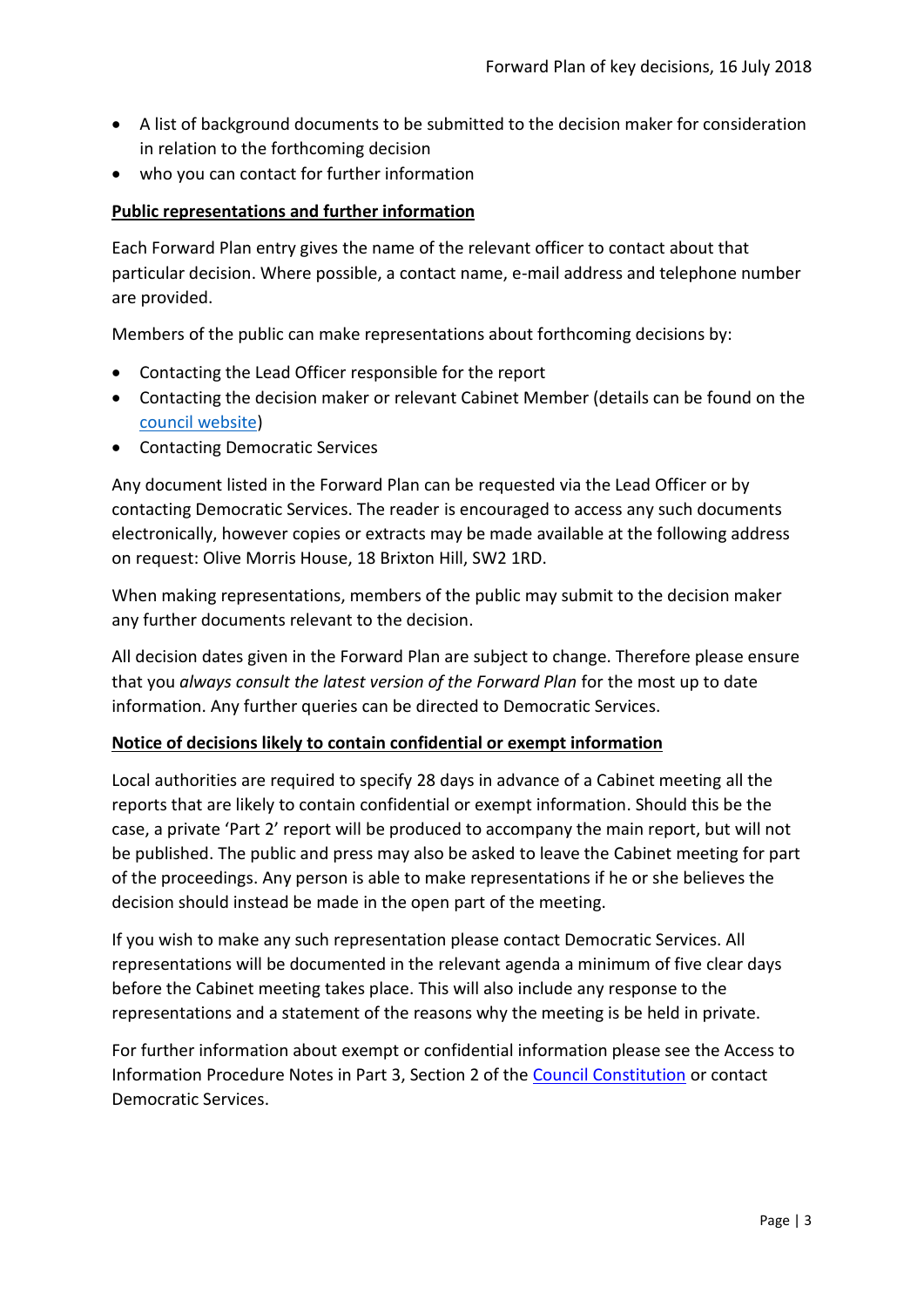- A list of background documents to be submitted to the decision maker for consideration in relation to the forthcoming decision
- who you can contact for further information

**Public representations and further information**

Each Forward Plan entry gives the name of the relevant officer to contact about that particular decision. Where possible, a contact name, e-mail address and telephone number are provided.

Members of the public can make representations about forthcoming decisions by:

- Contacting the Lead Officer responsible for the report
- Contacting the decision maker or relevant Cabinet Member (details can be found on the council website)
- Contacting Democratic Services

Any document listed in the Forward Plan can be requested via the Lead Officer or by contacting Democratic Services. The reader is encouraged to access any such documents electronically, however copies or extracts may be made available at the following address on request: Olive Morris House, 18 Brixton Hill, SW2 1RD.

When making representations, members of the public may submit to the decision maker any further documents relevant to the decision.

All decision dates given in the Forward Plan are subject to change. Therefore please ensure that you *always consult the latest version of the Forward Plan* for the most up to date information. Any further queries can be directed to Democratic Services.

**Notice of decisions likely to contain confidential or exempt information**

Local authorities are required to specify 28 days in advance of a Cabinet meeting all the reports that are likely to contain confidential or exempt information. Should this be the case, a private 'Part 2' report will be produced to accompany the main report, but will not be published. The public and press may also be asked to leave the Cabinet meeting for part of the proceedings. Any person is able to make representations if he or she believes the decision should instead be made in the open part of the meeting.

If you wish to make any such representation please contact Democratic Services. All representations will be documented in the relevant agenda a minimum of five clear days before the Cabinet meeting takes place. This will also include any response to the representations and a statement of the reasons why the meeting is be held in private.

For further information about exempt or confidential information please see the Access to Information Procedure Notes in Part 3, Section 2 of the Council Constitution or contact Democratic Services.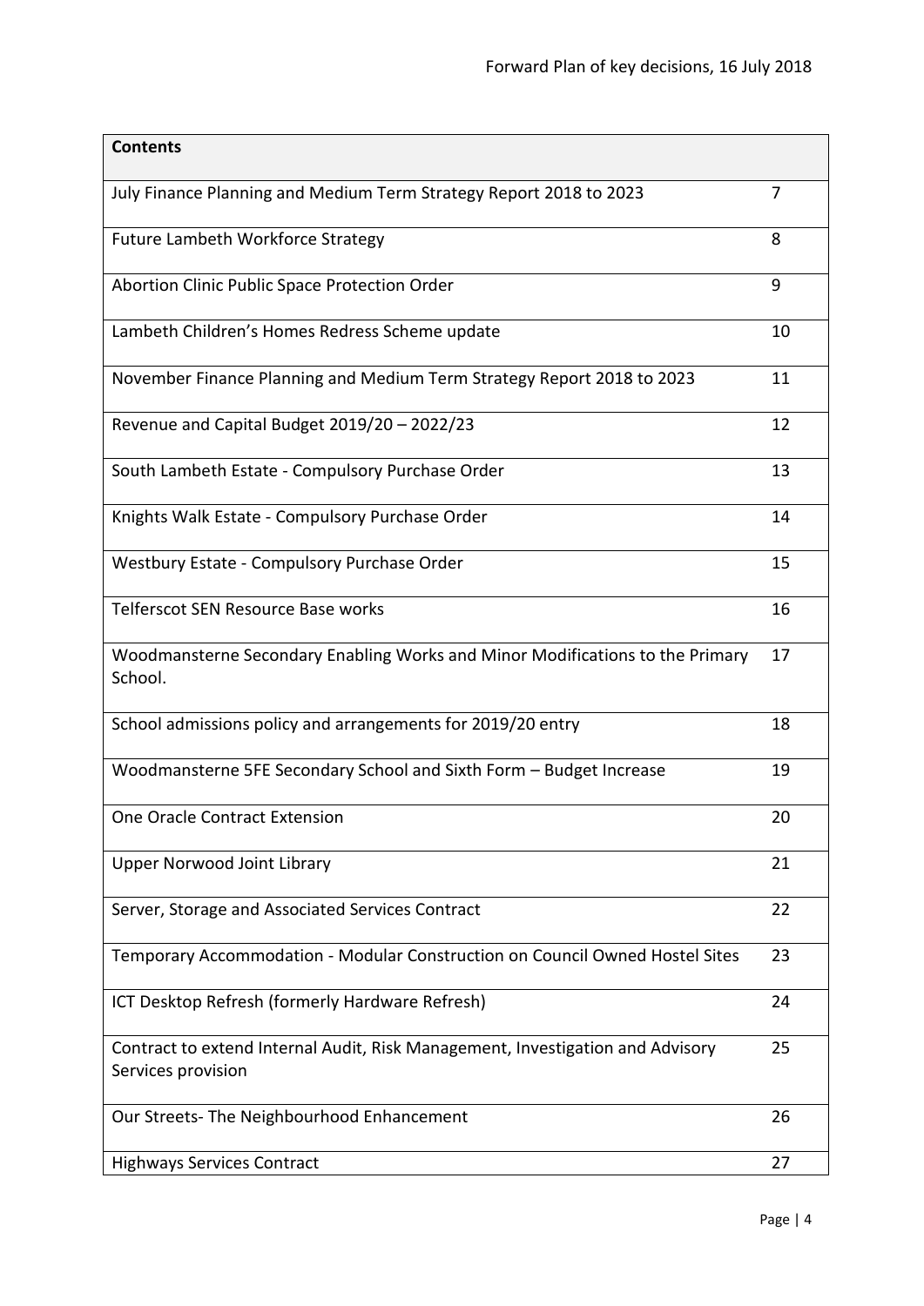| Contents | |
|---|---|
| July Finance Planning and Medium Term Strategy Report 2018 to 2023 | 7 |
| Future Lambeth Workforce Strategy | 8 |
| Abortion Clinic Public Space Protection Order | 9 |
| Lambeth Children's Homes Redress Scheme update | 10 |
| November Finance Planning and Medium Term Strategy Report 2018 to 2023 | 11 |
| Revenue and Capital Budget 2019/20 – 2022/23 | 12 |
| South Lambeth Estate - Compulsory Purchase Order | 13 |
| Knights Walk Estate - Compulsory Purchase Order | 14 |
| Westbury Estate - Compulsory Purchase Order | 15 |
| Telferscot SEN Resource Base works | 16 |
| Woodmansterne Secondary Enabling Works and Minor Modifications to the Primary School. | 17 |
| School admissions policy and arrangements for 2019/20 entry | 18 |
| Woodmansterne 5FE Secondary School and Sixth Form – Budget Increase | 19 |
| One Oracle Contract Extension | 20 |
| Upper Norwood Joint Library | 21 |
| Server, Storage and Associated Services Contract | 22 |
| Temporary Accommodation - Modular Construction on Council Owned Hostel Sites | 23 |
| ICT Desktop Refresh (formerly Hardware Refresh) | 24 |
| Contract to extend Internal Audit, Risk Management, Investigation and Advisory Services provision | 25 |
| Our Streets- The Neighbourhood Enhancement | 26 |
| Highways Services Contract | 27 |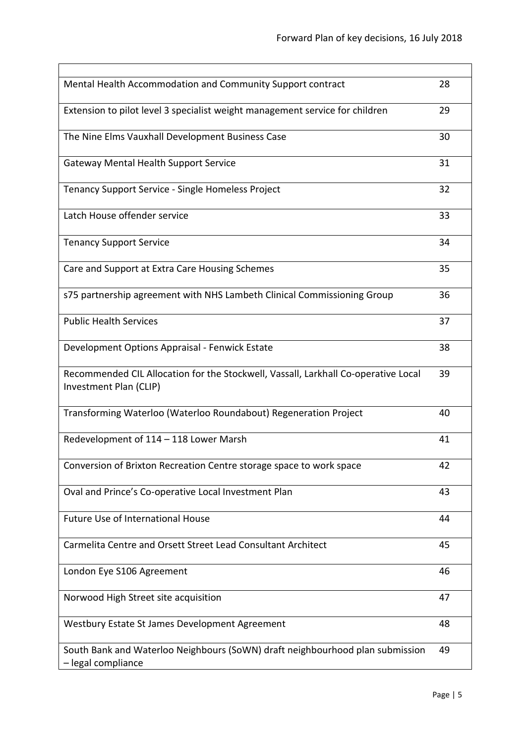| | |
|---|---|
| Mental Health Accommodation and Community Support contract | 28 |
| Extension to pilot level 3 specialist weight management service for children | 29 |
| The Nine Elms Vauxhall Development Business Case | 30 |
| Gateway Mental Health Support Service | 31 |
| Tenancy Support Service - Single Homeless Project | 32 |
| Latch House offender service | 33 |
| Tenancy Support Service | 34 |
| Care and Support at Extra Care Housing Schemes | 35 |
| s75 partnership agreement with NHS Lambeth Clinical Commissioning Group | 36 |
| Public Health Services | 37 |
| Development Options Appraisal - Fenwick Estate | 38 |
| Recommended CIL Allocation for the Stockwell, Vassall, Larkhall Co-operative Local Investment Plan (CLIP) | 39 |
| Transforming Waterloo (Waterloo Roundabout) Regeneration Project | 40 |
| Redevelopment of 114 – 118 Lower Marsh | 41 |
| Conversion of Brixton Recreation Centre storage space to work space | 42 |
| Oval and Prince's Co-operative Local Investment Plan | 43 |
| Future Use of International House | 44 |
| Carmelita Centre and Orsett Street Lead Consultant Architect | 45 |
| London Eye S106 Agreement | 46 |
| Norwood High Street site acquisition | 47 |
| Westbury Estate St James Development Agreement | 48 |
| South Bank and Waterloo Neighbours (SoWN) draft neighbourhood plan submission – legal compliance | 49 |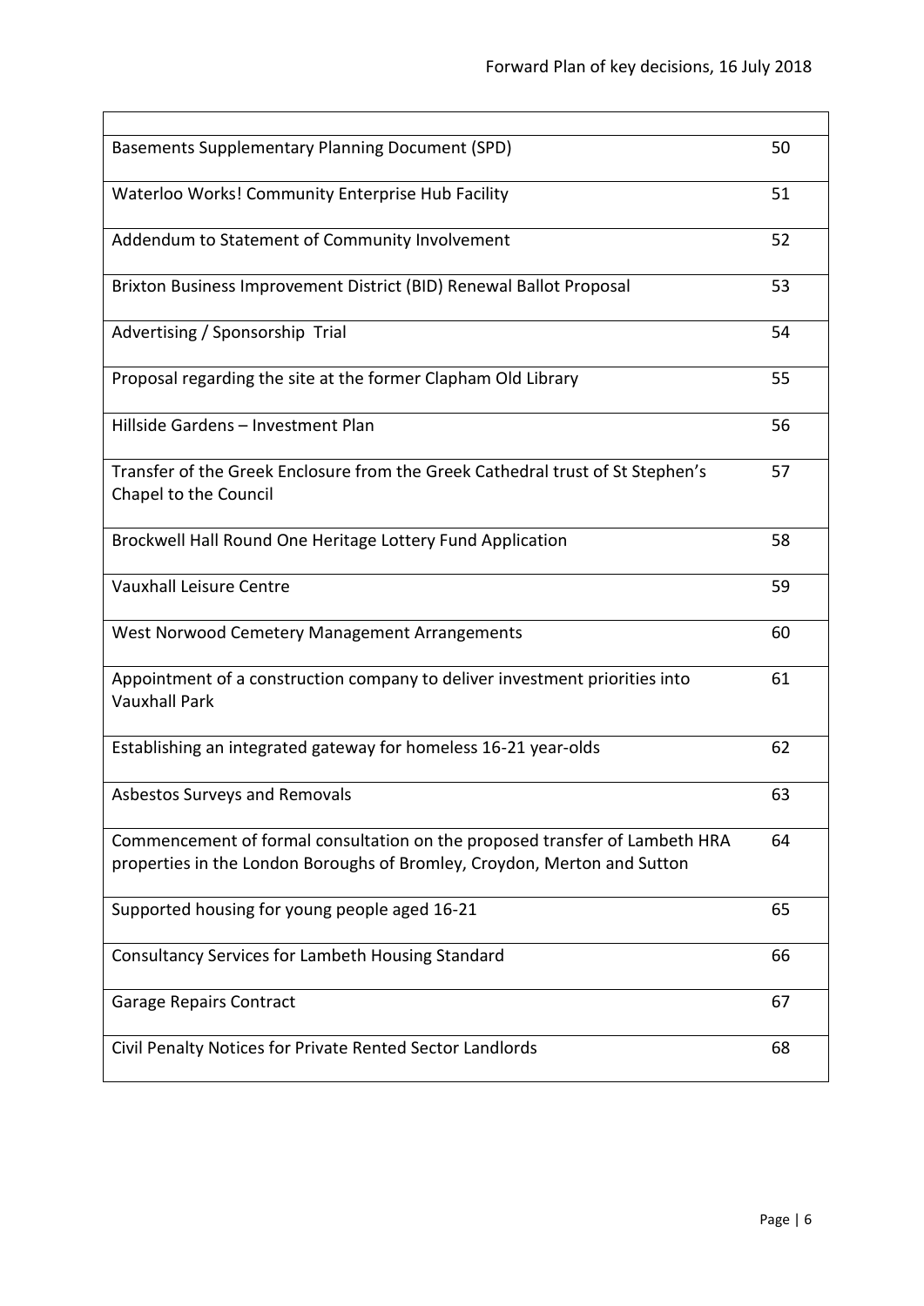| | |
|---|---|
| Basements Supplementary Planning Document (SPD) | 50 |
| Waterloo Works! Community Enterprise Hub Facility | 51 |
| Addendum to Statement of Community Involvement | 52 |
| Brixton Business Improvement District (BID) Renewal Ballot Proposal | 53 |
| Advertising / Sponsorship Trial | 54 |
| Proposal regarding the site at the former Clapham Old Library | 55 |
| Hillside Gardens – Investment Plan | 56 |
| Transfer of the Greek Enclosure from the Greek Cathedral trust of St Stephen's Chapel to the Council | 57 |
| Brockwell Hall Round One Heritage Lottery Fund Application | 58 |
| Vauxhall Leisure Centre | 59 |
| West Norwood Cemetery Management Arrangements | 60 |
| Appointment of a construction company to deliver investment priorities into Vauxhall Park | 61 |
| Establishing an integrated gateway for homeless 16-21 year-olds | 62 |
| Asbestos Surveys and Removals | 63 |
| Commencement of formal consultation on the proposed transfer of Lambeth HRA properties in the London Boroughs of Bromley, Croydon, Merton and Sutton | 64 |
| Supported housing for young people aged 16-21 | 65 |
| Consultancy Services for Lambeth Housing Standard | 66 |
| Garage Repairs Contract | 67 |
| Civil Penalty Notices for Private Rented Sector Landlords | 68 |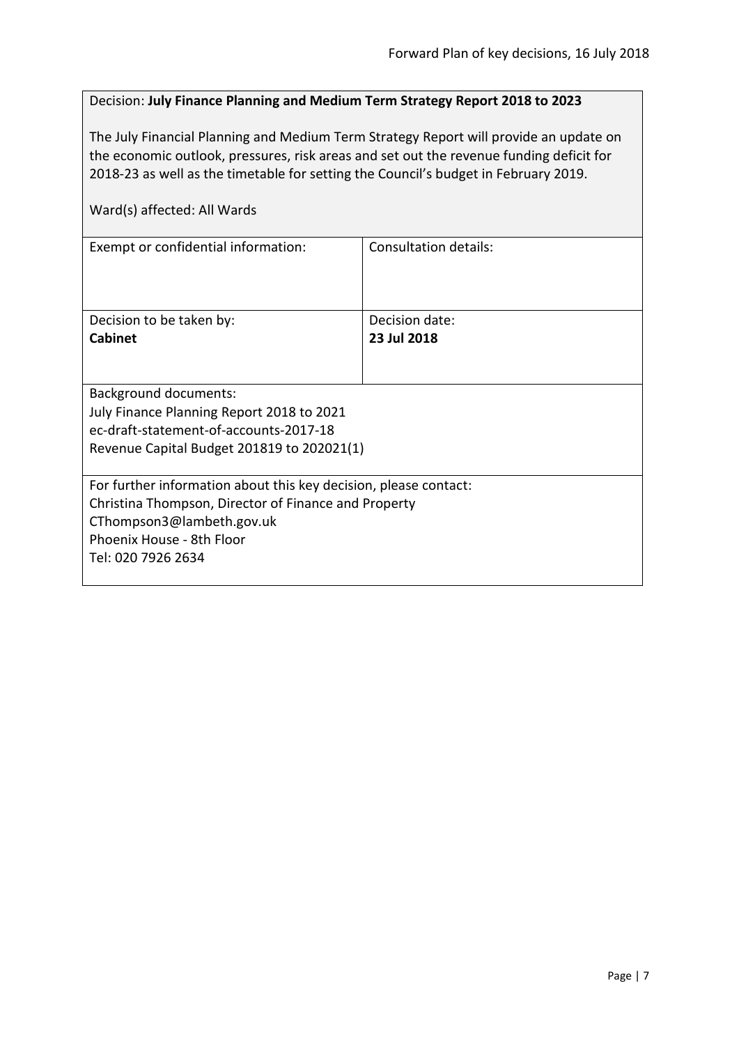Decision: **July Finance Planning and Medium Term Strategy Report 2018 to 2023**

The July Financial Planning and Medium Term Strategy Report will provide an update on the economic outlook, pressures, risk areas and set out the revenue funding deficit for 2018-23 as well as the timetable for setting the Council's budget in February 2019.

Ward(s) affected: All Wards

| Exempt or confidential information: | Consultation details: |
|---|---|
| Decision to be taken by: **Cabinet** | Decision date: **23 Jul 2018** |

Background documents:
July Finance Planning Report 2018 to 2021
ec-draft-statement-of-accounts-2017-18
Revenue Capital Budget 201819 to 202021(1)

For further information about this key decision, please contact:
Christina Thompson, Director of Finance and Property
CThompson3@lambeth.gov.uk
Phoenix House - 8th Floor
Tel: 020 7926 2634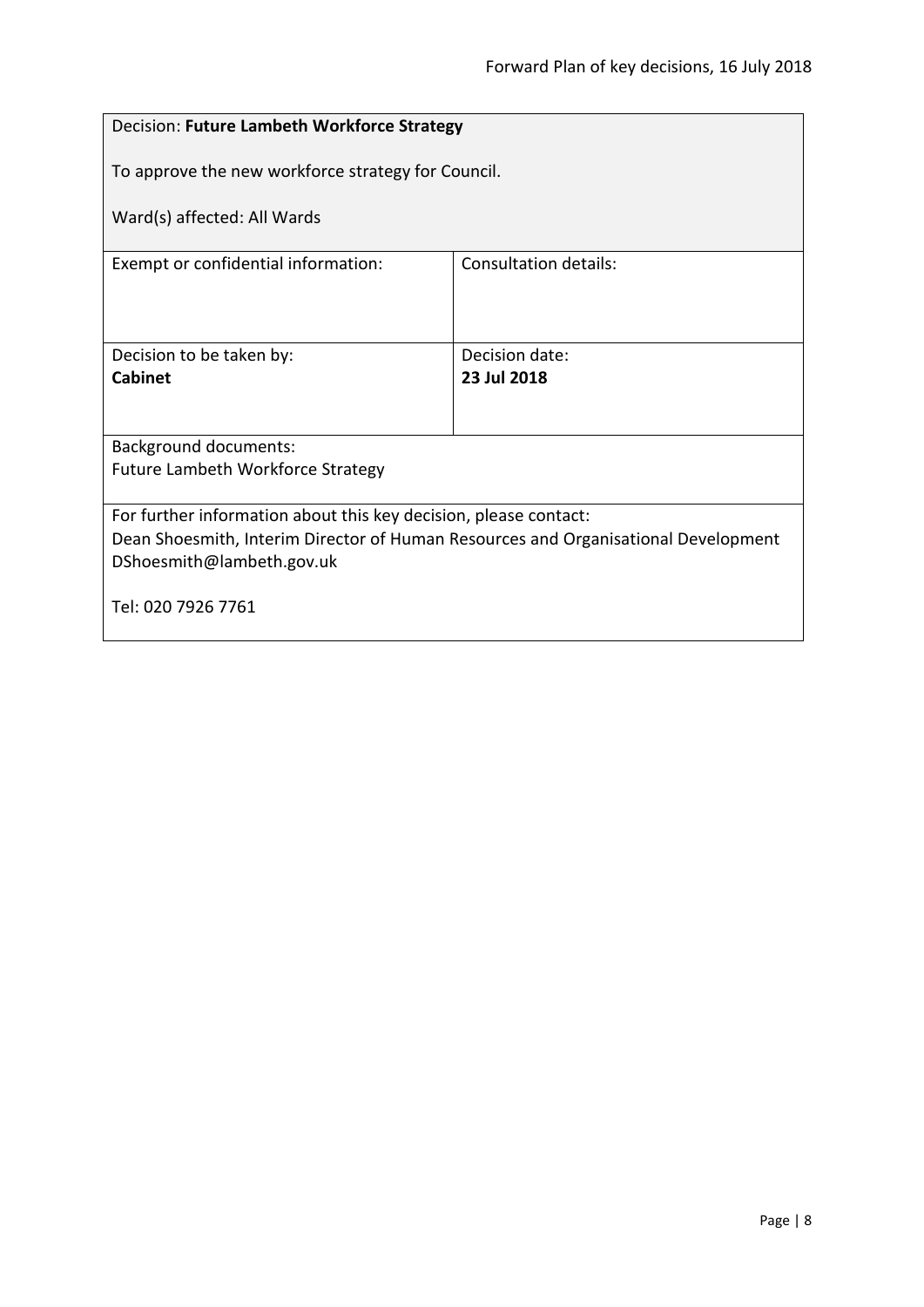| Decision: **Future Lambeth Workforce Strategy**<br><br>To approve the new workforce strategy for Council.<br><br>Ward(s) affected: All Wards | |
|---|---|
| Exempt or confidential information: | Consultation details: |
| Decision to be taken by:<br>**Cabinet** | Decision date:<br>**23 Jul 2018** |
| Background documents:<br>Future Lambeth Workforce Strategy | |
| For further information about this key decision, please contact:<br>Dean Shoesmith, Interim Director of Human Resources and Organisational Development<br>DShoesmith@lambeth.gov.uk<br><br>Tel: 020 7926 7761 | |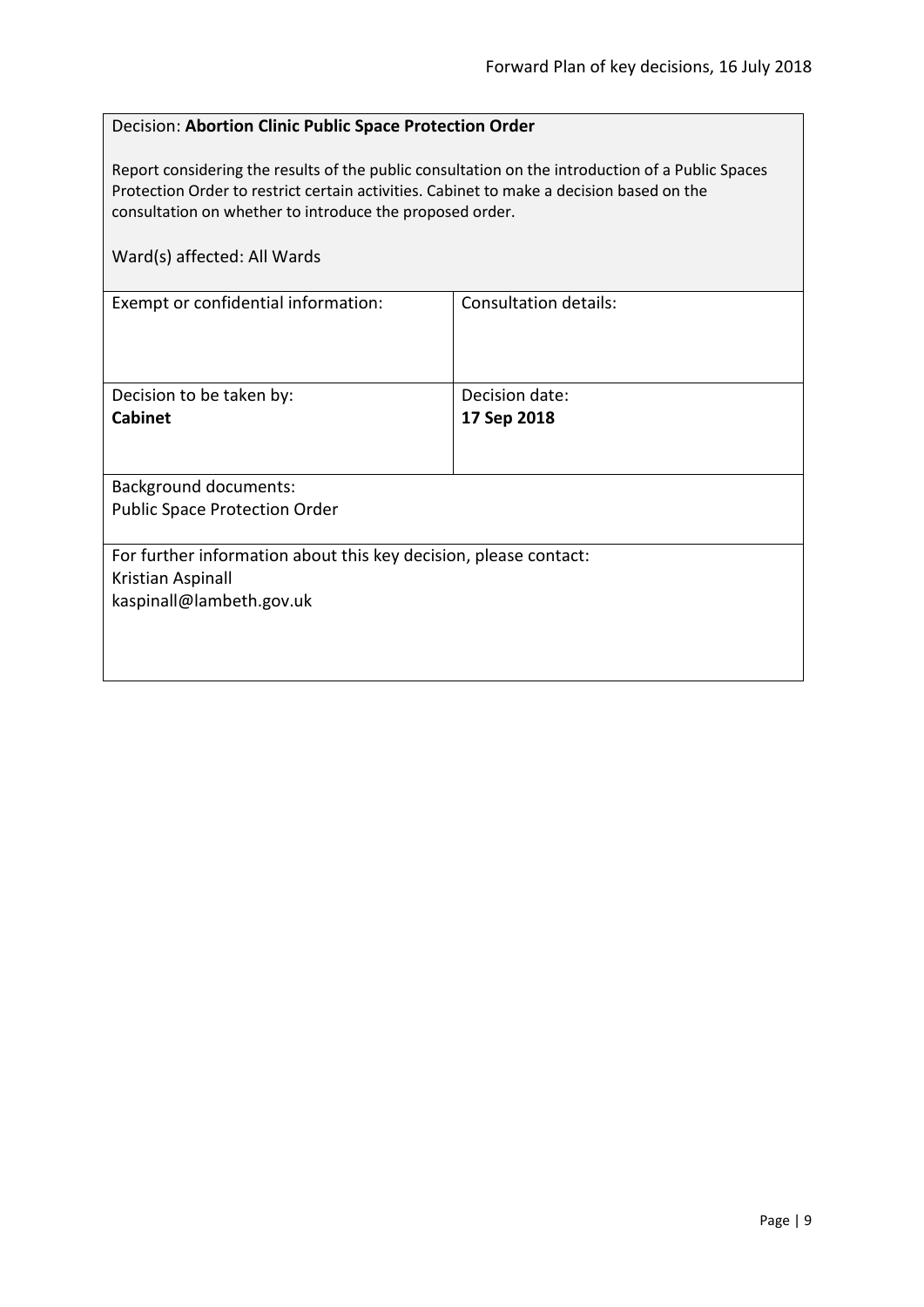Decision: **Abortion Clinic Public Space Protection Order**

Report considering the results of the public consultation on the introduction of a Public Spaces Protection Order to restrict certain activities. Cabinet to make a decision based on the consultation on whether to introduce the proposed order.

Ward(s) affected: All Wards

| Exempt or confidential information: | Consultation details: |
| --- | --- |
| Decision to be taken by: **Cabinet** | Decision date: **17 Sep 2018** |

Background documents:
Public Space Protection Order

For further information about this key decision, please contact:
Kristian Aspinall
kaspinall@lambeth.gov.uk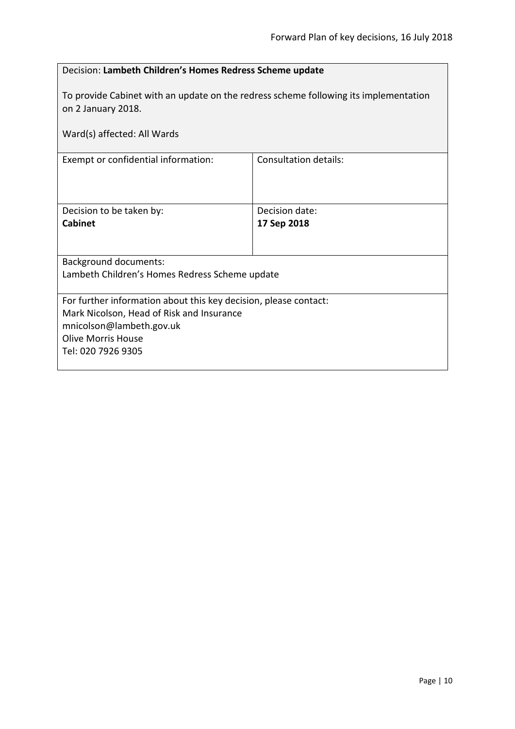Decision: **Lambeth Children's Homes Redress Scheme update**

To provide Cabinet with an update on the redress scheme following its implementation on 2 January 2018.

Ward(s) affected: All Wards

| Exempt or confidential information: | Consultation details: |
|---|---|
| Decision to be taken by:<br>**Cabinet** | Decision date:<br>**17 Sep 2018** |

Background documents:
Lambeth Children's Homes Redress Scheme update

For further information about this key decision, please contact:
Mark Nicolson, Head of Risk and Insurance
mnicolson@lambeth.gov.uk
Olive Morris House
Tel: 020 7926 9305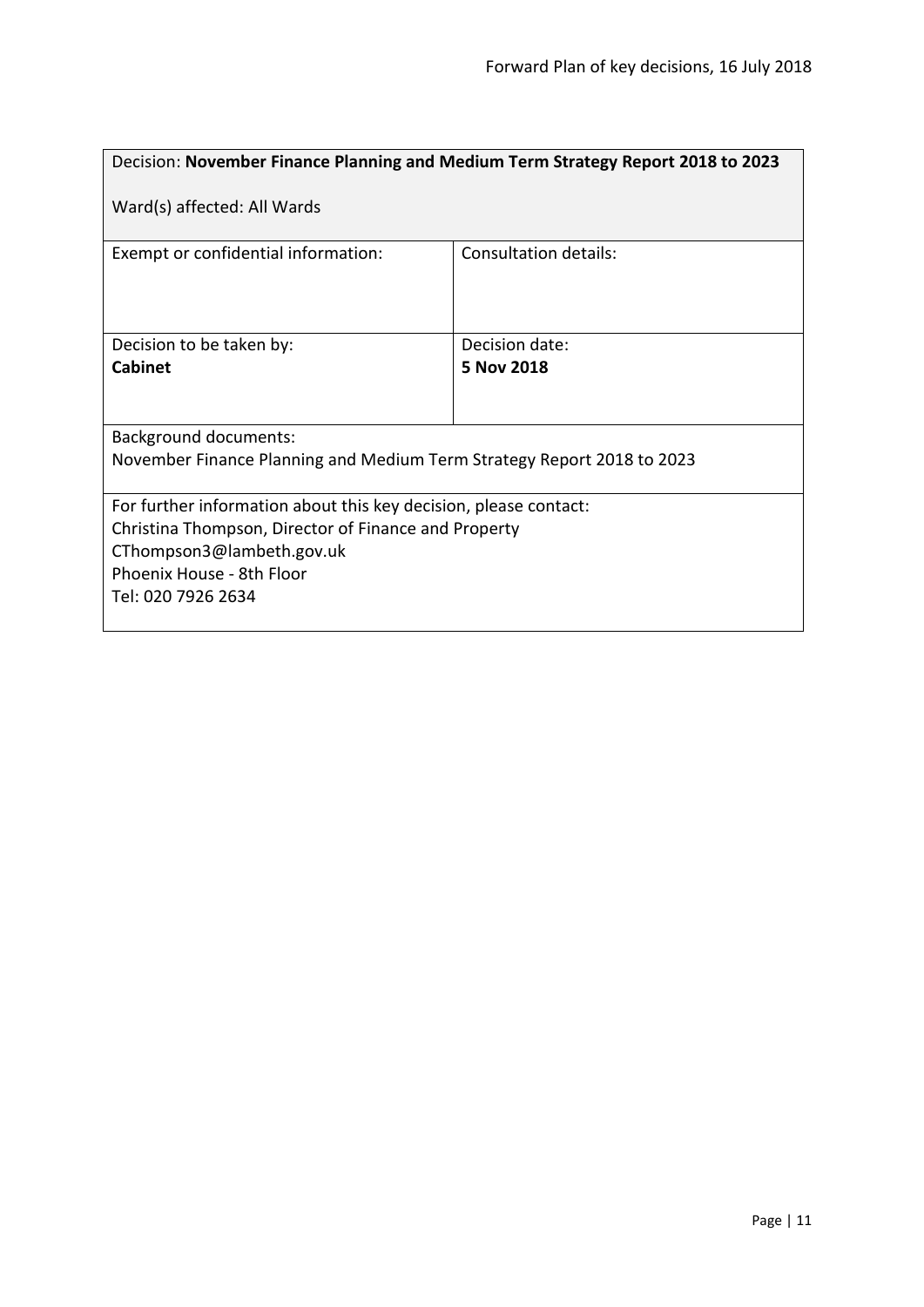Decision: **November Finance Planning and Medium Term Strategy Report 2018 to 2023**

Ward(s) affected: All Wards

| Exempt or confidential information: | Consultation details: |
| --- | --- |
| Decision to be taken by:<br>**Cabinet** | Decision date:<br>**5 Nov 2018** |

Background documents:
November Finance Planning and Medium Term Strategy Report 2018 to 2023

For further information about this key decision, please contact:
Christina Thompson, Director of Finance and Property
CThompson3@lambeth.gov.uk
Phoenix House - 8th Floor
Tel: 020 7926 2634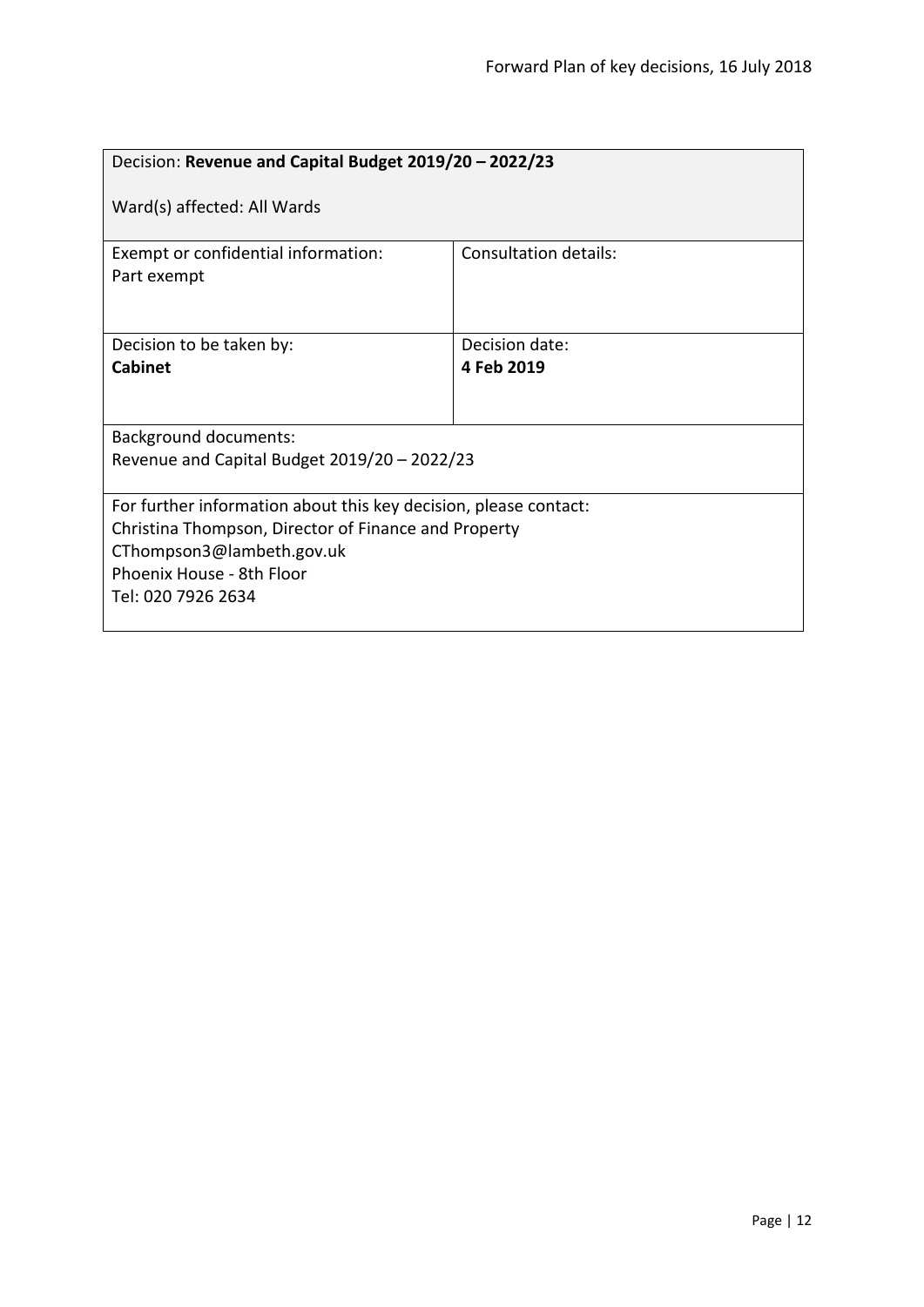| Decision: **Revenue and Capital Budget 2019/20 – 2022/23**<br><br>Ward(s) affected: All Wards | |
|---|---|
| Exempt or confidential information:<br>Part exempt | Consultation details: |
| Decision to be taken by:<br>**Cabinet** | Decision date:<br>**4 Feb 2019** |
| Background documents:<br>Revenue and Capital Budget 2019/20 – 2022/23 | |
| For further information about this key decision, please contact:<br>Christina Thompson, Director of Finance and Property<br>CThompson3@lambeth.gov.uk<br>Phoenix House - 8th Floor<br>Tel: 020 7926 2634 | |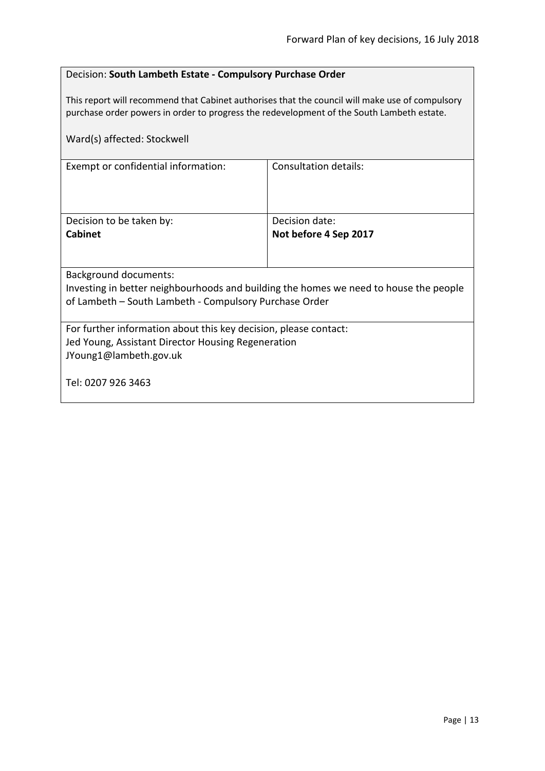Decision: **South Lambeth Estate - Compulsory Purchase Order**

This report will recommend that Cabinet authorises that the council will make use of compulsory purchase order powers in order to progress the redevelopment of the South Lambeth estate.

Ward(s) affected: Stockwell

| Exempt or confidential information: | Consultation details: |
| --- | --- |
| Decision to be taken by:<br>**Cabinet** | Decision date:<br>**Not before 4 Sep 2017** |

Background documents:
Investing in better neighbourhoods and building the homes we need to house the people of Lambeth – South Lambeth - Compulsory Purchase Order

For further information about this key decision, please contact:
Jed Young, Assistant Director Housing Regeneration
JYoung1@lambeth.gov.uk

Tel: 0207 926 3463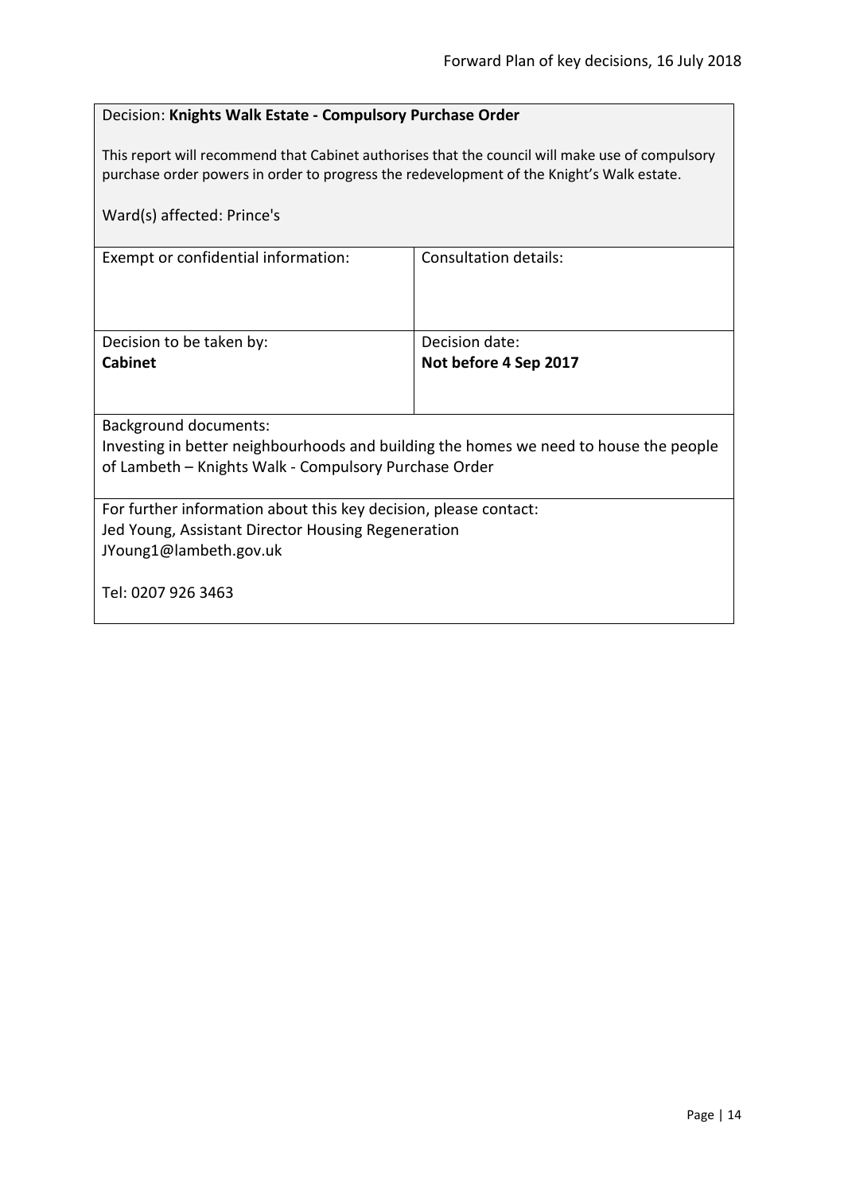Decision: **Knights Walk Estate - Compulsory Purchase Order**

This report will recommend that Cabinet authorises that the council will make use of compulsory purchase order powers in order to progress the redevelopment of the Knight's Walk estate.

Ward(s) affected: Prince's

| Exempt or confidential information: | Consultation details: |
|---|---|
| Decision to be taken by:<br>**Cabinet** | Decision date:<br>**Not before 4 Sep 2017** |

Background documents:
Investing in better neighbourhoods and building the homes we need to house the people of Lambeth – Knights Walk - Compulsory Purchase Order

For further information about this key decision, please contact:
Jed Young, Assistant Director Housing Regeneration
JYoung1@lambeth.gov.uk

Tel: 0207 926 3463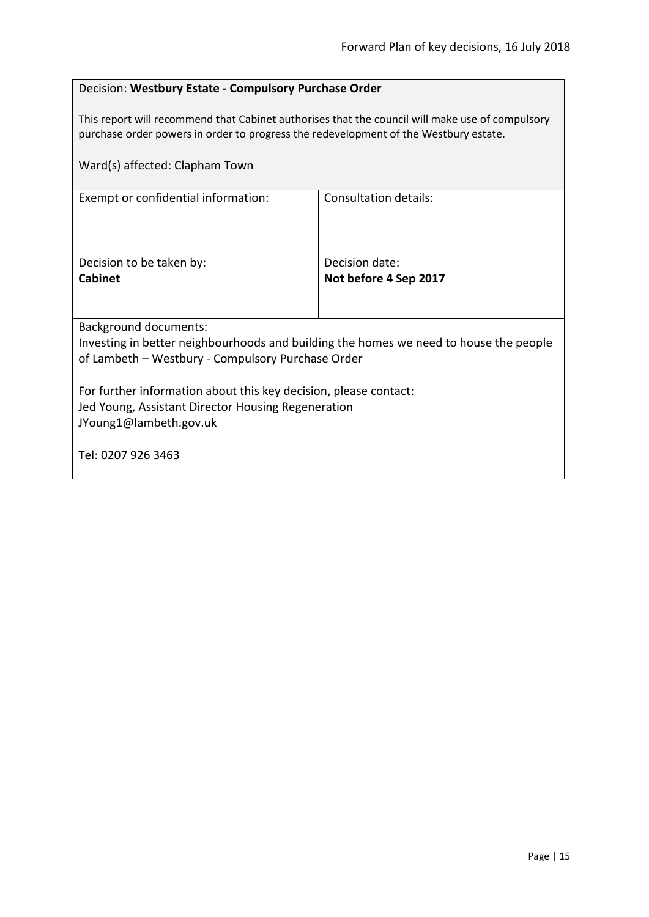Decision: **Westbury Estate - Compulsory Purchase Order**

This report will recommend that Cabinet authorises that the council will make use of compulsory purchase order powers in order to progress the redevelopment of the Westbury estate.

Ward(s) affected: Clapham Town

| Exempt or confidential information: | Consultation details: |
|---|---|
| Decision to be taken by: **Cabinet** | Decision date: **Not before 4 Sep 2017** |

Background documents:
Investing in better neighbourhoods and building the homes we need to house the people of Lambeth – Westbury - Compulsory Purchase Order

For further information about this key decision, please contact:
Jed Young, Assistant Director Housing Regeneration
JYoung1@lambeth.gov.uk

Tel: 0207 926 3463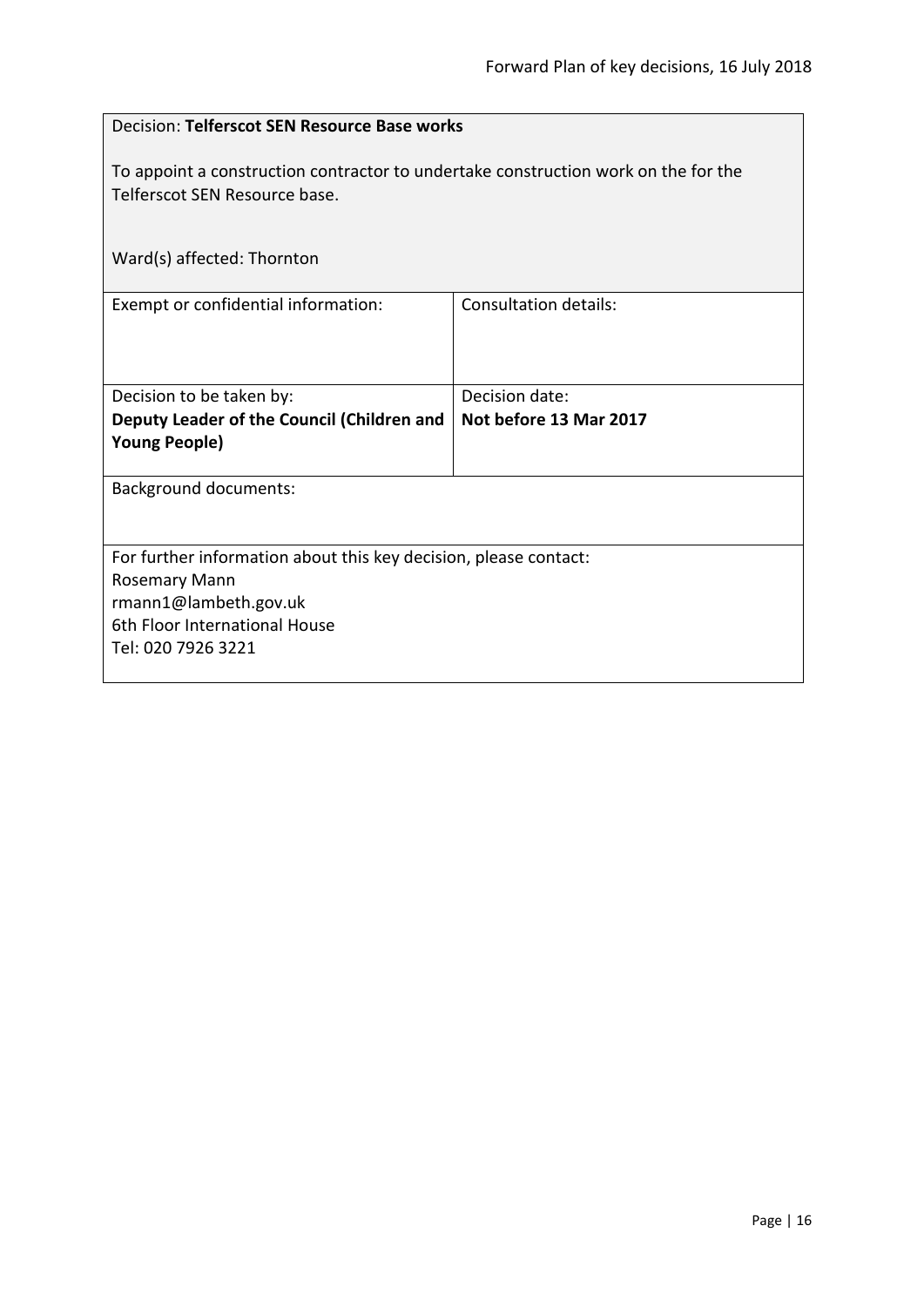Decision: **Telferscot SEN Resource Base works**

To appoint a construction contractor to undertake construction work on the for the Telferscot SEN Resource base.

Ward(s) affected: Thornton

| Exempt or confidential information: | Consultation details: |
| --- | --- |
| Decision to be taken by:<br>**Deputy Leader of the Council (Children and Young People)** | Decision date:<br>**Not before 13 Mar 2017** |

Background documents:

For further information about this key decision, please contact:
Rosemary Mann
rmann1@lambeth.gov.uk
6th Floor International House
Tel: 020 7926 3221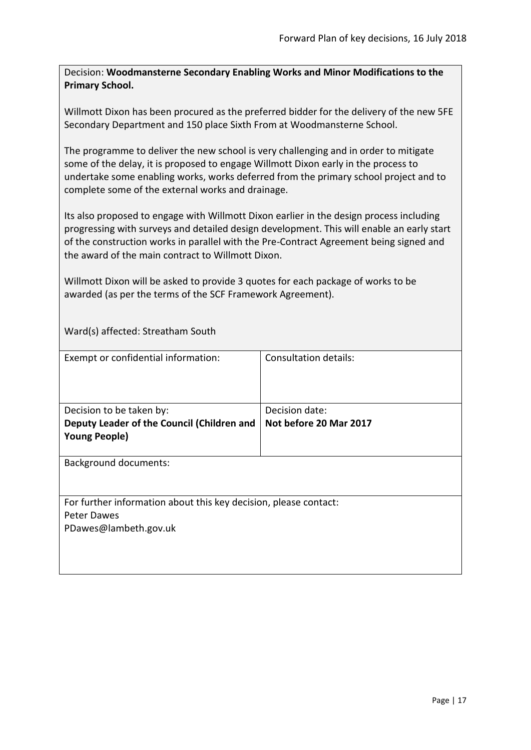Decision: **Woodmansterne Secondary Enabling Works and Minor Modifications to the Primary School.**

Willmott Dixon has been procured as the preferred bidder for the delivery of the new 5FE Secondary Department and 150 place Sixth From at Woodmansterne School.

The programme to deliver the new school is very challenging and in order to mitigate some of the delay, it is proposed to engage Willmott Dixon early in the process to undertake some enabling works, works deferred from the primary school project and to complete some of the external works and drainage.

Its also proposed to engage with Willmott Dixon earlier in the design process including progressing with surveys and detailed design development. This will enable an early start of the construction works in parallel with the Pre-Contract Agreement being signed and the award of the main contract to Willmott Dixon.

Willmott Dixon will be asked to provide 3 quotes for each package of works to be awarded (as per the terms of the SCF Framework Agreement).

Ward(s) affected: Streatham South

| Exempt or confidential information: | Consultation details: |
|---|---|
| Decision to be taken by: **Deputy Leader of the Council (Children and Young People)** | Decision date: **Not before 20 Mar 2017** |

Background documents:

For further information about this key decision, please contact:
Peter Dawes
PDawes@lambeth.gov.uk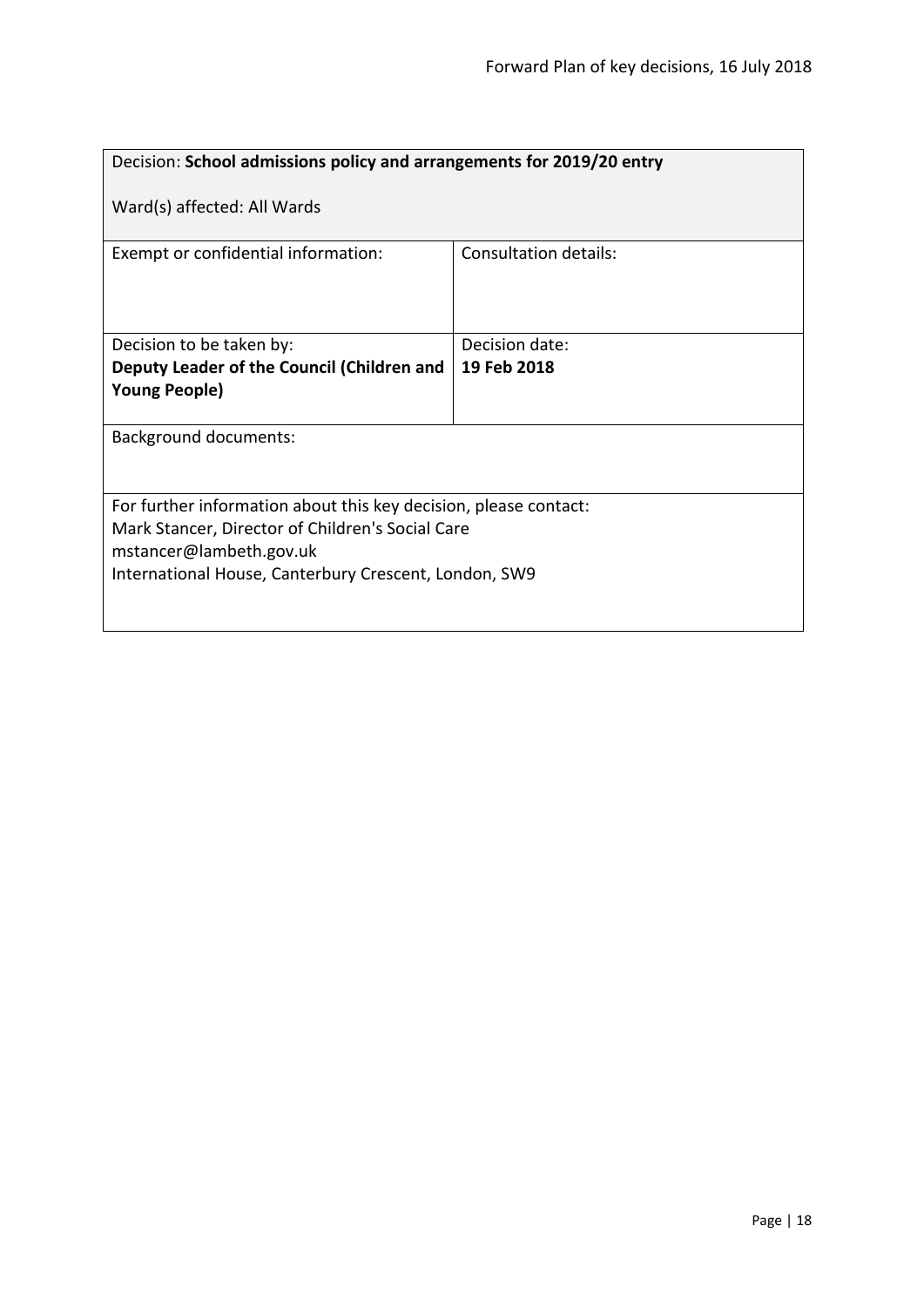| Decision: **School admissions policy and arrangements for 2019/20 entry**<br><br>Ward(s) affected: All Wards | |
|---|---|
| Exempt or confidential information: | Consultation details: |
| Decision to be taken by:<br>**Deputy Leader of the Council (Children and Young People)** | Decision date:<br>**19 Feb 2018** |
| Background documents: | |
| For further information about this key decision, please contact:<br>Mark Stancer, Director of Children's Social Care<br>mstancer@lambeth.gov.uk<br>International House, Canterbury Crescent, London, SW9 | |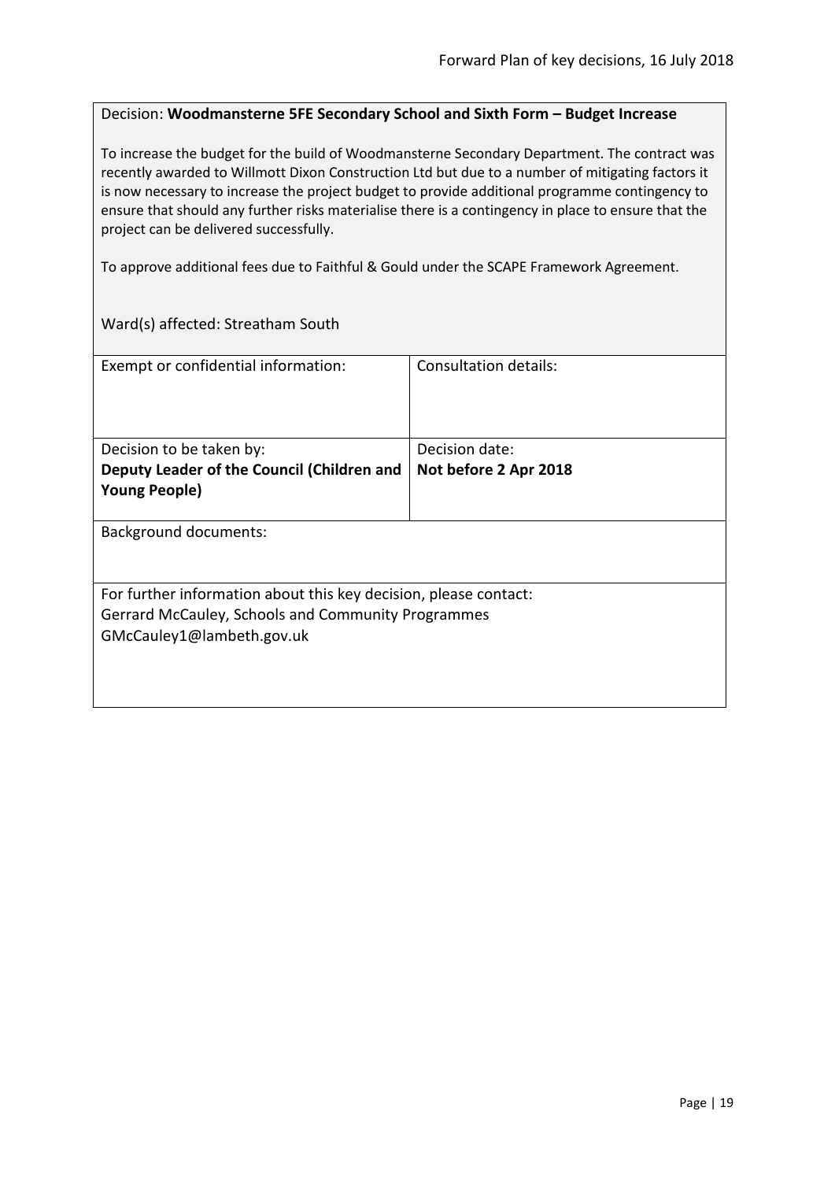Decision: **Woodmansterne 5FE Secondary School and Sixth Form – Budget Increase**

To increase the budget for the build of Woodmansterne Secondary Department. The contract was recently awarded to Willmott Dixon Construction Ltd but due to a number of mitigating factors it is now necessary to increase the project budget to provide additional programme contingency to ensure that should any further risks materialise there is a contingency in place to ensure that the project can be delivered successfully.

To approve additional fees due to Faithful & Gould under the SCAPE Framework Agreement.

Ward(s) affected: Streatham South

| Exempt or confidential information: | Consultation details: |
| --- | --- |
| Decision to be taken by: **Deputy Leader of the Council (Children and Young People)** | Decision date: **Not before 2 Apr 2018** |

Background documents:

For further information about this key decision, please contact:
Gerrard McCauley, Schools and Community Programmes
GMcCauley1@lambeth.gov.uk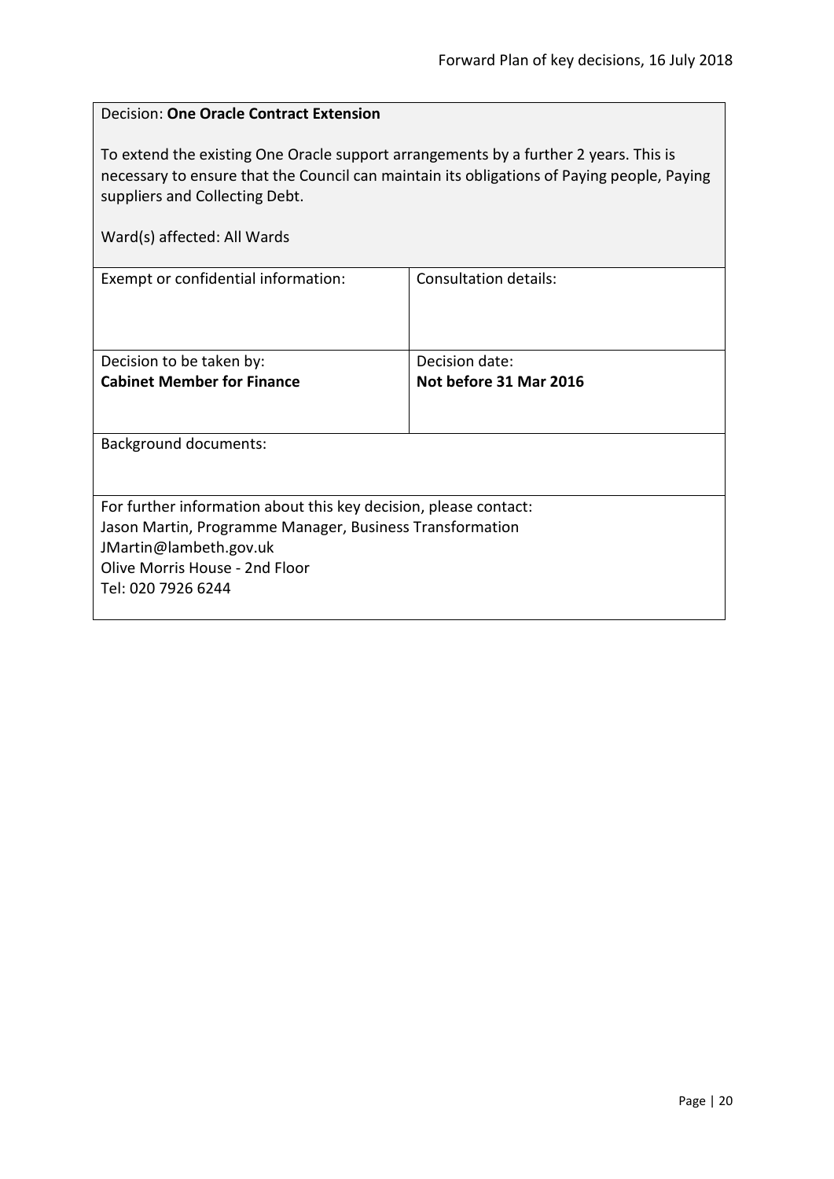Decision: **One Oracle Contract Extension**

To extend the existing One Oracle support arrangements by a further 2 years. This is necessary to ensure that the Council can maintain its obligations of Paying people, Paying suppliers and Collecting Debt.

Ward(s) affected: All Wards

| Exempt or confidential information: | Consultation details: |
| --- | --- |
| Decision to be taken by:<br>**Cabinet Member for Finance** | Decision date:<br>**Not before 31 Mar 2016** |

Background documents:

For further information about this key decision, please contact:
Jason Martin, Programme Manager, Business Transformation
JMartin@lambeth.gov.uk
Olive Morris House - 2nd Floor
Tel: 020 7926 6244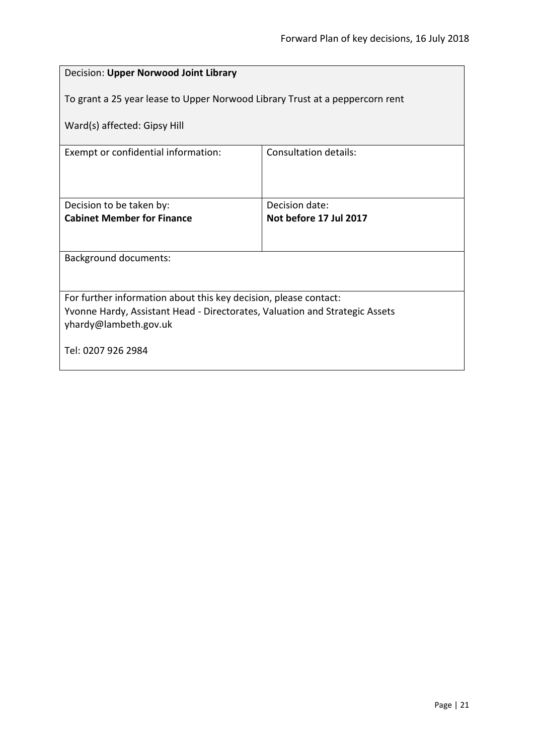| Decision: **Upper Norwood Joint Library**<br><br>To grant a 25 year lease to Upper Norwood Library Trust at a peppercorn rent<br><br>Ward(s) affected: Gipsy Hill | |
|---|---|
| Exempt or confidential information: | Consultation details: |
| Decision to be taken by:<br>**Cabinet Member for Finance** | Decision date:<br>**Not before 17 Jul 2017** |
| Background documents: | |
| For further information about this key decision, please contact:<br>Yvonne Hardy, Assistant Head - Directorates, Valuation and Strategic Assets<br>yhardy@lambeth.gov.uk<br><br>Tel: 0207 926 2984 | |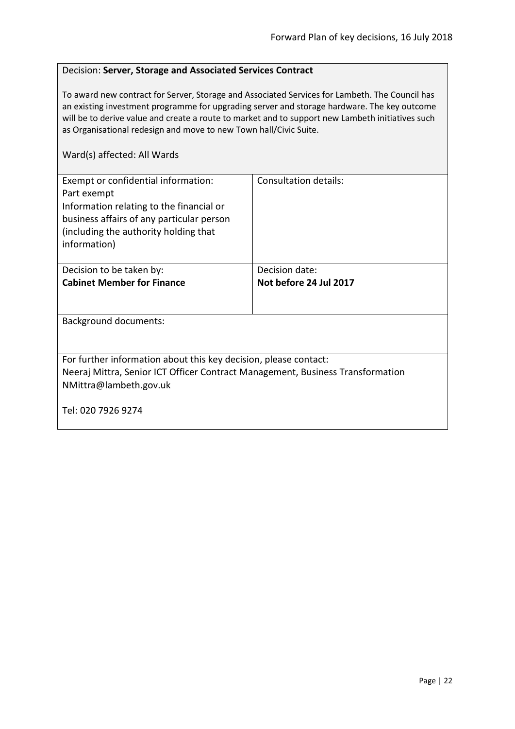Decision: **Server, Storage and Associated Services Contract**

To award new contract for Server, Storage and Associated Services for Lambeth. The Council has an existing investment programme for upgrading server and storage hardware. The key outcome will be to derive value and create a route to market and to support new Lambeth initiatives such as Organisational redesign and move to new Town hall/Civic Suite.

Ward(s) affected: All Wards

| Exempt or confidential information: Part exempt Information relating to the financial or business affairs of any particular person (including the authority holding that information) | Consultation details: |
|---|---|
| Decision to be taken by: **Cabinet Member for Finance** | Decision date: **Not before 24 Jul 2017** |

Background documents:

For further information about this key decision, please contact:
Neeraj Mittra, Senior ICT Officer Contract Management, Business Transformation
NMittra@lambeth.gov.uk

Tel: 020 7926 9274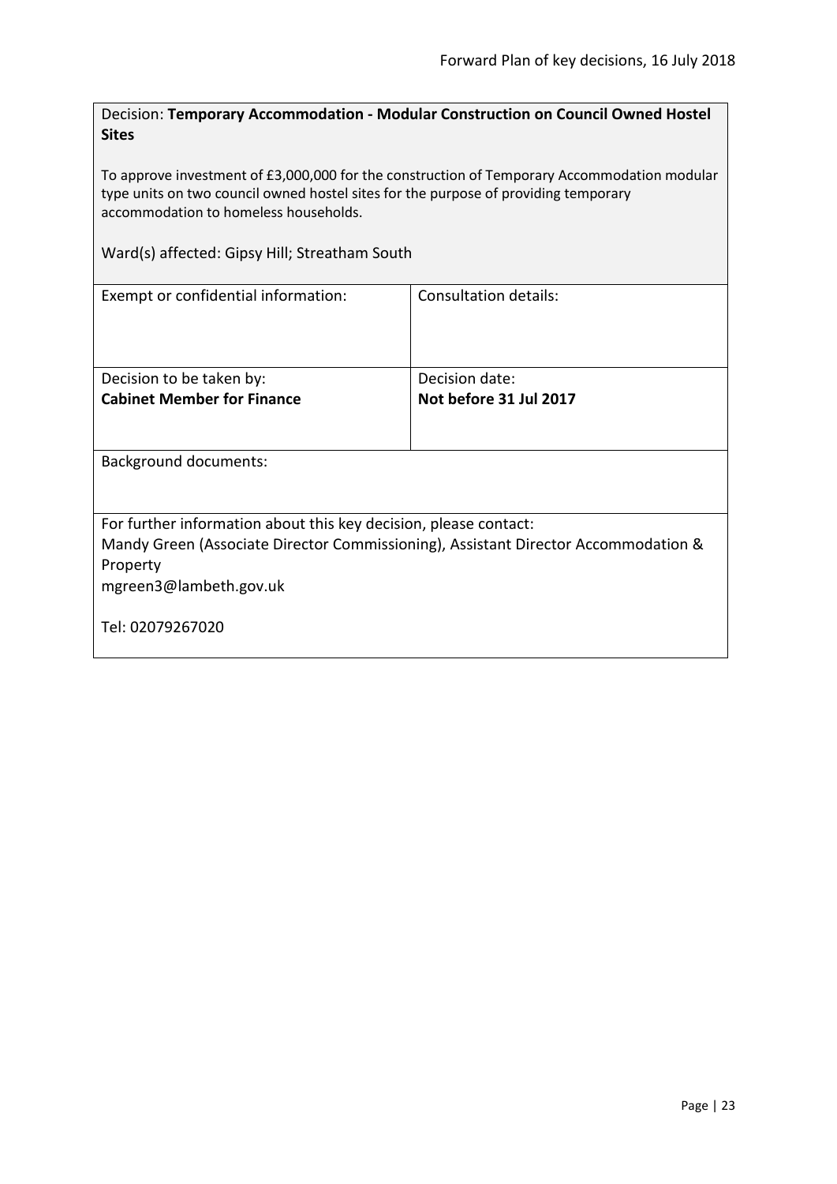Decision: **Temporary Accommodation - Modular Construction on Council Owned Hostel Sites**

To approve investment of £3,000,000 for the construction of Temporary Accommodation modular type units on two council owned hostel sites for the purpose of providing temporary accommodation to homeless households.

Ward(s) affected: Gipsy Hill; Streatham South

| Exempt or confidential information: | Consultation details: |
|---|---|
| Decision to be taken by:<br>**Cabinet Member for Finance** | Decision date:<br>**Not before 31 Jul 2017** |

Background documents:

For further information about this key decision, please contact:
Mandy Green (Associate Director Commissioning), Assistant Director Accommodation & Property
mgreen3@lambeth.gov.uk

Tel: 02079267020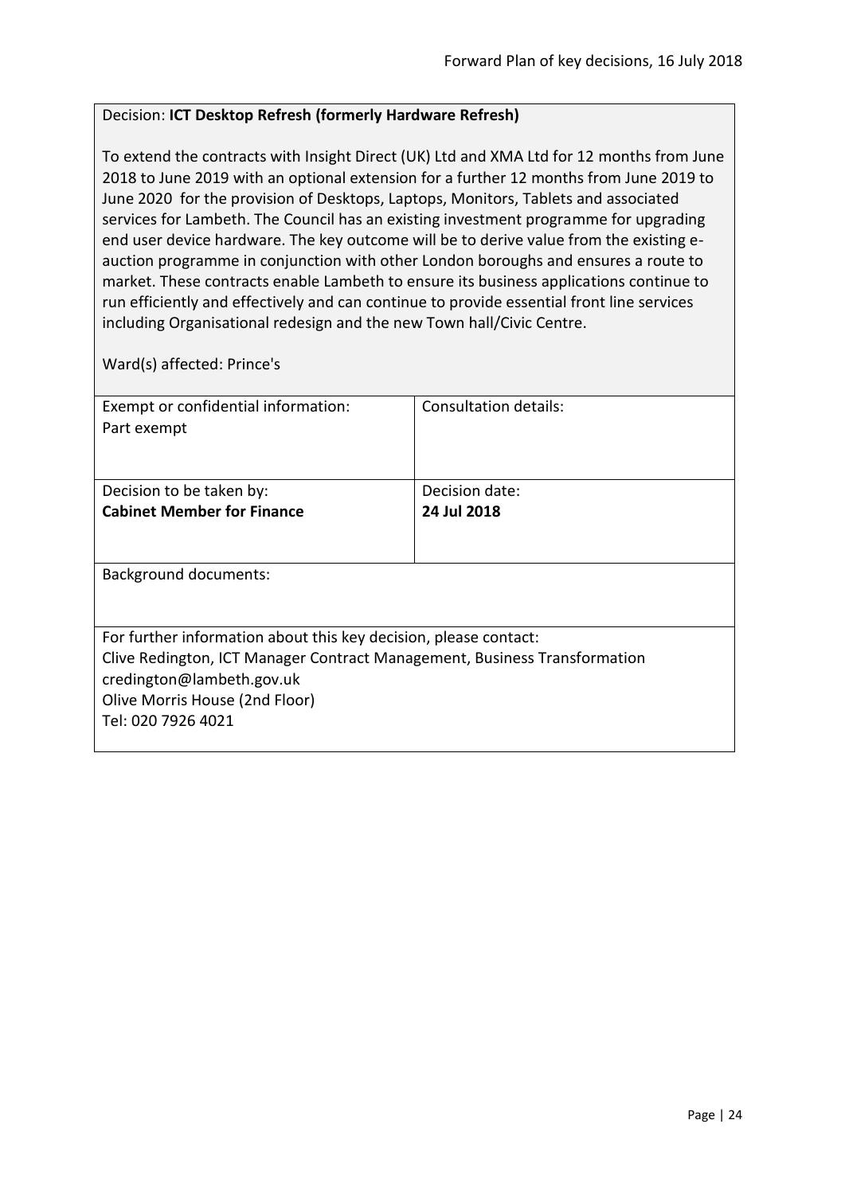Decision: **ICT Desktop Refresh (formerly Hardware Refresh)**

To extend the contracts with Insight Direct (UK) Ltd and XMA Ltd for 12 months from June 2018 to June 2019 with an optional extension for a further 12 months from June 2019 to June 2020 for the provision of Desktops, Laptops, Monitors, Tablets and associated services for Lambeth. The Council has an existing investment programme for upgrading end user device hardware. The key outcome will be to derive value from the existing e-auction programme in conjunction with other London boroughs and ensures a route to market. These contracts enable Lambeth to ensure its business applications continue to run efficiently and effectively and can continue to provide essential front line services including Organisational redesign and the new Town hall/Civic Centre.

Ward(s) affected: Prince's

| Exempt or confidential information: Part exempt | Consultation details: |
|---|---|
| Decision to be taken by: **Cabinet Member for Finance** | Decision date: **24 Jul 2018** |

Background documents:

For further information about this key decision, please contact:
Clive Redington, ICT Manager Contract Management, Business Transformation
credington@lambeth.gov.uk
Olive Morris House (2nd Floor)
Tel: 020 7926 4021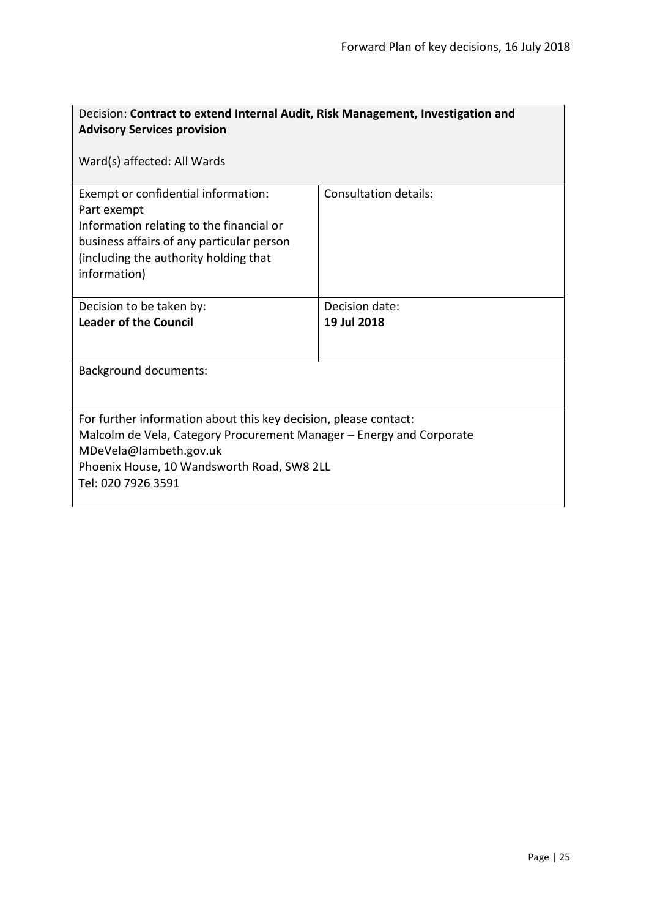| Decision: **Contract to extend Internal Audit, Risk Management, Investigation and Advisory Services provision**<br><br>Ward(s) affected: All Wards | |
| --- | --- |
| Exempt or confidential information:<br>Part exempt<br>Information relating to the financial or business affairs of any particular person (including the authority holding that information) | Consultation details: |
| Decision to be taken by:<br>**Leader of the Council** | Decision date:<br>**19 Jul 2018** |
| Background documents: | |
| For further information about this key decision, please contact:<br>Malcolm de Vela, Category Procurement Manager – Energy and Corporate<br>MDeVela@lambeth.gov.uk<br>Phoenix House, 10 Wandsworth Road, SW8 2LL<br>Tel: 020 7926 3591 | |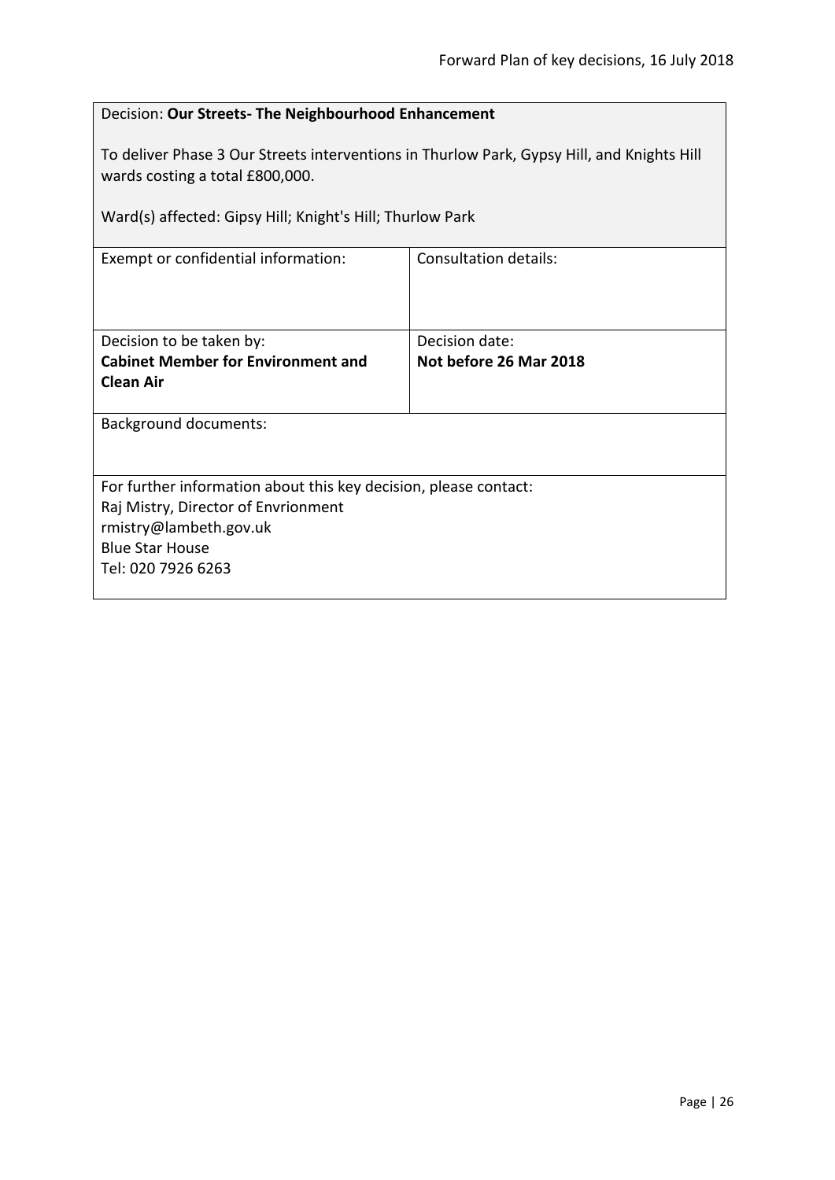Decision: **Our Streets- The Neighbourhood Enhancement**

To deliver Phase 3 Our Streets interventions in Thurlow Park, Gypsy Hill, and Knights Hill wards costing a total £800,000.

Ward(s) affected: Gipsy Hill; Knight's Hill; Thurlow Park

| Exempt or confidential information: | Consultation details: |
|---|---|
| Decision to be taken by:<br>**Cabinet Member for Environment and Clean Air** | Decision date:<br>**Not before 26 Mar 2018** |

Background documents:

For further information about this key decision, please contact:
Raj Mistry, Director of Envrionment
rmistry@lambeth.gov.uk
Blue Star House
Tel: 020 7926 6263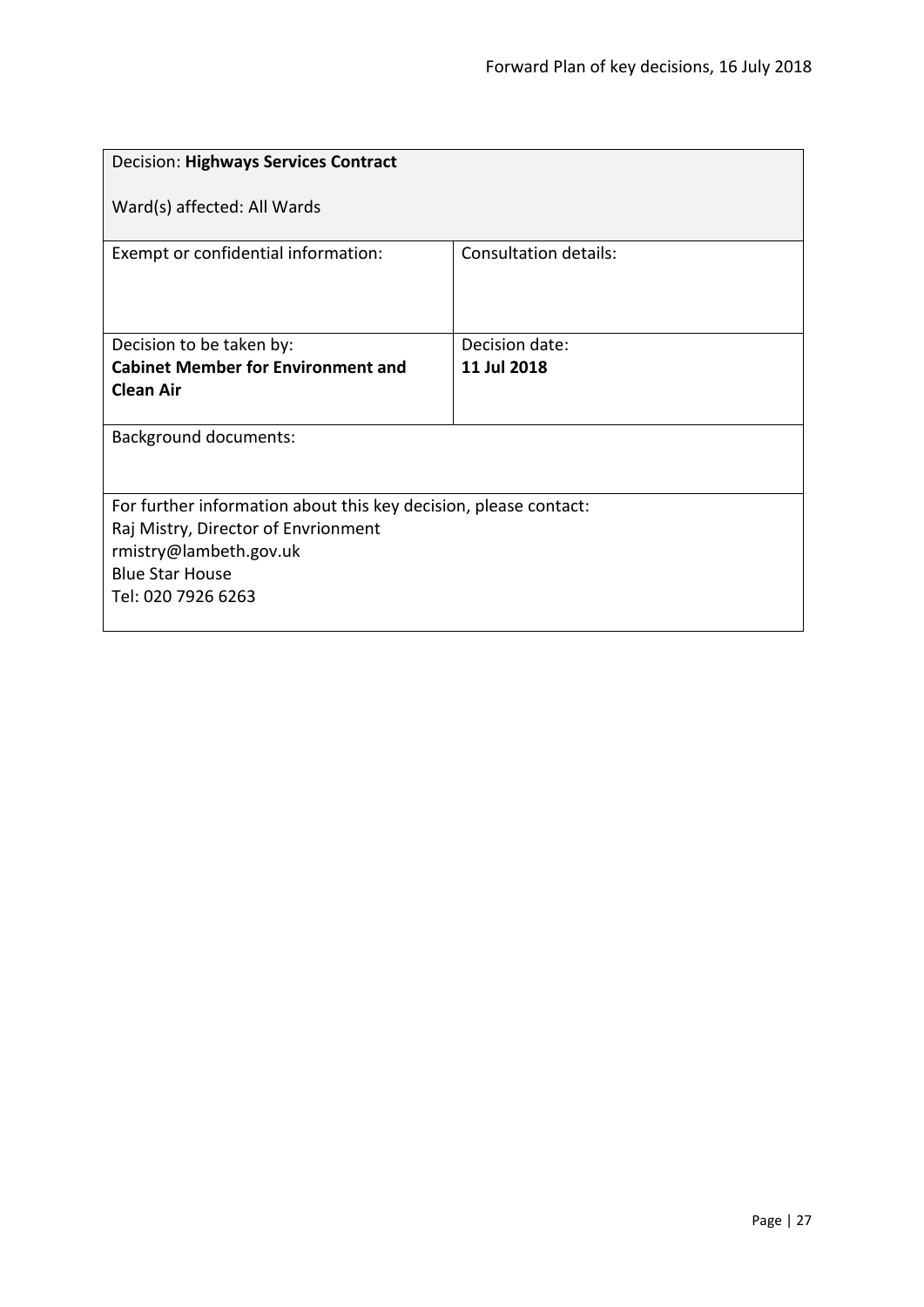| Decision: **Highways Services Contract**<br><br>Ward(s) affected: All Wards | |
|---|---|
| Exempt or confidential information: | Consultation details: |
| Decision to be taken by:<br>**Cabinet Member for Environment and Clean Air** | Decision date:<br>**11 Jul 2018** |
| Background documents: | |
| For further information about this key decision, please contact:<br>Raj Mistry, Director of Envrionment<br>rmistry@lambeth.gov.uk<br>Blue Star House<br>Tel: 020 7926 6263 | |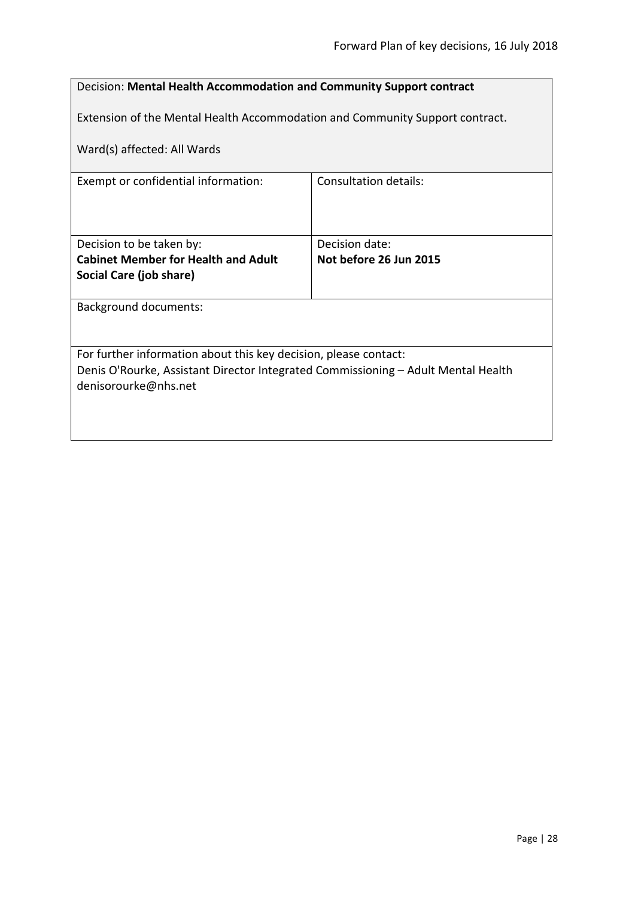| Decision: **Mental Health Accommodation and Community Support contract**<br><br>Extension of the Mental Health Accommodation and Community Support contract.<br><br>Ward(s) affected: All Wards | |
|---|---|
| Exempt or confidential information: | Consultation details: |
| Decision to be taken by:<br>**Cabinet Member for Health and Adult Social Care (job share)** | Decision date:<br>**Not before 26 Jun 2015** |
| Background documents: | |
| For further information about this key decision, please contact:<br>Denis O'Rourke, Assistant Director Integrated Commissioning – Adult Mental Health<br>denisorourke@nhs.net | |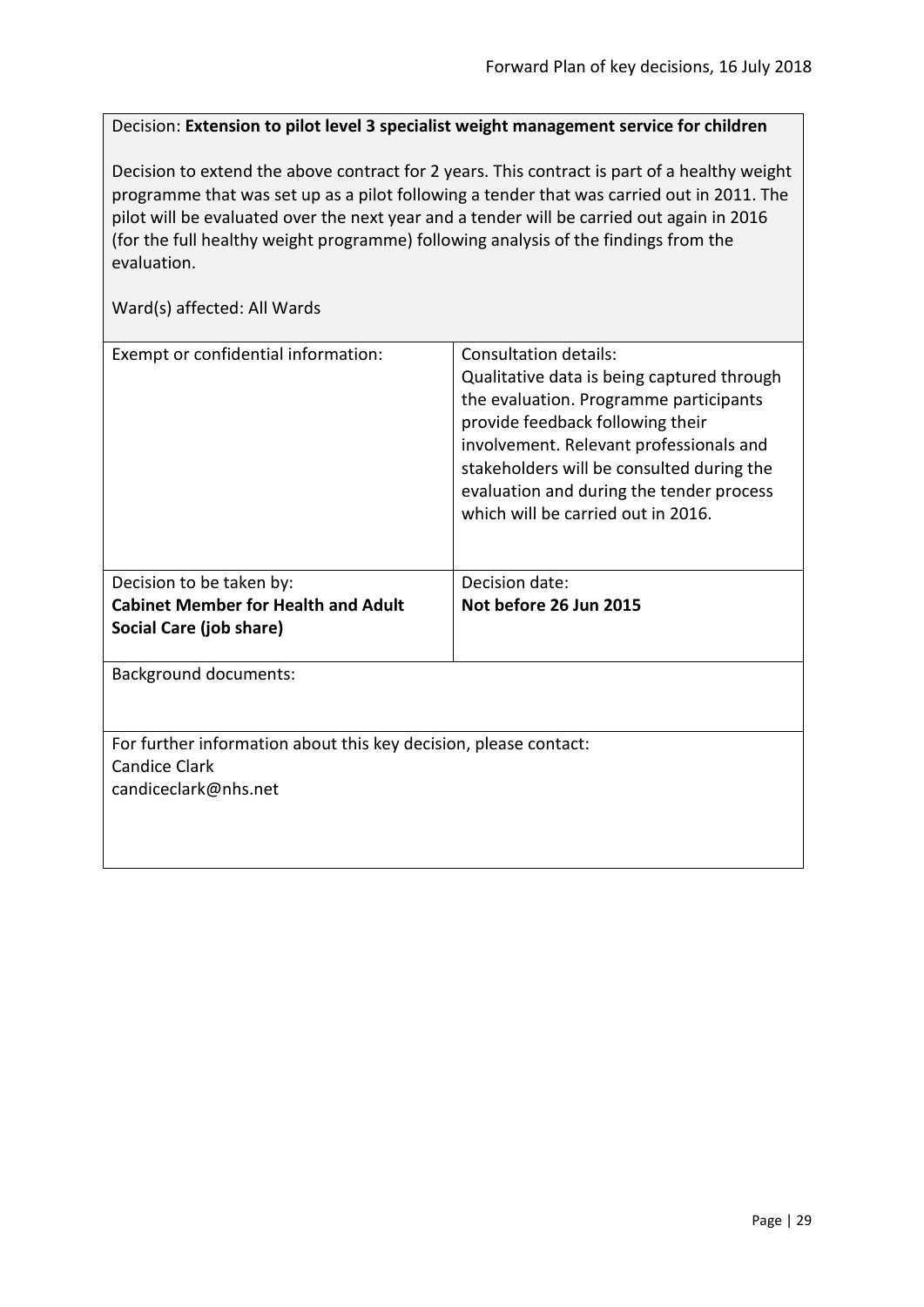Decision: **Extension to pilot level 3 specialist weight management service for children**

Decision to extend the above contract for 2 years. This contract is part of a healthy weight programme that was set up as a pilot following a tender that was carried out in 2011. The pilot will be evaluated over the next year and a tender will be carried out again in 2016 (for the full healthy weight programme) following analysis of the findings from the evaluation.

Ward(s) affected: All Wards

| Exempt or confidential information: | Consultation details:<br>Qualitative data is being captured through the evaluation. Programme participants provide feedback following their involvement. Relevant professionals and stakeholders will be consulted during the evaluation and during the tender process which will be carried out in 2016. |
|---|---|
| Decision to be taken by:<br>**Cabinet Member for Health and Adult Social Care (job share)** | Decision date:<br>**Not before 26 Jun 2015** |

Background documents:

For further information about this key decision, please contact:
Candice Clark
candiceclark@nhs.net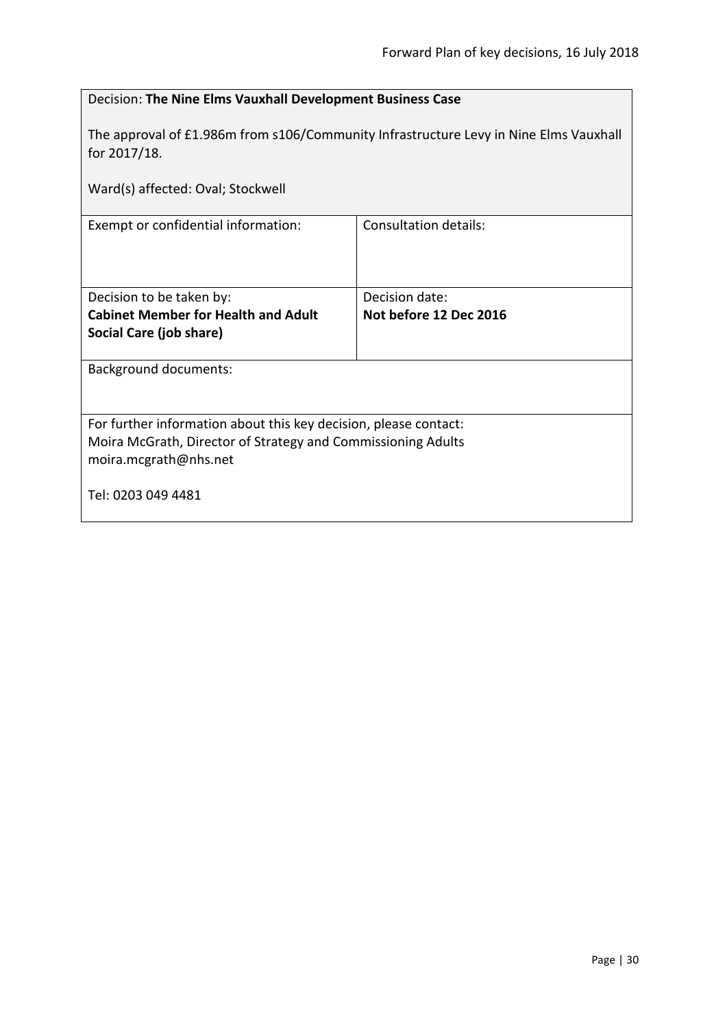Decision: **The Nine Elms Vauxhall Development Business Case**

The approval of £1.986m from s106/Community Infrastructure Levy in Nine Elms Vauxhall for 2017/18.

Ward(s) affected: Oval; Stockwell

| Exempt or confidential information: | Consultation details: |
|---|---|
| Decision to be taken by:<br>**Cabinet Member for Health and Adult Social Care (job share)** | Decision date:<br>**Not before 12 Dec 2016** |

Background documents:

For further information about this key decision, please contact:
Moira McGrath, Director of Strategy and Commissioning Adults
moira.mcgrath@nhs.net

Tel: 0203 049 4481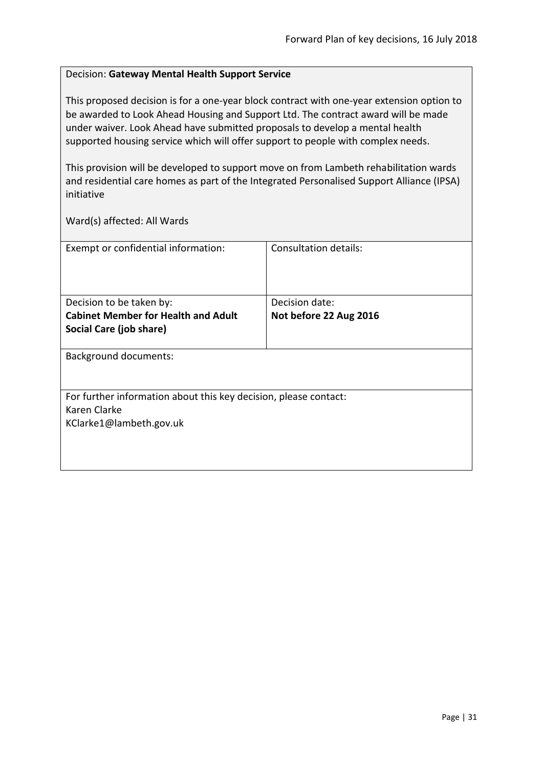Decision: **Gateway Mental Health Support Service**

This proposed decision is for a one-year block contract with one-year extension option to be awarded to Look Ahead Housing and Support Ltd. The contract award will be made under waiver. Look Ahead have submitted proposals to develop a mental health supported housing service which will offer support to people with complex needs.

This provision will be developed to support move on from Lambeth rehabilitation wards and residential care homes as part of the Integrated Personalised Support Alliance (IPSA) initiative

Ward(s) affected: All Wards

| Exempt or confidential information: | Consultation details: |
|---|---|
| Decision to be taken by:<br>**Cabinet Member for Health and Adult Social Care (job share)** | Decision date:<br>**Not before 22 Aug 2016** |

Background documents:

For further information about this key decision, please contact:
Karen Clarke
KClarke1@lambeth.gov.uk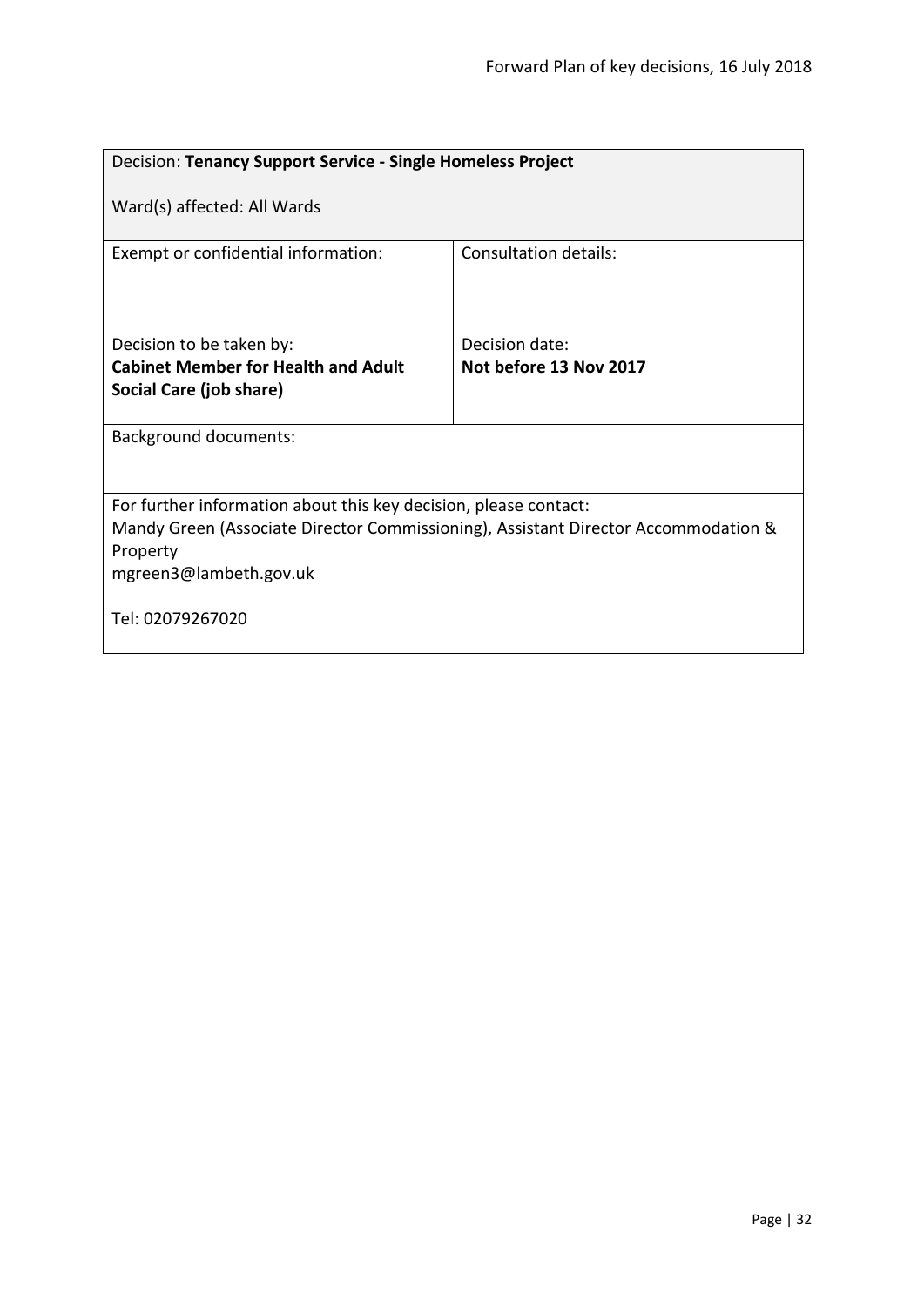| Decision: **Tenancy Support Service - Single Homeless Project**<br><br>Ward(s) affected: All Wards | |
|---|---|
| Exempt or confidential information: | Consultation details: |
| Decision to be taken by:<br>**Cabinet Member for Health and Adult Social Care (job share)** | Decision date:<br>**Not before 13 Nov 2017** |
| Background documents: | |
| For further information about this key decision, please contact:<br>Mandy Green (Associate Director Commissioning), Assistant Director Accommodation & Property<br>mgreen3@lambeth.gov.uk<br><br>Tel: 02079267020 | |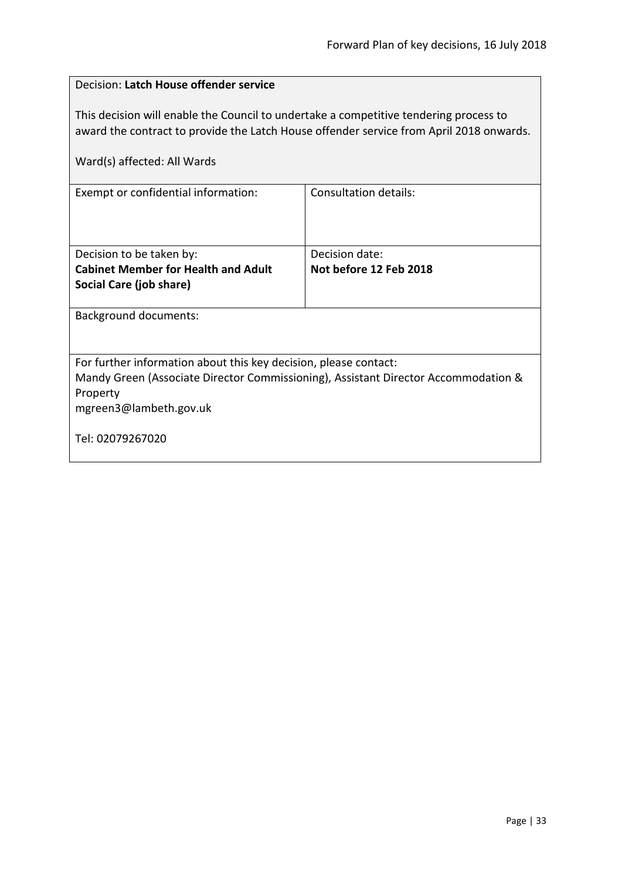| Decision: **Latch House offender service**<br><br>This decision will enable the Council to undertake a competitive tendering process to award the contract to provide the Latch House offender service from April 2018 onwards.<br><br>Ward(s) affected: All Wards | |
|---|---|
| Exempt or confidential information: | Consultation details: |
| Decision to be taken by:<br>**Cabinet Member for Health and Adult Social Care (job share)** | Decision date:<br>**Not before 12 Feb 2018** |
| Background documents: | |
| For further information about this key decision, please contact:<br>Mandy Green (Associate Director Commissioning), Assistant Director Accommodation & Property<br>mgreen3@lambeth.gov.uk<br><br>Tel: 02079267020 | |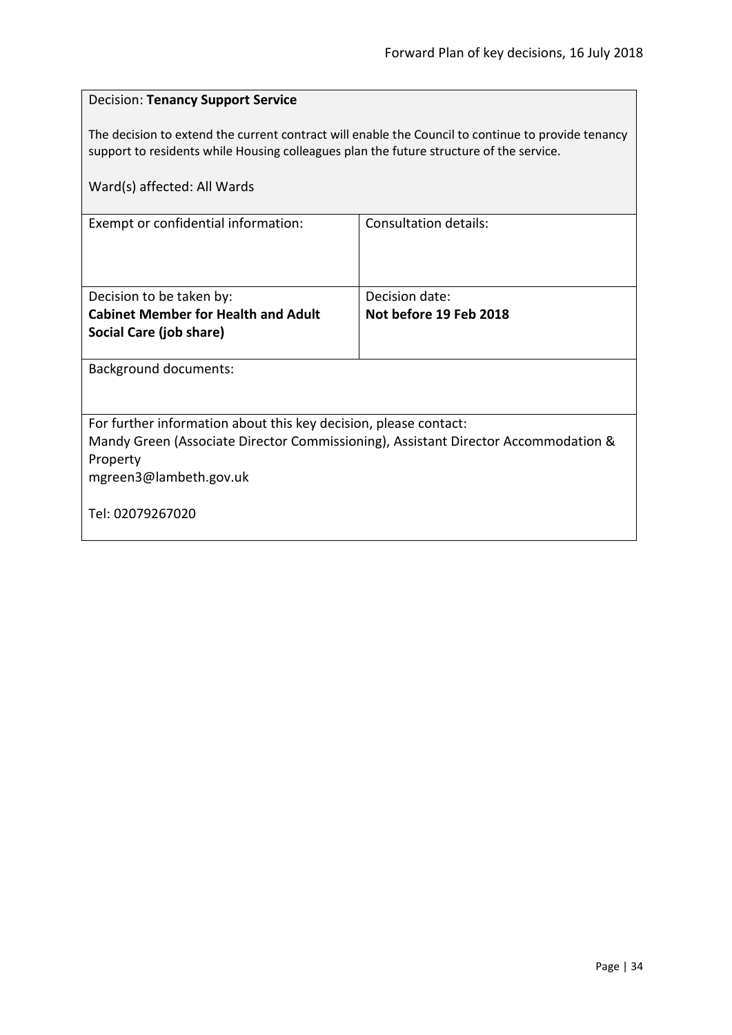Decision: **Tenancy Support Service**

The decision to extend the current contract will enable the Council to continue to provide tenancy support to residents while Housing colleagues plan the future structure of the service.

Ward(s) affected: All Wards

| Exempt or confidential information: | Consultation details: |
| --- | --- |
| Decision to be taken by:<br>**Cabinet Member for Health and Adult Social Care (job share)** | Decision date:<br>**Not before 19 Feb 2018** |

Background documents:

For further information about this key decision, please contact:
Mandy Green (Associate Director Commissioning), Assistant Director Accommodation & Property
mgreen3@lambeth.gov.uk

Tel: 02079267020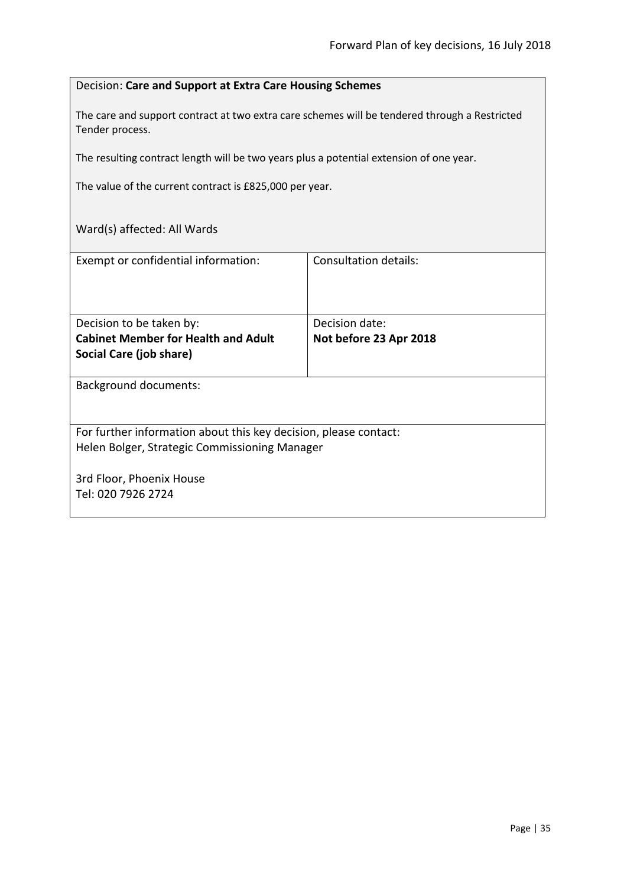Decision: **Care and Support at Extra Care Housing Schemes**

The care and support contract at two extra care schemes will be tendered through a Restricted Tender process.

The resulting contract length will be two years plus a potential extension of one year.

The value of the current contract is £825,000 per year.

Ward(s) affected: All Wards

| Exempt or confidential information: | Consultation details: |
|---|---|
| Decision to be taken by:<br>**Cabinet Member for Health and Adult Social Care (job share)** | Decision date:<br>**Not before 23 Apr 2018** |

Background documents:

For further information about this key decision, please contact:
Helen Bolger, Strategic Commissioning Manager

3rd Floor, Phoenix House
Tel: 020 7926 2724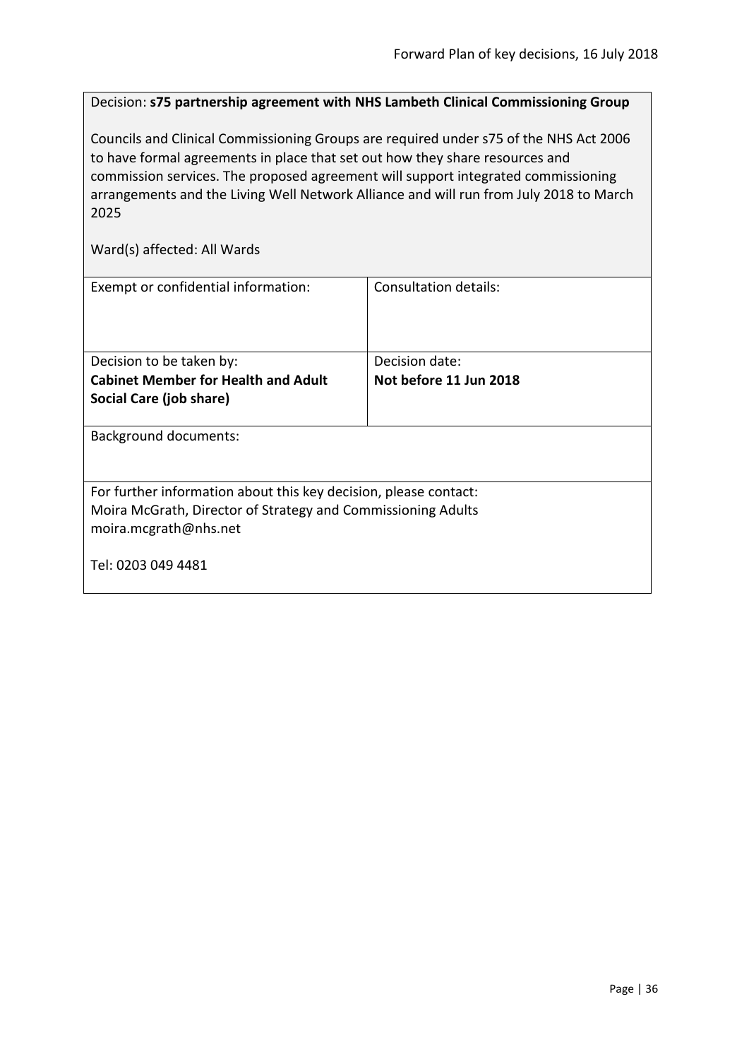Decision: **s75 partnership agreement with NHS Lambeth Clinical Commissioning Group**

Councils and Clinical Commissioning Groups are required under s75 of the NHS Act 2006 to have formal agreements in place that set out how they share resources and commission services. The proposed agreement will support integrated commissioning arrangements and the Living Well Network Alliance and will run from July 2018 to March 2025

Ward(s) affected: All Wards

| Exempt or confidential information: | Consultation details: |
| --- | --- |
| Decision to be taken by:<br>**Cabinet Member for Health and Adult Social Care (job share)** | Decision date:<br>**Not before 11 Jun 2018** |

Background documents:

For further information about this key decision, please contact:
Moira McGrath, Director of Strategy and Commissioning Adults
moira.mcgrath@nhs.net

Tel: 0203 049 4481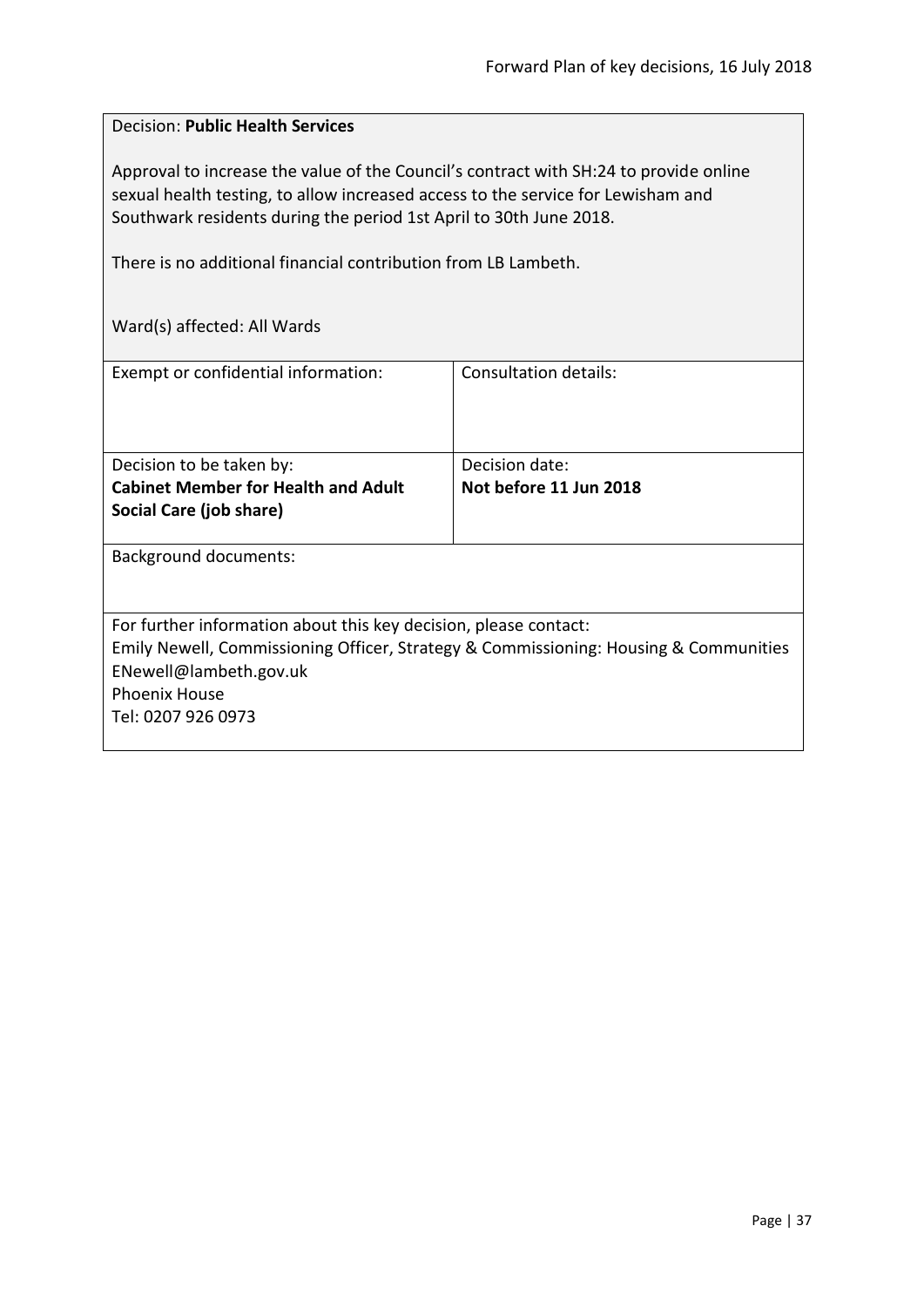Decision: **Public Health Services**

Approval to increase the value of the Council's contract with SH:24 to provide online sexual health testing, to allow increased access to the service for Lewisham and Southwark residents during the period 1st April to 30th June 2018.

There is no additional financial contribution from LB Lambeth.

Ward(s) affected: All Wards

| Exempt or confidential information: | Consultation details: |
|---|---|
| Decision to be taken by: **Cabinet Member for Health and Adult Social Care (job share)** | Decision date: **Not before 11 Jun 2018** |

Background documents:

For further information about this key decision, please contact:
Emily Newell, Commissioning Officer, Strategy & Commissioning: Housing & Communities
ENewell@lambeth.gov.uk
Phoenix House
Tel: 0207 926 0973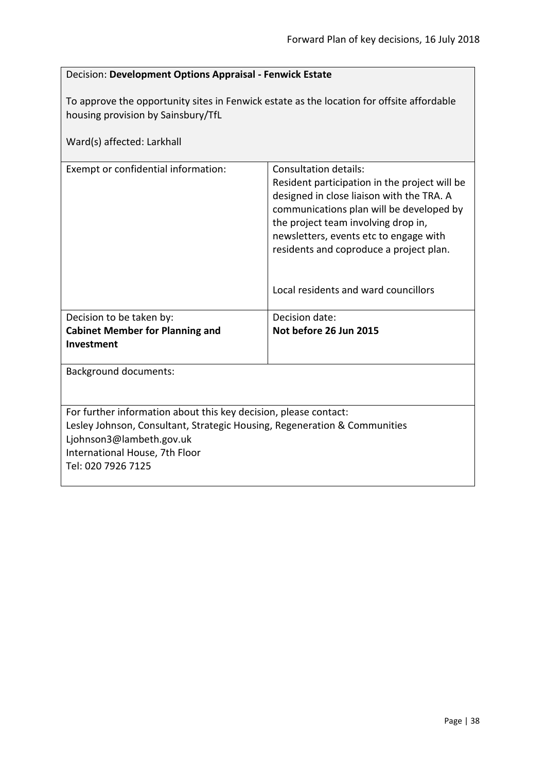Decision: **Development Options Appraisal - Fenwick Estate**

To approve the opportunity sites in Fenwick estate as the location for offsite affordable housing provision by Sainsbury/TfL

Ward(s) affected: Larkhall

| Exempt or confidential information: | Consultation details:<br>Resident participation in the project will be designed in close liaison with the TRA. A communications plan will be developed by the project team involving drop in, newsletters, events etc to engage with residents and coproduce a project plan.<br><br>Local residents and ward councillors |
|---|---|
| Decision to be taken by:<br>**Cabinet Member for Planning and Investment** | Decision date:<br>**Not before 26 Jun 2015** |

Background documents:

For further information about this key decision, please contact:
Lesley Johnson, Consultant, Strategic Housing, Regeneration & Communities
Ljohnson3@lambeth.gov.uk
International House, 7th Floor
Tel: 020 7926 7125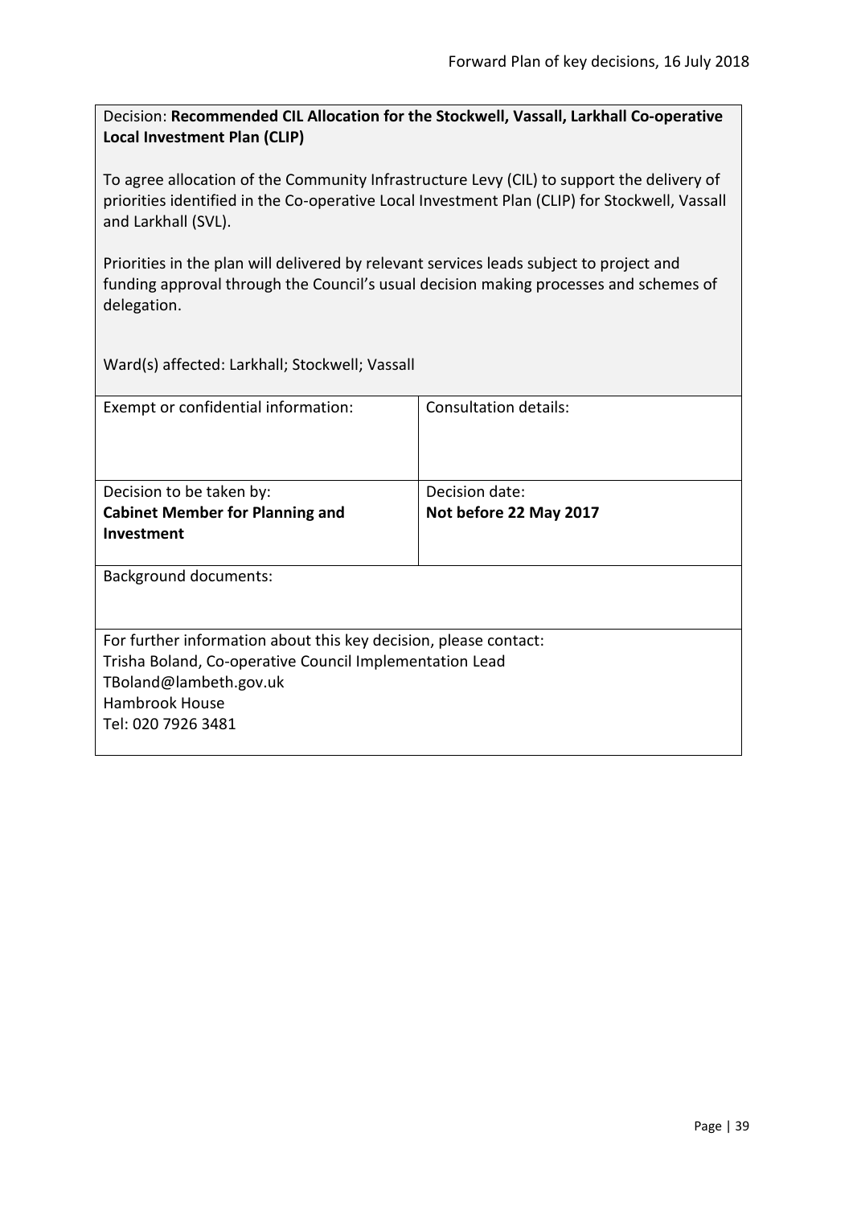Decision: **Recommended CIL Allocation for the Stockwell, Vassall, Larkhall Co-operative Local Investment Plan (CLIP)**

To agree allocation of the Community Infrastructure Levy (CIL) to support the delivery of priorities identified in the Co-operative Local Investment Plan (CLIP) for Stockwell, Vassall and Larkhall (SVL).

Priorities in the plan will delivered by relevant services leads subject to project and funding approval through the Council's usual decision making processes and schemes of delegation.

Ward(s) affected: Larkhall; Stockwell; Vassall

| Exempt or confidential information: | Consultation details: |
| --- | --- |
| Decision to be taken by: **Cabinet Member for Planning and Investment** | Decision date: **Not before 22 May 2017** |

Background documents:

For further information about this key decision, please contact:
Trisha Boland, Co-operative Council Implementation Lead
TBoland@lambeth.gov.uk
Hambrook House
Tel: 020 7926 3481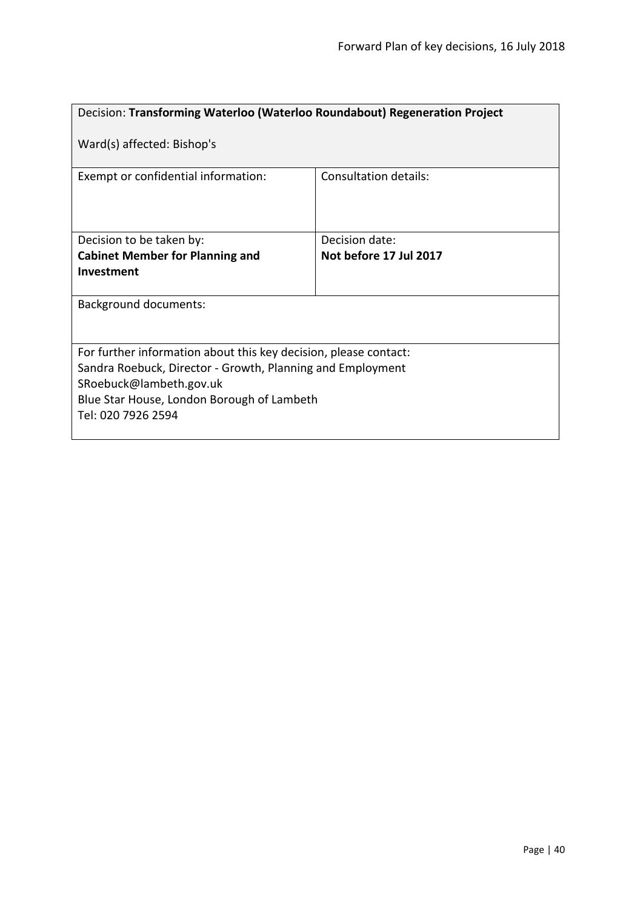| Decision: **Transforming Waterloo (Waterloo Roundabout) Regeneration Project**<br><br>Ward(s) affected: Bishop's | |
|---|---|
| Exempt or confidential information: | Consultation details: |
| Decision to be taken by:<br>**Cabinet Member for Planning and Investment** | Decision date:<br>**Not before 17 Jul 2017** |
| Background documents: | |
| For further information about this key decision, please contact:<br>Sandra Roebuck, Director - Growth, Planning and Employment<br>SRoebuck@lambeth.gov.uk<br>Blue Star House, London Borough of Lambeth<br>Tel: 020 7926 2594 | |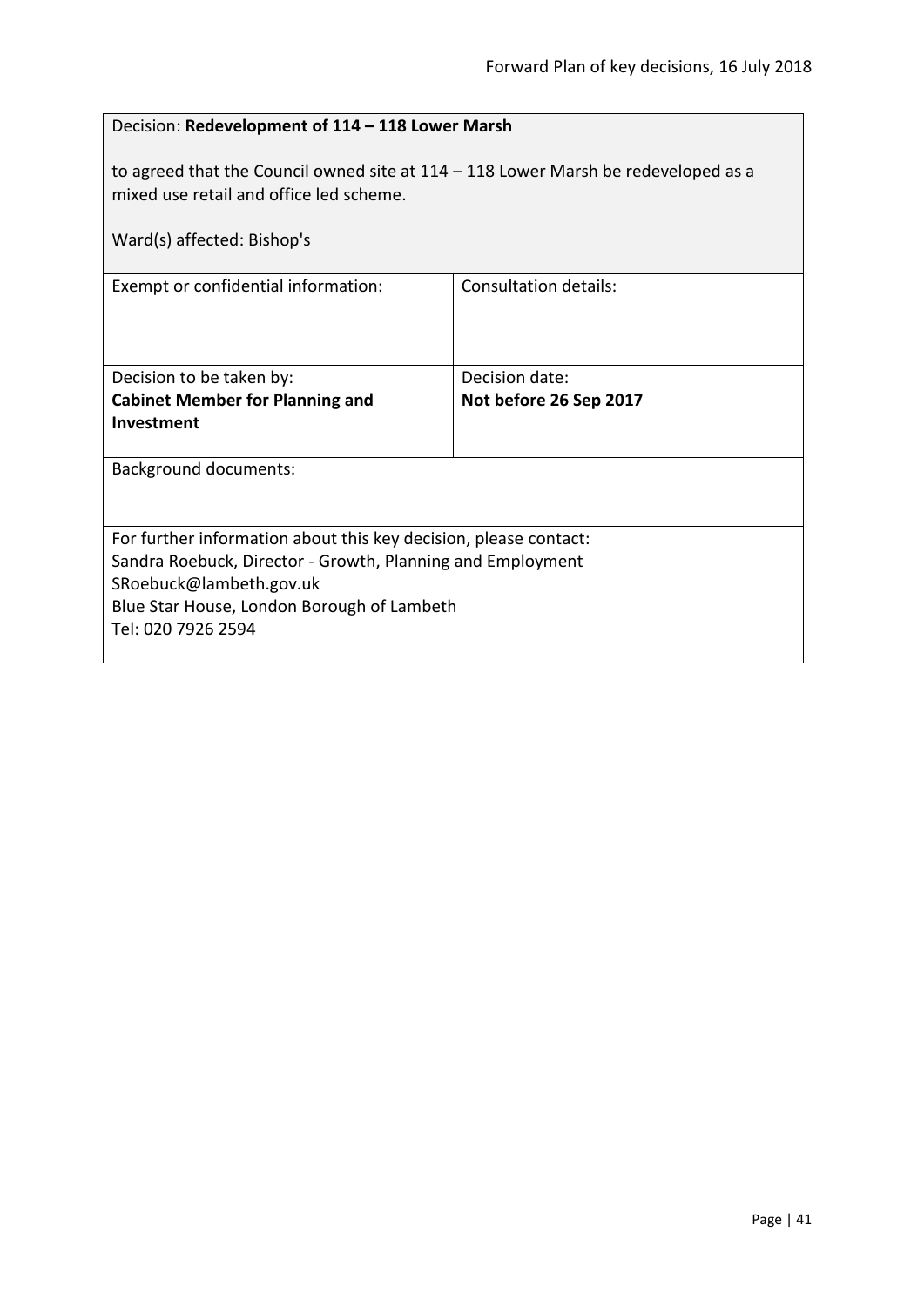Decision: **Redevelopment of 114 – 118 Lower Marsh**

to agreed that the Council owned site at 114 – 118 Lower Marsh be redeveloped as a mixed use retail and office led scheme.

Ward(s) affected: Bishop's

| Exempt or confidential information: | Consultation details: |
|---|---|
| Decision to be taken by: **Cabinet Member for Planning and Investment** | Decision date: **Not before 26 Sep 2017** |

Background documents:

For further information about this key decision, please contact:
Sandra Roebuck, Director - Growth, Planning and Employment
SRoebuck@lambeth.gov.uk
Blue Star House, London Borough of Lambeth
Tel: 020 7926 2594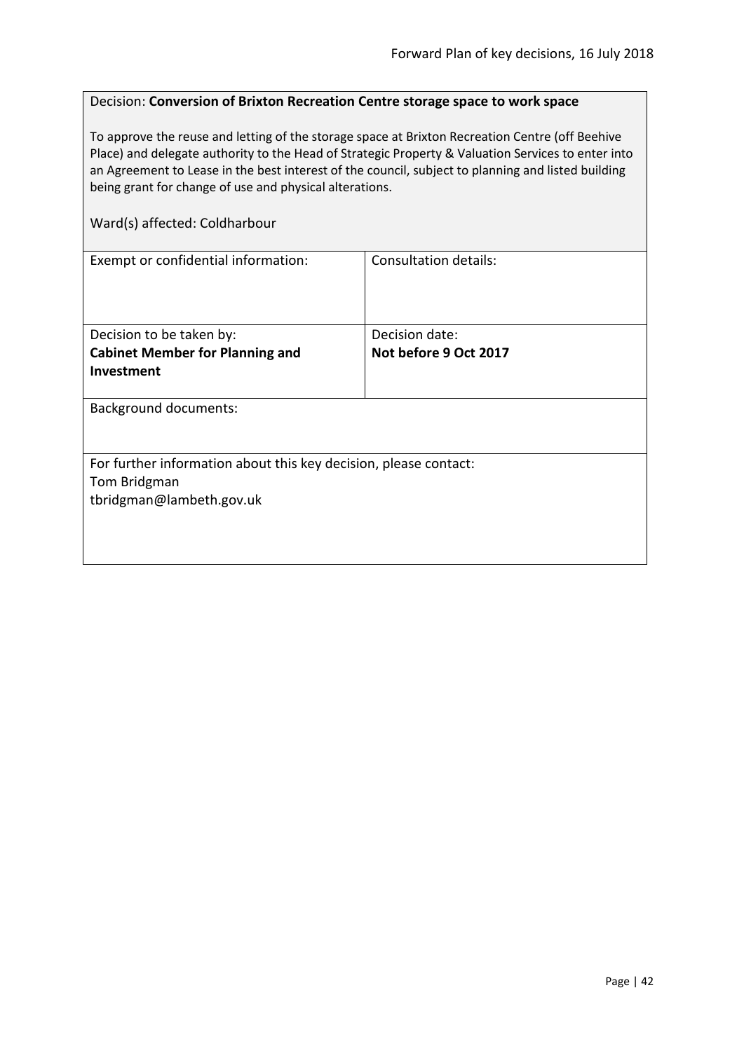Decision: **Conversion of Brixton Recreation Centre storage space to work space**

To approve the reuse and letting of the storage space at Brixton Recreation Centre (off Beehive Place) and delegate authority to the Head of Strategic Property & Valuation Services to enter into an Agreement to Lease in the best interest of the council, subject to planning and listed building being grant for change of use and physical alterations.

Ward(s) affected: Coldharbour

| Exempt or confidential information: | Consultation details: |
|---|---|
| Decision to be taken by:<br>**Cabinet Member for Planning and Investment** | Decision date:<br>**Not before 9 Oct 2017** |

Background documents:

For further information about this key decision, please contact:
Tom Bridgman
tbridgman@lambeth.gov.uk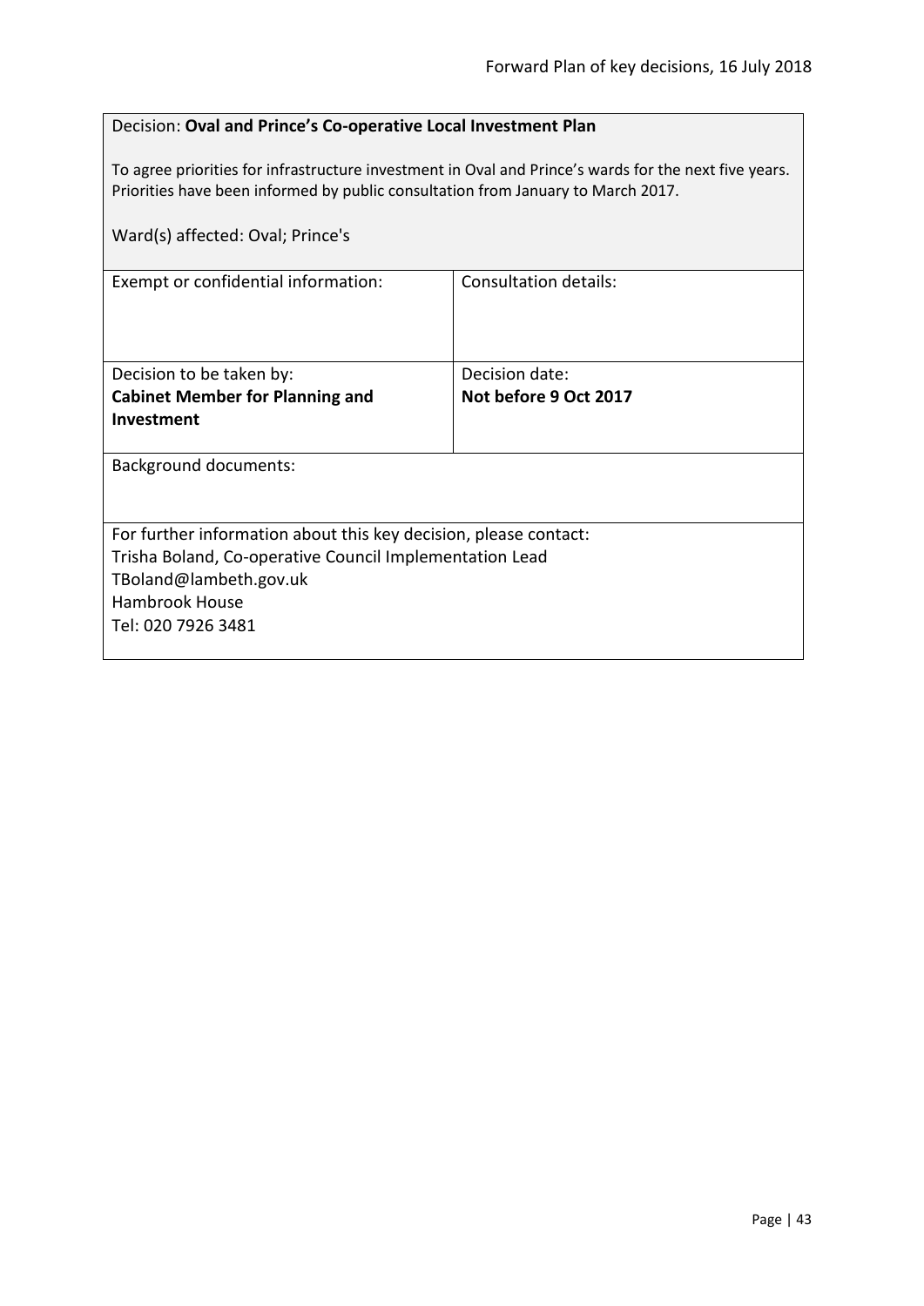Decision: **Oval and Prince's Co-operative Local Investment Plan**

To agree priorities for infrastructure investment in Oval and Prince's wards for the next five years. Priorities have been informed by public consultation from January to March 2017.

Ward(s) affected: Oval; Prince's

| Exempt or confidential information: | Consultation details: |
|---|---|
| Decision to be taken by:<br>**Cabinet Member for Planning and Investment** | Decision date:<br>**Not before 9 Oct 2017** |

Background documents:

For further information about this key decision, please contact:
Trisha Boland, Co-operative Council Implementation Lead
TBoland@lambeth.gov.uk
Hambrook House
Tel: 020 7926 3481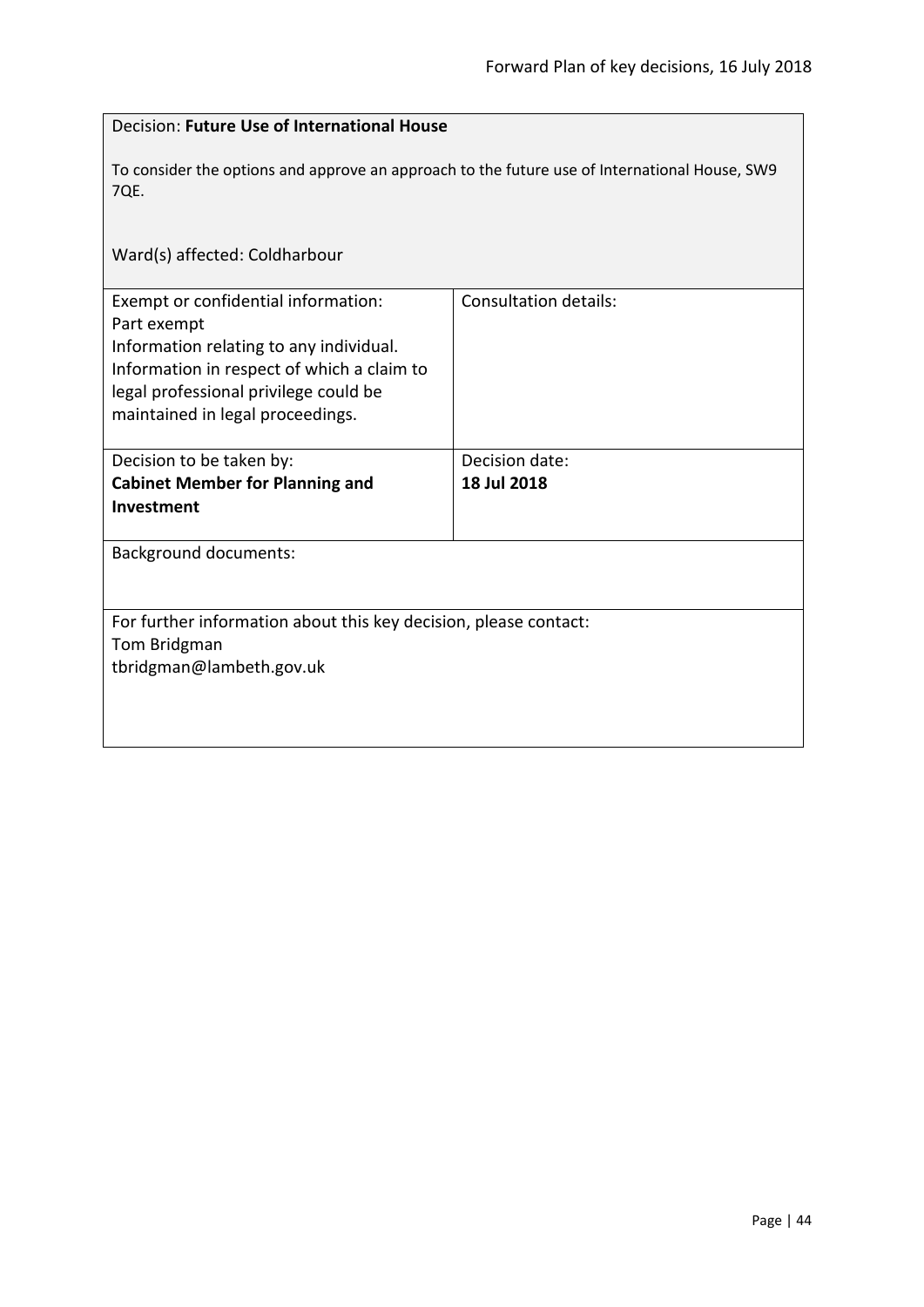Decision: **Future Use of International House**

To consider the options and approve an approach to the future use of International House, SW9 7QE.

Ward(s) affected: Coldharbour

| Exempt or confidential information: | Consultation details: |
| --- | --- |
| Part exempt<br>Information relating to any individual.<br>Information in respect of which a claim to legal professional privilege could be maintained in legal proceedings. | |
| Decision to be taken by:<br>**Cabinet Member for Planning and Investment** | Decision date:<br>**18 Jul 2018** |

Background documents:

For further information about this key decision, please contact:
Tom Bridgman
tbridgman@lambeth.gov.uk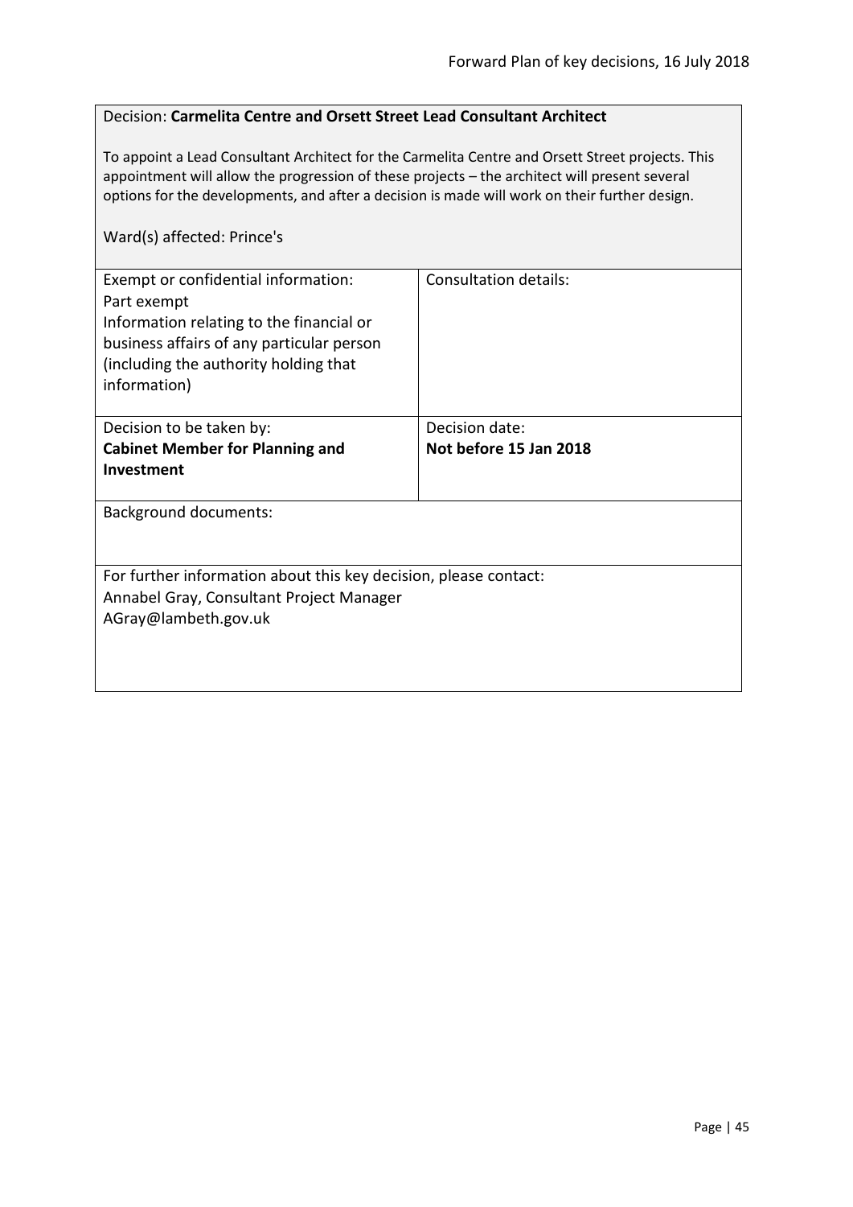Decision: **Carmelita Centre and Orsett Street Lead Consultant Architect**

To appoint a Lead Consultant Architect for the Carmelita Centre and Orsett Street projects. This appointment will allow the progression of these projects – the architect will present several options for the developments, and after a decision is made will work on their further design.

Ward(s) affected: Prince's

| Exempt or confidential information:<br>Part exempt<br>Information relating to the financial or business affairs of any particular person (including the authority holding that information) | Consultation details: |
|---|---|
| Decision to be taken by:<br>**Cabinet Member for Planning and Investment** | Decision date:<br>**Not before 15 Jan 2018** |

Background documents:

For further information about this key decision, please contact:
Annabel Gray, Consultant Project Manager
AGray@lambeth.gov.uk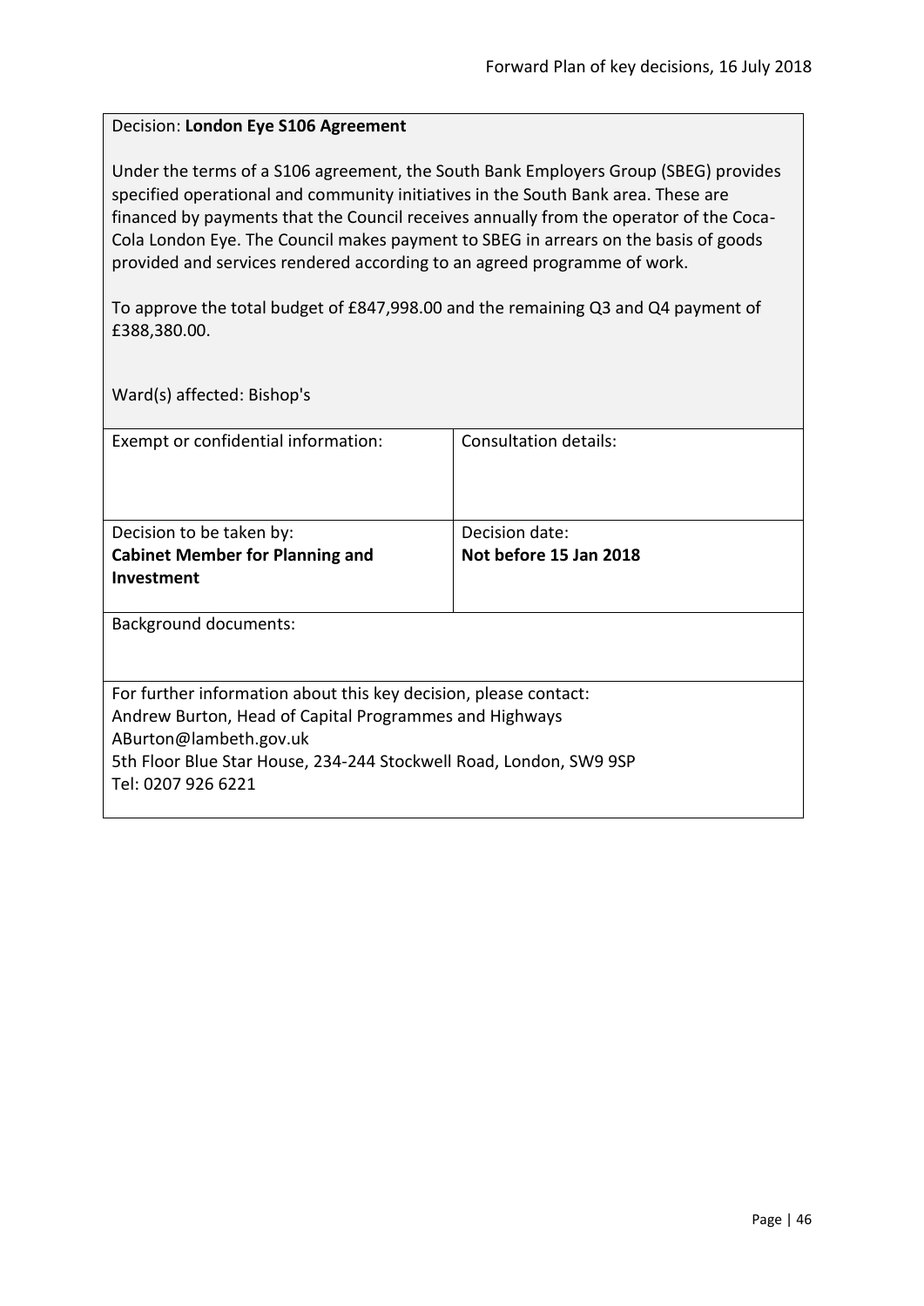Decision: **London Eye S106 Agreement**

Under the terms of a S106 agreement, the South Bank Employers Group (SBEG) provides specified operational and community initiatives in the South Bank area. These are financed by payments that the Council receives annually from the operator of the Coca-Cola London Eye. The Council makes payment to SBEG in arrears on the basis of goods provided and services rendered according to an agreed programme of work.

To approve the total budget of £847,998.00 and the remaining Q3 and Q4 payment of £388,380.00.

Ward(s) affected: Bishop's

| Exempt or confidential information: | Consultation details: |
|---|---|
| Decision to be taken by:<br>**Cabinet Member for Planning and Investment** | Decision date:<br>**Not before 15 Jan 2018** |

Background documents:

For further information about this key decision, please contact:
Andrew Burton, Head of Capital Programmes and Highways
ABurton@lambeth.gov.uk
5th Floor Blue Star House, 234-244 Stockwell Road, London, SW9 9SP
Tel: 0207 926 6221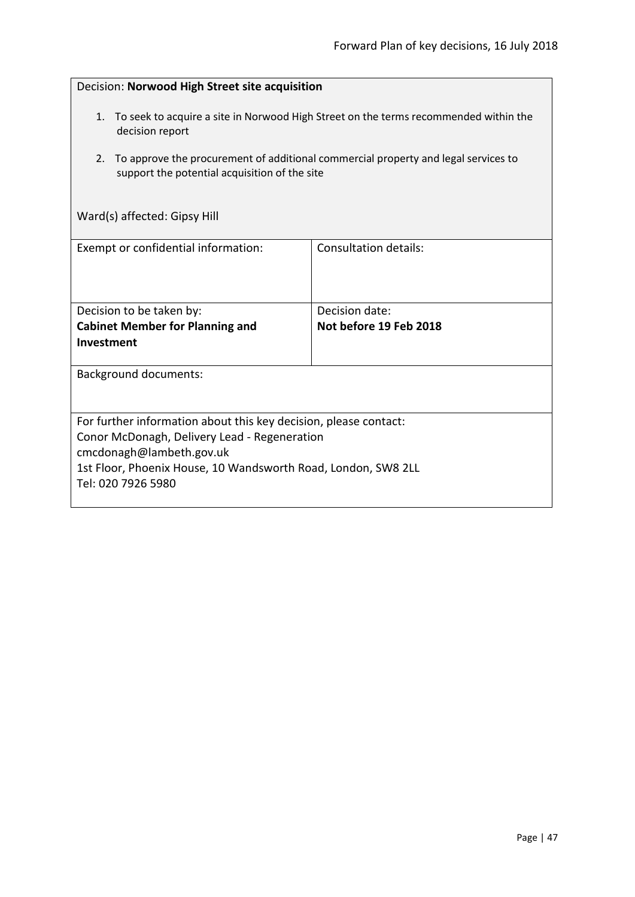Decision: **Norwood High Street site acquisition**

1. To seek to acquire a site in Norwood High Street on the terms recommended within the decision report
2. To approve the procurement of additional commercial property and legal services to support the potential acquisition of the site

Ward(s) affected: Gipsy Hill

| Exempt or confidential information: | Consultation details: |
|---|---|
| Decision to be taken by: **Cabinet Member for Planning and Investment** | Decision date: **Not before 19 Feb 2018** |

Background documents:

For further information about this key decision, please contact:
Conor McDonagh, Delivery Lead - Regeneration
cmcdonagh@lambeth.gov.uk
1st Floor, Phoenix House, 10 Wandsworth Road, London, SW8 2LL
Tel: 020 7926 5980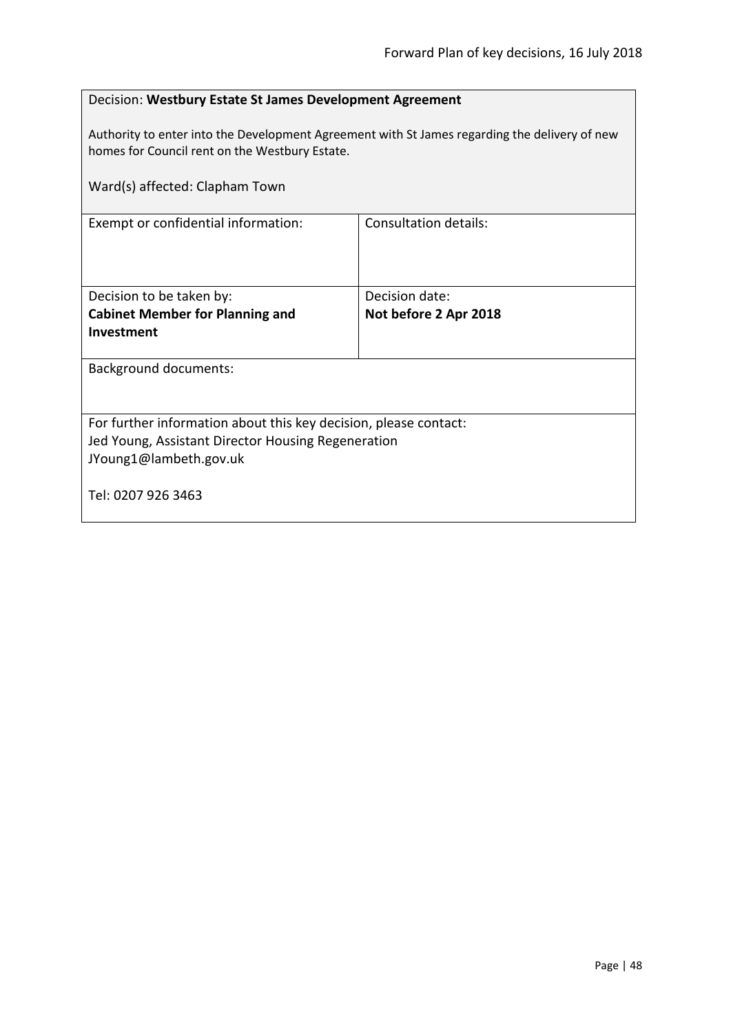Decision: **Westbury Estate St James Development Agreement**

Authority to enter into the Development Agreement with St James regarding the delivery of new homes for Council rent on the Westbury Estate.

Ward(s) affected: Clapham Town

| Exempt or confidential information: | Consultation details: |
|---|---|
| Decision to be taken by:<br>**Cabinet Member for Planning and Investment** | Decision date:<br>**Not before 2 Apr 2018** |

Background documents:

For further information about this key decision, please contact:
Jed Young, Assistant Director Housing Regeneration
JYoung1@lambeth.gov.uk

Tel: 0207 926 3463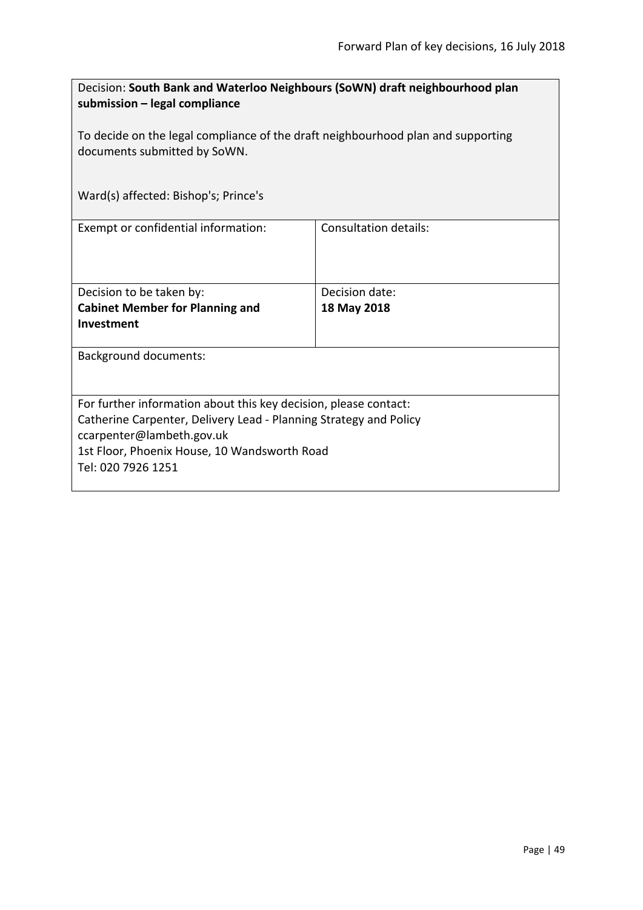Decision: **South Bank and Waterloo Neighbours (SoWN) draft neighbourhood plan submission – legal compliance**

To decide on the legal compliance of the draft neighbourhood plan and supporting documents submitted by SoWN.

Ward(s) affected: Bishop's; Prince's

| Exempt or confidential information: | Consultation details: |
|---|---|
| Decision to be taken by:<br>**Cabinet Member for Planning and Investment** | Decision date:<br>**18 May 2018** |

Background documents:

For further information about this key decision, please contact:
Catherine Carpenter, Delivery Lead - Planning Strategy and Policy
ccarpenter@lambeth.gov.uk
1st Floor, Phoenix House, 10 Wandsworth Road
Tel: 020 7926 1251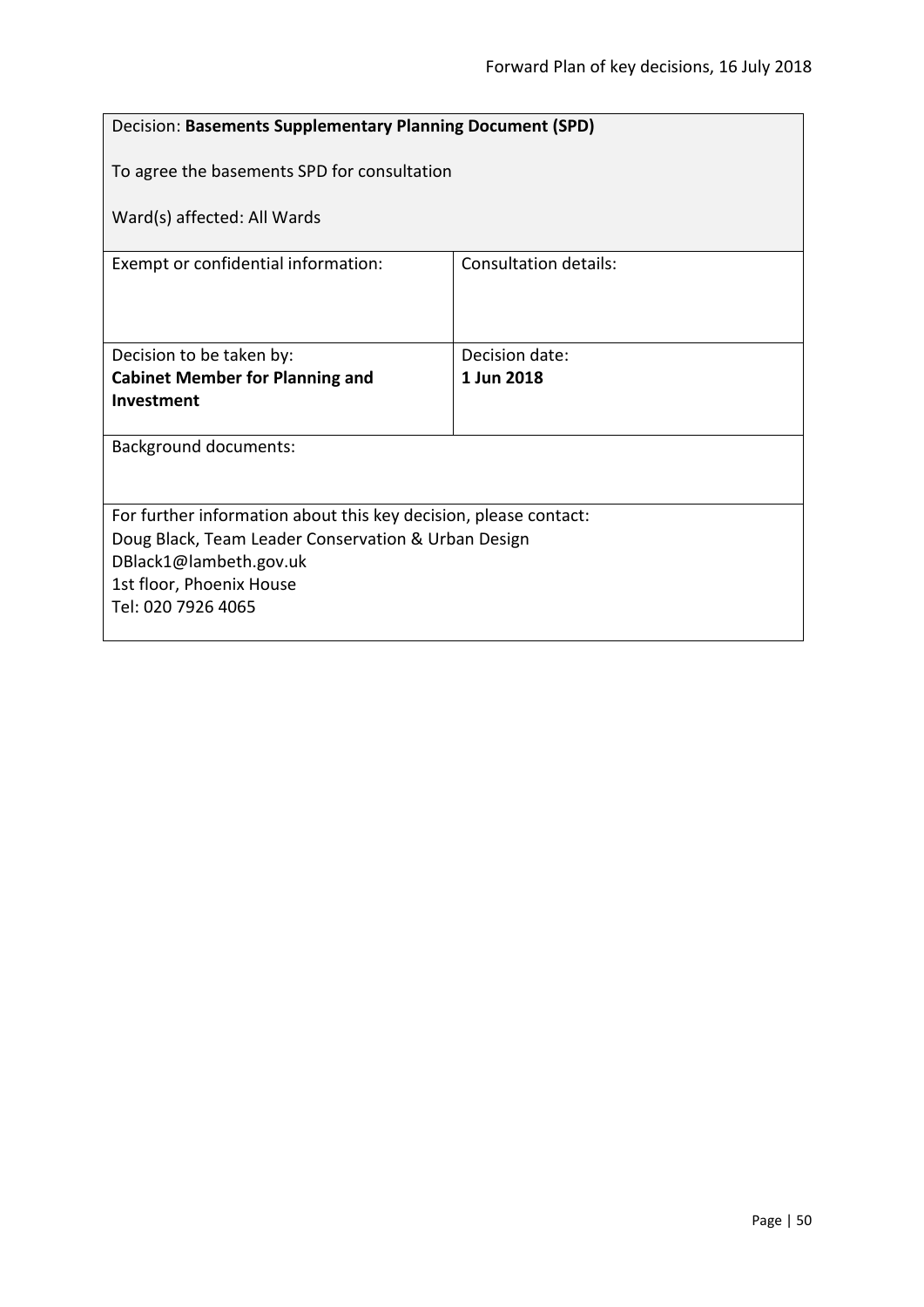Decision: **Basements Supplementary Planning Document (SPD)**

To agree the basements SPD for consultation

Ward(s) affected: All Wards

| Exempt or confidential information: | Consultation details: |
|---|---|
| Decision to be taken by:<br>**Cabinet Member for Planning and Investment** | Decision date:<br>**1 Jun 2018** |

Background documents:

For further information about this key decision, please contact:
Doug Black, Team Leader Conservation & Urban Design
DBlack1@lambeth.gov.uk
1st floor, Phoenix House
Tel: 020 7926 4065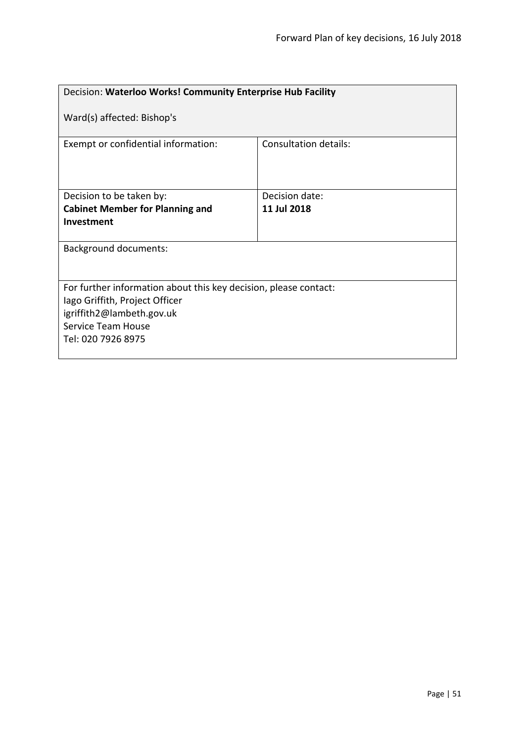| Decision: **Waterloo Works! Community Enterprise Hub Facility**<br><br>Ward(s) affected: Bishop's | |
|---|---|
| Exempt or confidential information: | Consultation details: |
| Decision to be taken by:<br>**Cabinet Member for Planning and Investment** | Decision date:<br>**11 Jul 2018** |
| Background documents: | |
| For further information about this key decision, please contact:<br>Iago Griffith, Project Officer<br>igriffith2@lambeth.gov.uk<br>Service Team House<br>Tel: 020 7926 8975 | |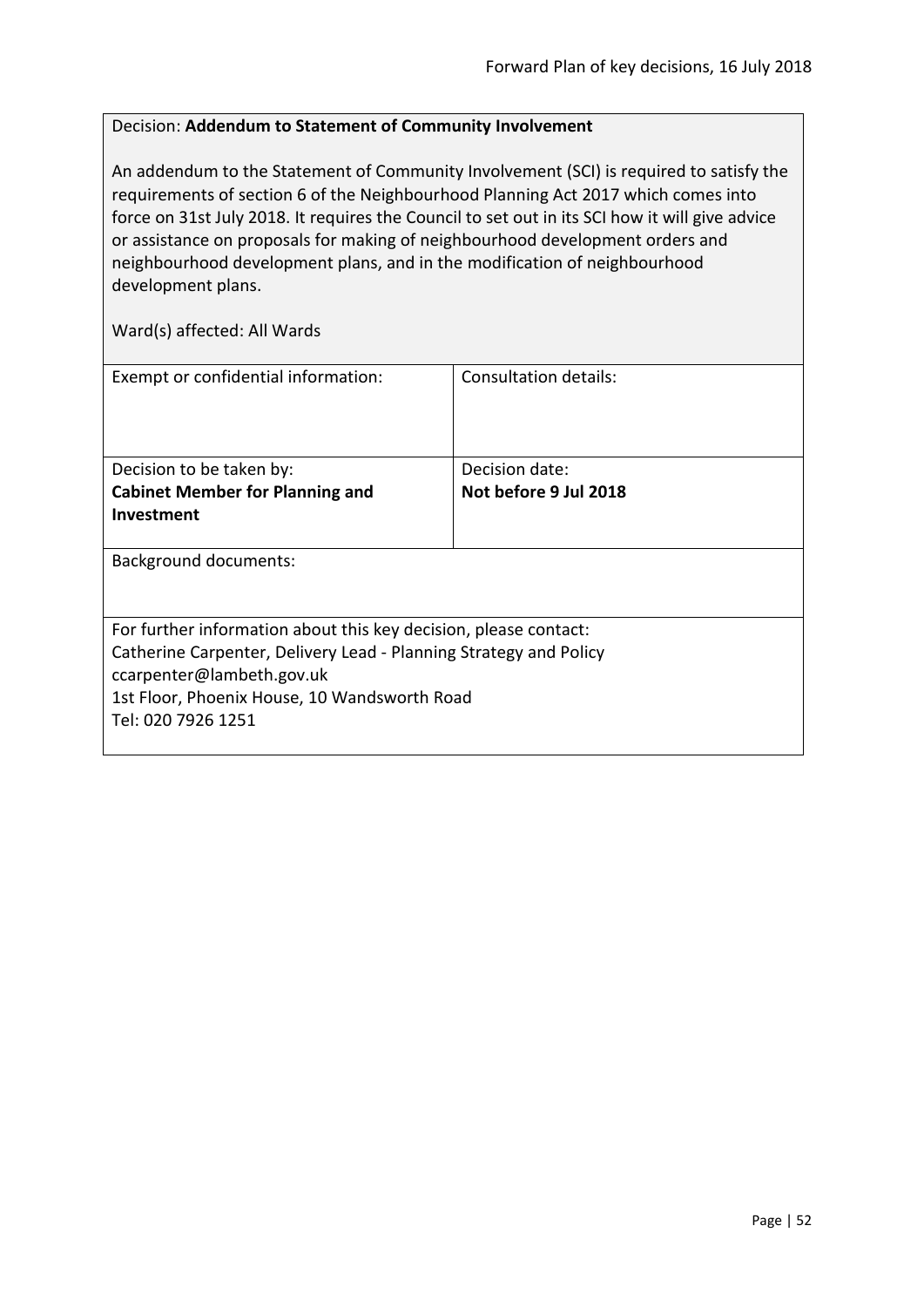Decision: **Addendum to Statement of Community Involvement**

An addendum to the Statement of Community Involvement (SCI) is required to satisfy the requirements of section 6 of the Neighbourhood Planning Act 2017 which comes into force on 31st July 2018. It requires the Council to set out in its SCI how it will give advice or assistance on proposals for making of neighbourhood development orders and neighbourhood development plans, and in the modification of neighbourhood development plans.

Ward(s) affected: All Wards

| Exempt or confidential information: | Consultation details: |
| --- | --- |
| Decision to be taken by: **Cabinet Member for Planning and Investment** | Decision date: **Not before 9 Jul 2018** |

Background documents:

For further information about this key decision, please contact:
Catherine Carpenter, Delivery Lead - Planning Strategy and Policy
ccarpenter@lambeth.gov.uk
1st Floor, Phoenix House, 10 Wandsworth Road
Tel: 020 7926 1251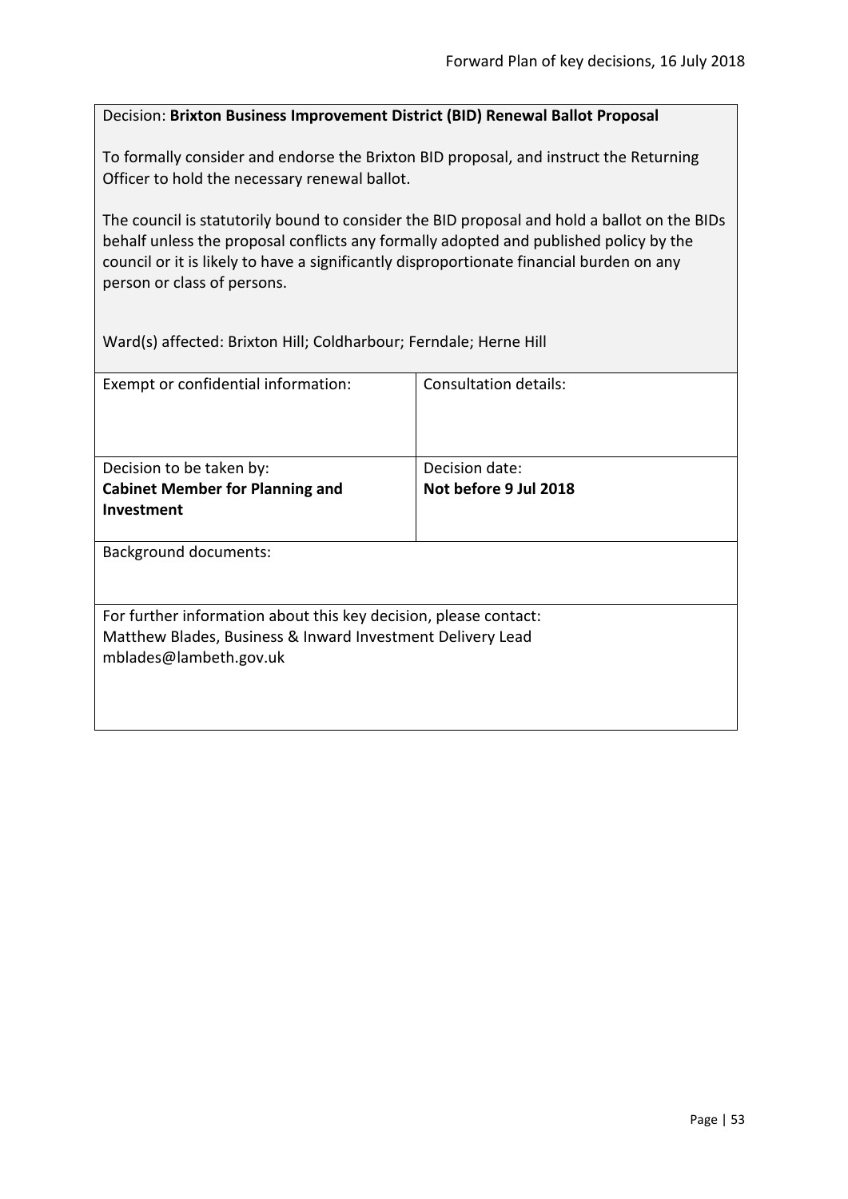Decision: **Brixton Business Improvement District (BID) Renewal Ballot Proposal**

To formally consider and endorse the Brixton BID proposal, and instruct the Returning Officer to hold the necessary renewal ballot.

The council is statutorily bound to consider the BID proposal and hold a ballot on the BIDs behalf unless the proposal conflicts any formally adopted and published policy by the council or it is likely to have a significantly disproportionate financial burden on any person or class of persons.

Ward(s) affected: Brixton Hill; Coldharbour; Ferndale; Herne Hill

| Exempt or confidential information: | Consultation details: |
|---|---|
| Decision to be taken by:<br>**Cabinet Member for Planning and Investment** | Decision date:<br>**Not before 9 Jul 2018** |

Background documents:

For further information about this key decision, please contact:
Matthew Blades, Business & Inward Investment Delivery Lead
mblades@lambeth.gov.uk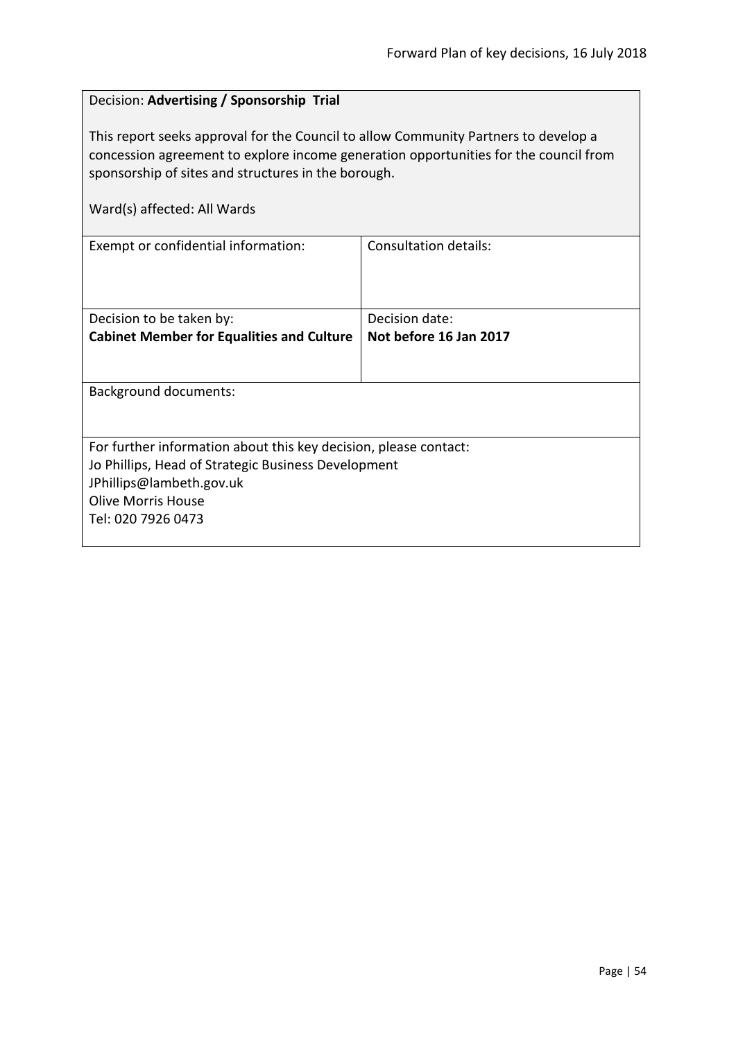Decision: **Advertising / Sponsorship Trial**

This report seeks approval for the Council to allow Community Partners to develop a concession agreement to explore income generation opportunities for the council from sponsorship of sites and structures in the borough.

Ward(s) affected: All Wards

| Exempt or confidential information: | Consultation details: |
| --- | --- |
| Decision to be taken by:<br>**Cabinet Member for Equalities and Culture** | Decision date:<br>**Not before 16 Jan 2017** |

Background documents:

For further information about this key decision, please contact:
Jo Phillips, Head of Strategic Business Development
JPhillips@lambeth.gov.uk
Olive Morris House
Tel: 020 7926 0473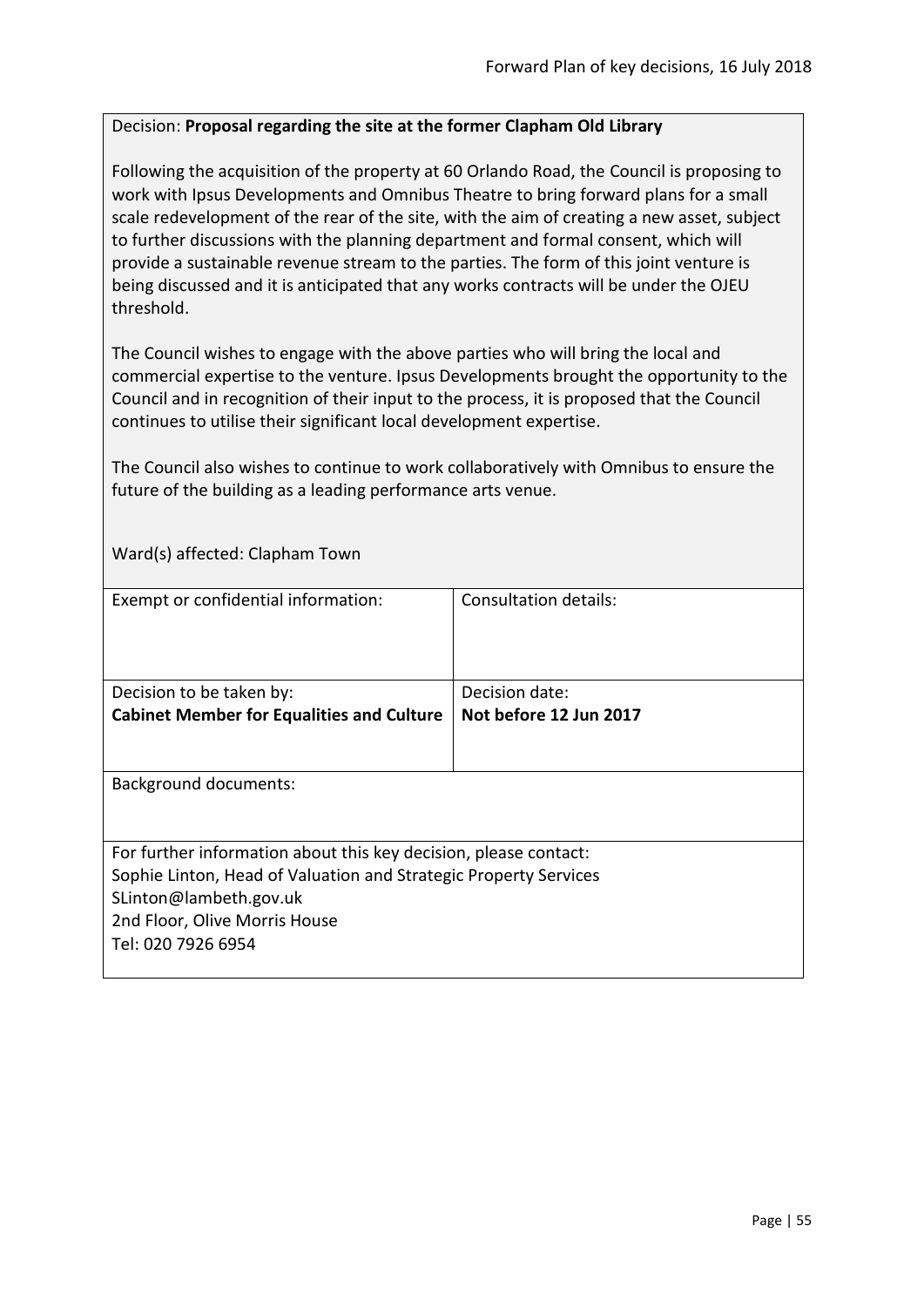Decision: **Proposal regarding the site at the former Clapham Old Library**

Following the acquisition of the property at 60 Orlando Road, the Council is proposing to work with Ipsus Developments and Omnibus Theatre to bring forward plans for a small scale redevelopment of the rear of the site, with the aim of creating a new asset, subject to further discussions with the planning department and formal consent, which will provide a sustainable revenue stream to the parties. The form of this joint venture is being discussed and it is anticipated that any works contracts will be under the OJEU threshold.

The Council wishes to engage with the above parties who will bring the local and commercial expertise to the venture. Ipsus Developments brought the opportunity to the Council and in recognition of their input to the process, it is proposed that the Council continues to utilise their significant local development expertise.

The Council also wishes to continue to work collaboratively with Omnibus to ensure the future of the building as a leading performance arts venue.

Ward(s) affected: Clapham Town

| Exempt or confidential information: | Consultation details: |
| --- | --- |
| Decision to be taken by:<br>**Cabinet Member for Equalities and Culture** | Decision date:<br>**Not before 12 Jun 2017** |

Background documents:

For further information about this key decision, please contact:
Sophie Linton, Head of Valuation and Strategic Property Services
SLinton@lambeth.gov.uk
2nd Floor, Olive Morris House
Tel: 020 7926 6954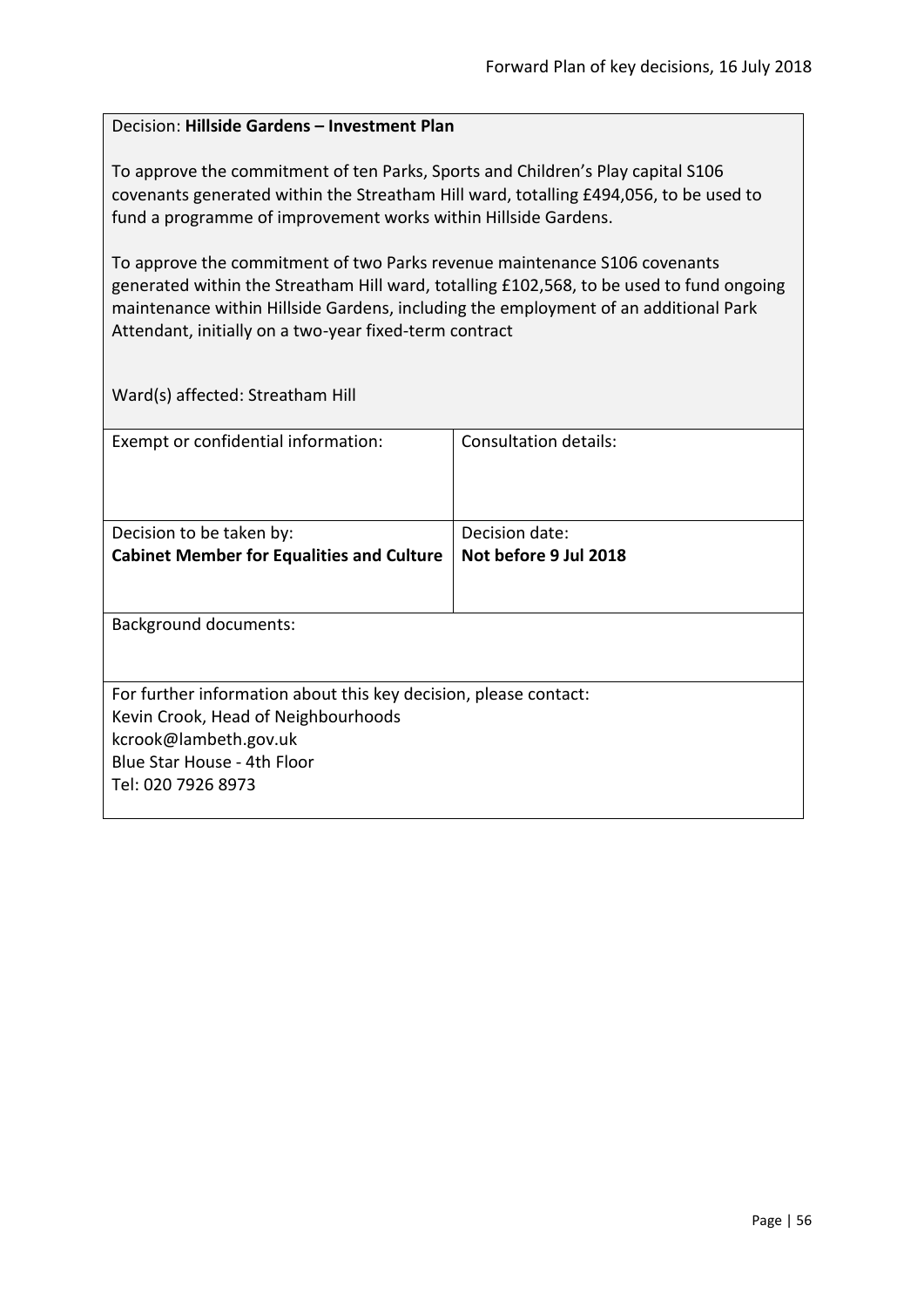Decision: **Hillside Gardens – Investment Plan**

To approve the commitment of ten Parks, Sports and Children's Play capital S106 covenants generated within the Streatham Hill ward, totalling £494,056, to be used to fund a programme of improvement works within Hillside Gardens.

To approve the commitment of two Parks revenue maintenance S106 covenants generated within the Streatham Hill ward, totalling £102,568, to be used to fund ongoing maintenance within Hillside Gardens, including the employment of an additional Park Attendant, initially on a two-year fixed-term contract

Ward(s) affected: Streatham Hill

| Exempt or confidential information: | Consultation details: |
| --- | --- |
| Decision to be taken by: **Cabinet Member for Equalities and Culture** | Decision date: **Not before 9 Jul 2018** |

Background documents:

For further information about this key decision, please contact:
Kevin Crook, Head of Neighbourhoods
kcrook@lambeth.gov.uk
Blue Star House - 4th Floor
Tel: 020 7926 8973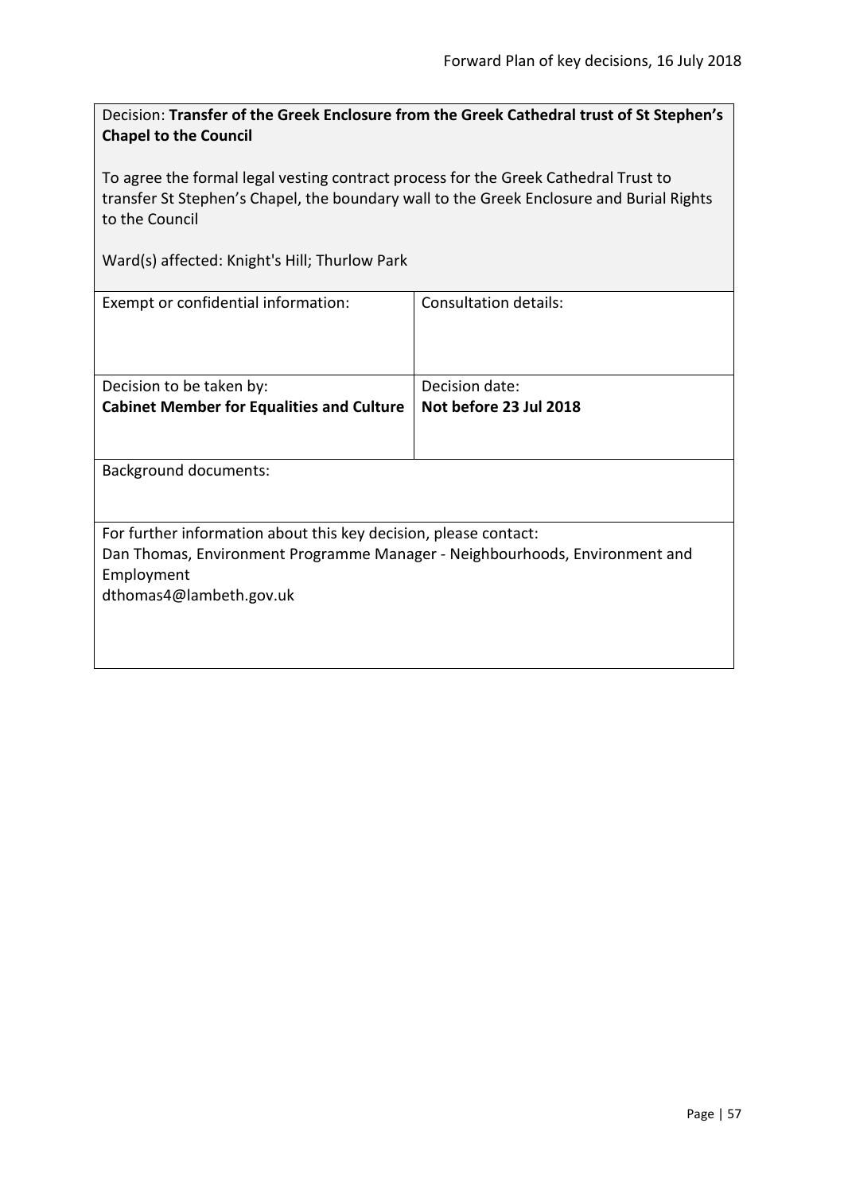Decision: **Transfer of the Greek Enclosure from the Greek Cathedral trust of St Stephen's Chapel to the Council**

To agree the formal legal vesting contract process for the Greek Cathedral Trust to transfer St Stephen's Chapel, the boundary wall to the Greek Enclosure and Burial Rights to the Council

Ward(s) affected: Knight's Hill; Thurlow Park

| Exempt or confidential information: | Consultation details: |
|---|---|
| Decision to be taken by: **Cabinet Member for Equalities and Culture** | Decision date: **Not before 23 Jul 2018** |

Background documents:

For further information about this key decision, please contact:
Dan Thomas, Environment Programme Manager - Neighbourhoods, Environment and Employment
dthomas4@lambeth.gov.uk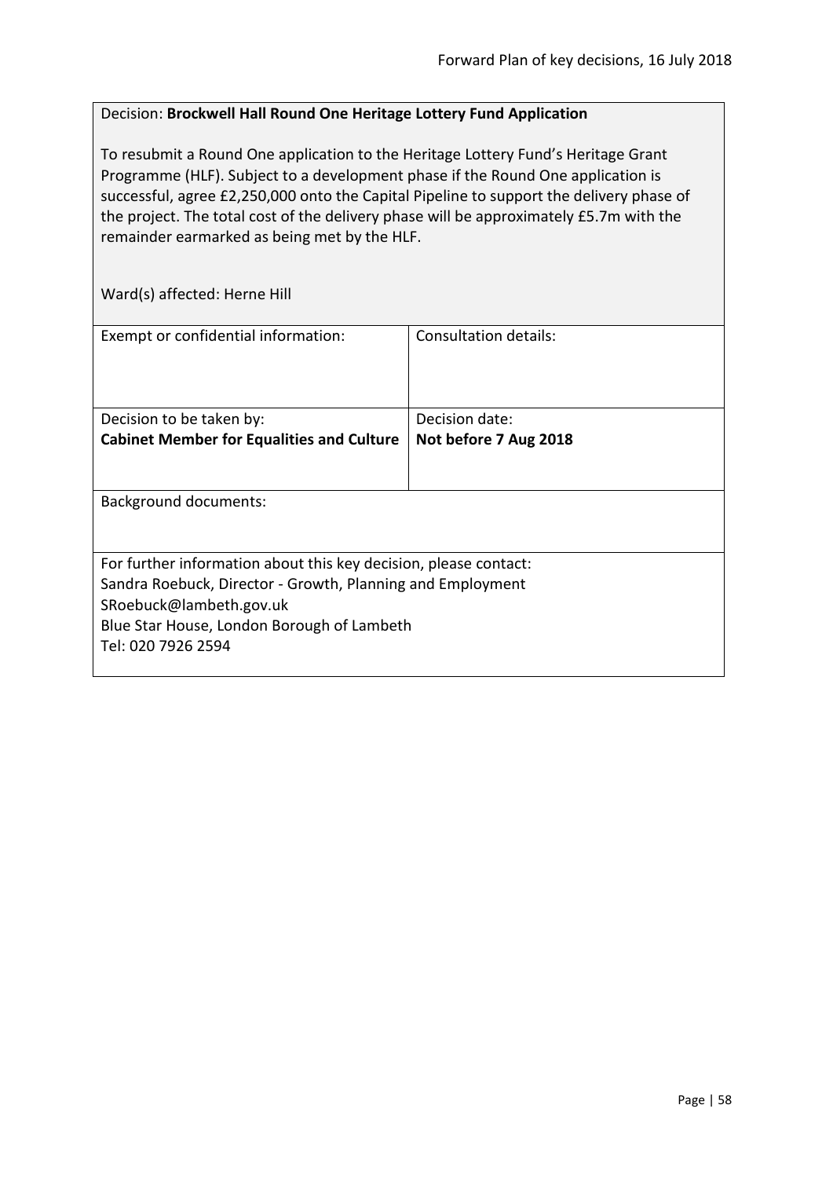Decision: **Brockwell Hall Round One Heritage Lottery Fund Application**

To resubmit a Round One application to the Heritage Lottery Fund's Heritage Grant Programme (HLF). Subject to a development phase if the Round One application is successful, agree £2,250,000 onto the Capital Pipeline to support the delivery phase of the project. The total cost of the delivery phase will be approximately £5.7m with the remainder earmarked as being met by the HLF.

Ward(s) affected: Herne Hill

| Exempt or confidential information: | Consultation details: |
| --- | --- |
| Decision to be taken by:<br>**Cabinet Member for Equalities and Culture** | Decision date:<br>**Not before 7 Aug 2018** |

Background documents:

For further information about this key decision, please contact:
Sandra Roebuck, Director - Growth, Planning and Employment
SRoebuck@lambeth.gov.uk
Blue Star House, London Borough of Lambeth
Tel: 020 7926 2594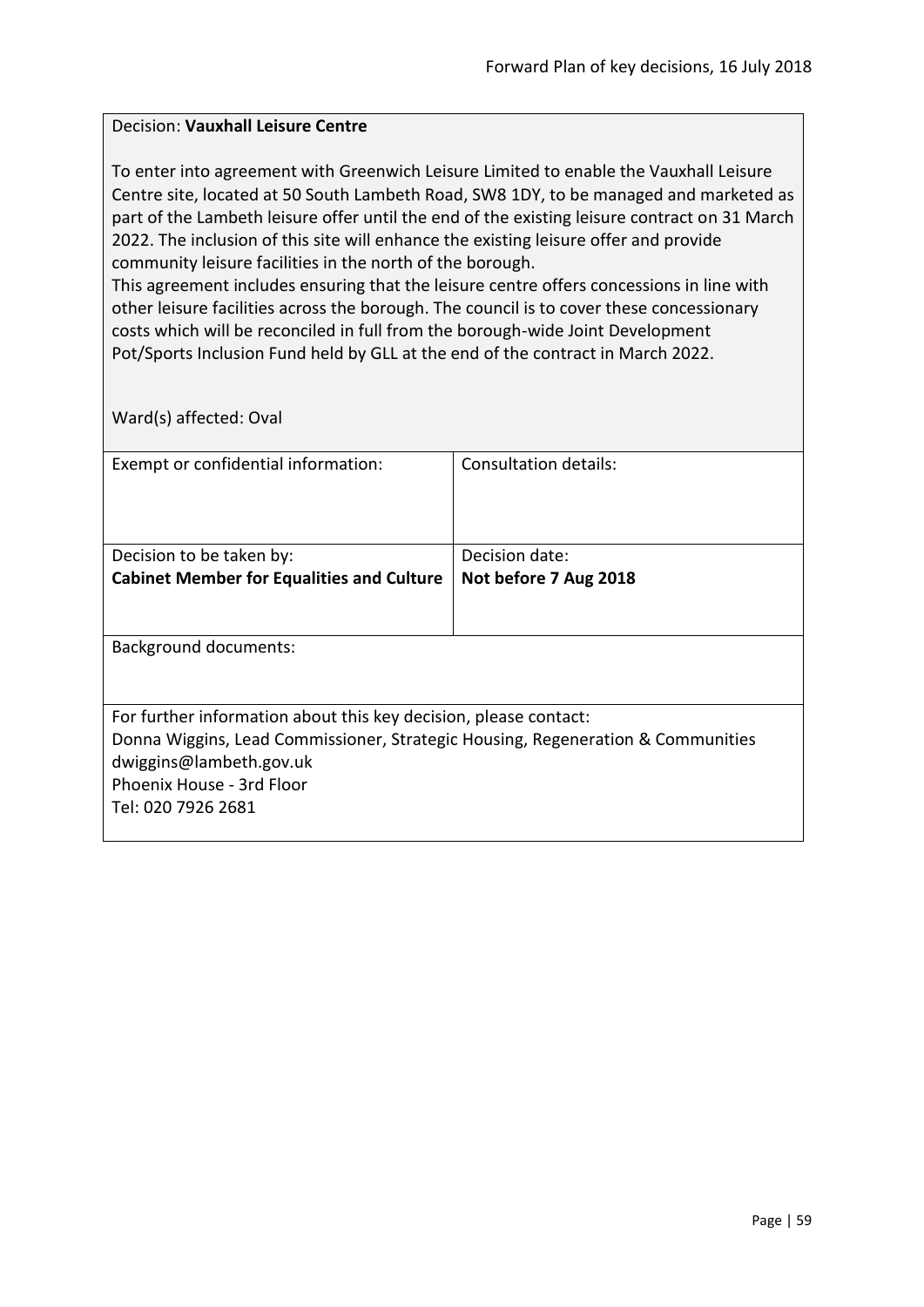Decision: **Vauxhall Leisure Centre**

To enter into agreement with Greenwich Leisure Limited to enable the Vauxhall Leisure Centre site, located at 50 South Lambeth Road, SW8 1DY, to be managed and marketed as part of the Lambeth leisure offer until the end of the existing leisure contract on 31 March 2022. The inclusion of this site will enhance the existing leisure offer and provide community leisure facilities in the north of the borough.

This agreement includes ensuring that the leisure centre offers concessions in line with other leisure facilities across the borough. The council is to cover these concessionary costs which will be reconciled in full from the borough-wide Joint Development Pot/Sports Inclusion Fund held by GLL at the end of the contract in March 2022.

Ward(s) affected: Oval

| Exempt or confidential information: | Consultation details: |
|---|---|
| Decision to be taken by: **Cabinet Member for Equalities and Culture** | Decision date: **Not before 7 Aug 2018** |

Background documents:

For further information about this key decision, please contact:
Donna Wiggins, Lead Commissioner, Strategic Housing, Regeneration & Communities
dwiggins@lambeth.gov.uk
Phoenix House - 3rd Floor
Tel: 020 7926 2681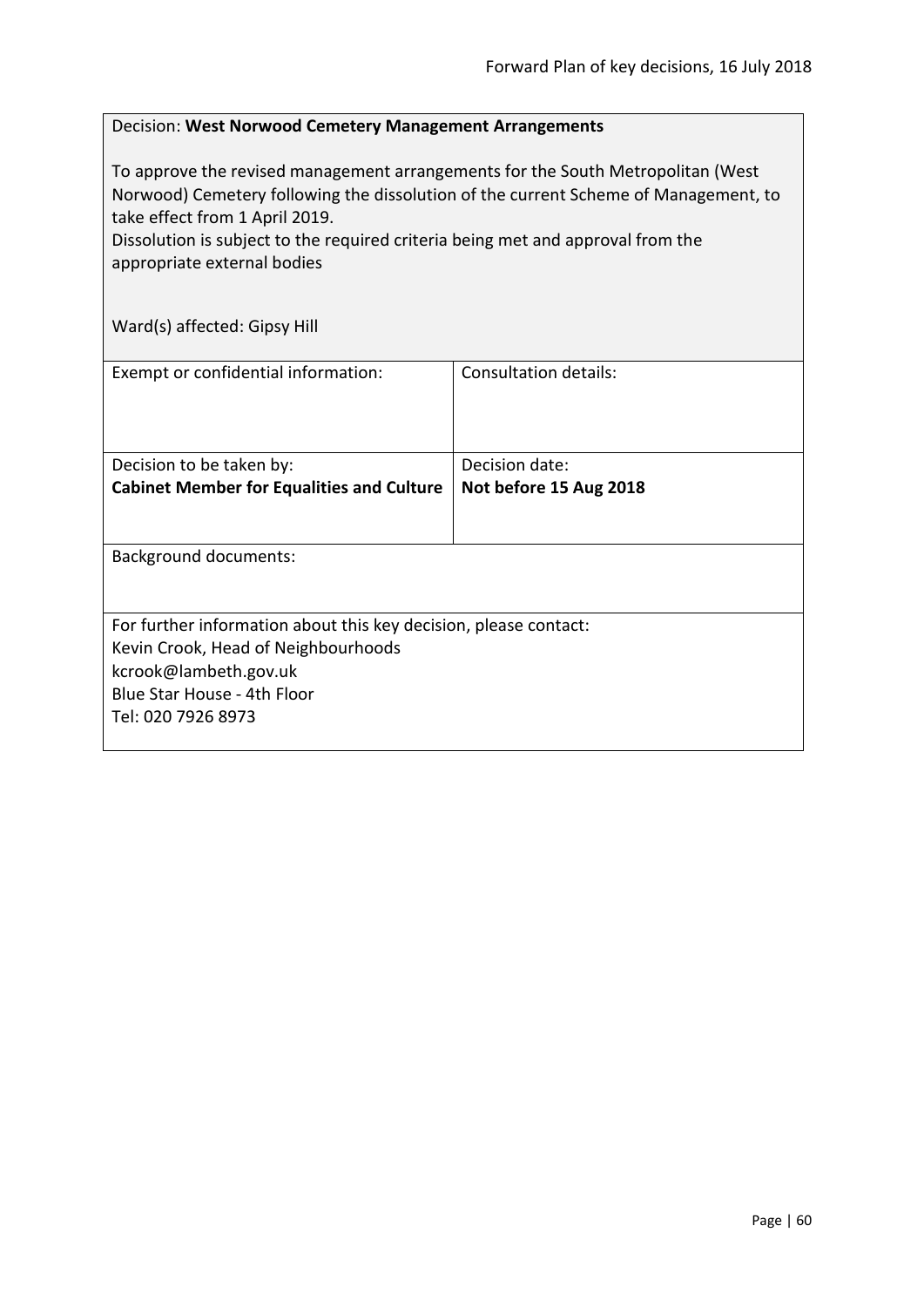Decision: **West Norwood Cemetery Management Arrangements**

To approve the revised management arrangements for the South Metropolitan (West Norwood) Cemetery following the dissolution of the current Scheme of Management, to take effect from 1 April 2019.
Dissolution is subject to the required criteria being met and approval from the appropriate external bodies

Ward(s) affected: Gipsy Hill

| Exempt or confidential information: | Consultation details: |
|---|---|
| Decision to be taken by:<br>**Cabinet Member for Equalities and Culture** | Decision date:<br>**Not before 15 Aug 2018** |

Background documents:

For further information about this key decision, please contact:
Kevin Crook, Head of Neighbourhoods
kcrook@lambeth.gov.uk
Blue Star House - 4th Floor
Tel: 020 7926 8973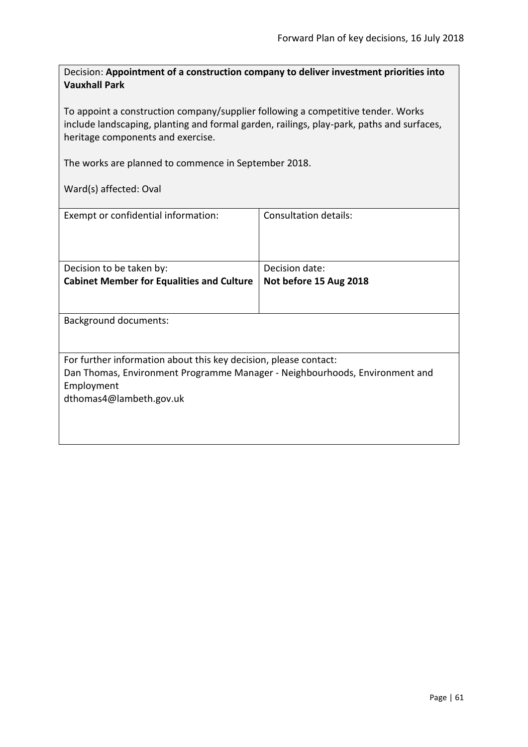Decision: **Appointment of a construction company to deliver investment priorities into Vauxhall Park**

To appoint a construction company/supplier following a competitive tender. Works include landscaping, planting and formal garden, railings, play-park, paths and surfaces, heritage components and exercise.

The works are planned to commence in September 2018.

Ward(s) affected: Oval

| Exempt or confidential information: | Consultation details: |
|---|---|
| Decision to be taken by:<br>**Cabinet Member for Equalities and Culture** | Decision date:<br>**Not before 15 Aug 2018** |

Background documents:

For further information about this key decision, please contact:
Dan Thomas, Environment Programme Manager - Neighbourhoods, Environment and Employment
dthomas4@lambeth.gov.uk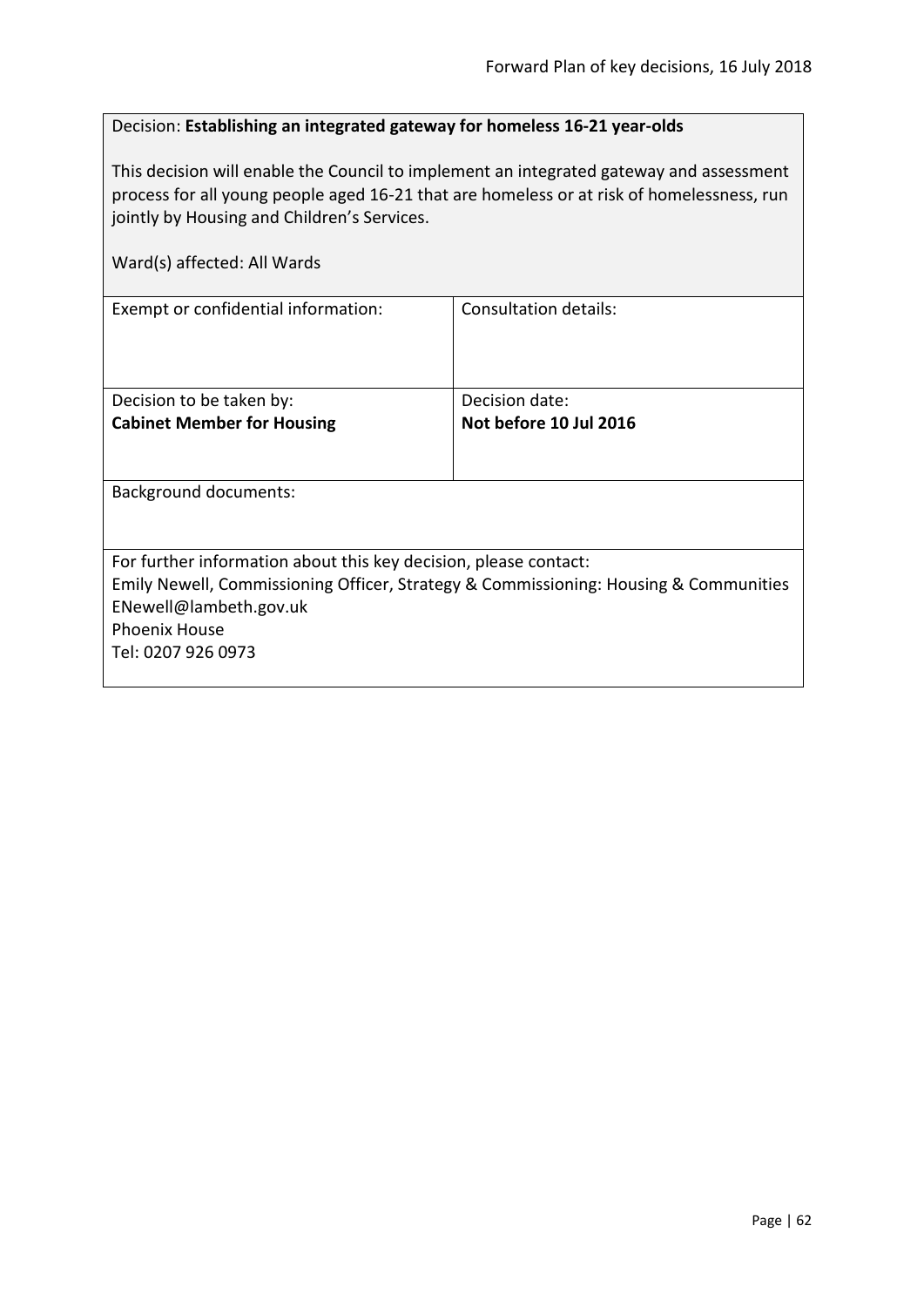Decision: **Establishing an integrated gateway for homeless 16-21 year-olds**

This decision will enable the Council to implement an integrated gateway and assessment process for all young people aged 16-21 that are homeless or at risk of homelessness, run jointly by Housing and Children's Services.

Ward(s) affected: All Wards

| Exempt or confidential information: | Consultation details: |
|---|---|
| Decision to be taken by:<br>**Cabinet Member for Housing** | Decision date:<br>**Not before 10 Jul 2016** |

Background documents:

For further information about this key decision, please contact:
Emily Newell, Commissioning Officer, Strategy & Commissioning: Housing & Communities
ENewell@lambeth.gov.uk
Phoenix House
Tel: 0207 926 0973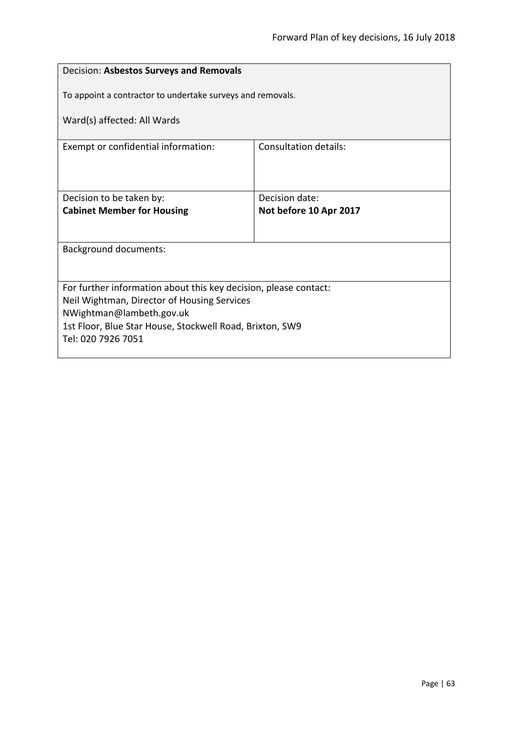Decision: **Asbestos Surveys and Removals**

To appoint a contractor to undertake surveys and removals.

Ward(s) affected: All Wards

| Exempt or confidential information: | Consultation details: |
| --- | --- |
| Decision to be taken by:<br>**Cabinet Member for Housing** | Decision date:<br>**Not before 10 Apr 2017** |

Background documents:

For further information about this key decision, please contact:
Neil Wightman, Director of Housing Services
NWightman@lambeth.gov.uk
1st Floor, Blue Star House, Stockwell Road, Brixton, SW9
Tel: 020 7926 7051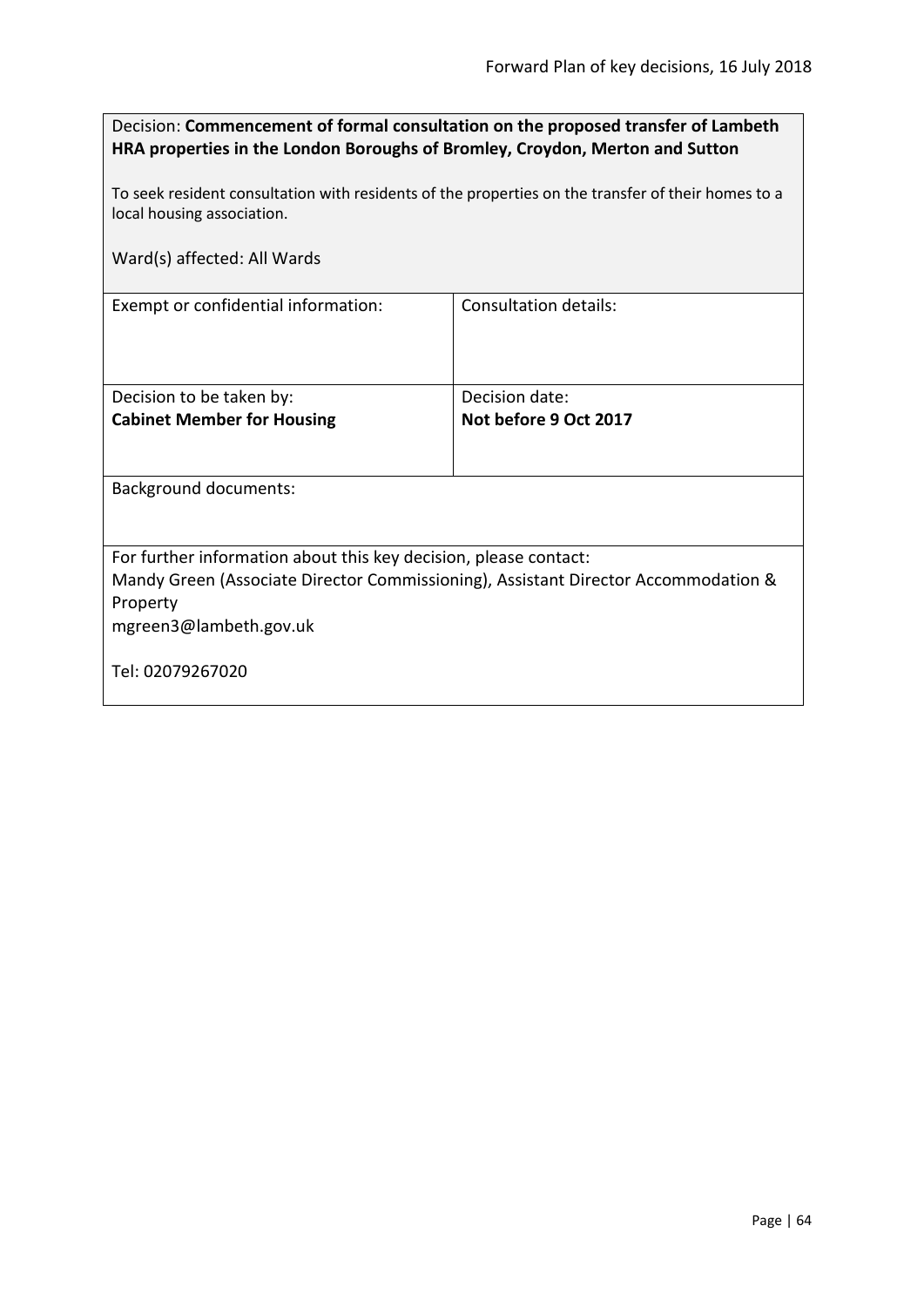Decision: **Commencement of formal consultation on the proposed transfer of Lambeth HRA properties in the London Boroughs of Bromley, Croydon, Merton and Sutton**

To seek resident consultation with residents of the properties on the transfer of their homes to a local housing association.

Ward(s) affected: All Wards

| Exempt or confidential information: | Consultation details: |
|---|---|
| | |

| Decision to be taken by: | Decision date: |
|---|---|
| **Cabinet Member for Housing** | **Not before 9 Oct 2017** |

Background documents:

For further information about this key decision, please contact:
Mandy Green (Associate Director Commissioning), Assistant Director Accommodation & Property
mgreen3@lambeth.gov.uk

Tel: 02079267020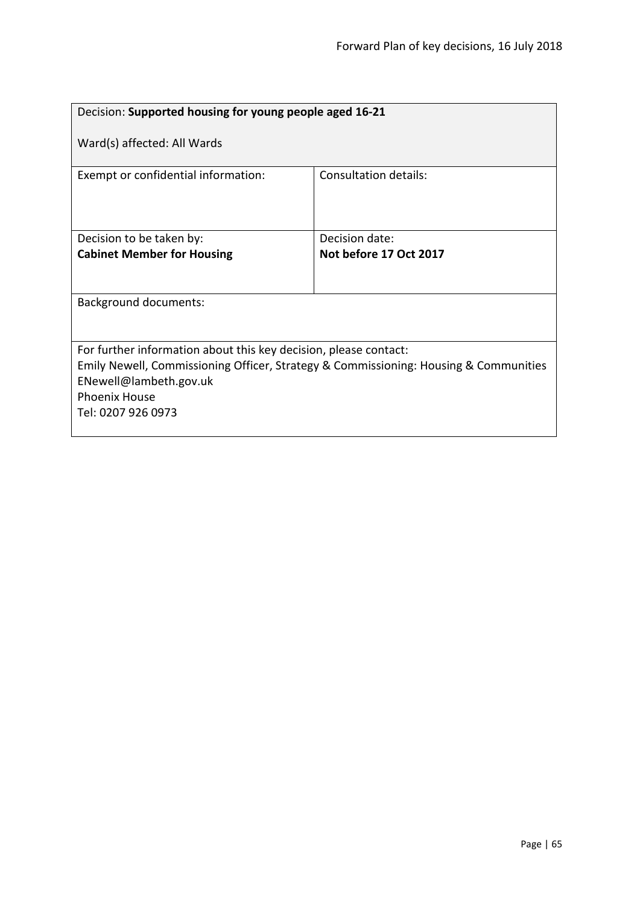| Decision: **Supported housing for young people aged 16-21**<br><br>Ward(s) affected: All Wards | |
|---|---|
| Exempt or confidential information: | Consultation details: |
| Decision to be taken by:<br>**Cabinet Member for Housing** | Decision date:<br>**Not before 17 Oct 2017** |
| Background documents: | |
| For further information about this key decision, please contact:<br>Emily Newell, Commissioning Officer, Strategy & Commissioning: Housing & Communities<br>ENewell@lambeth.gov.uk<br>Phoenix House<br>Tel: 0207 926 0973 | |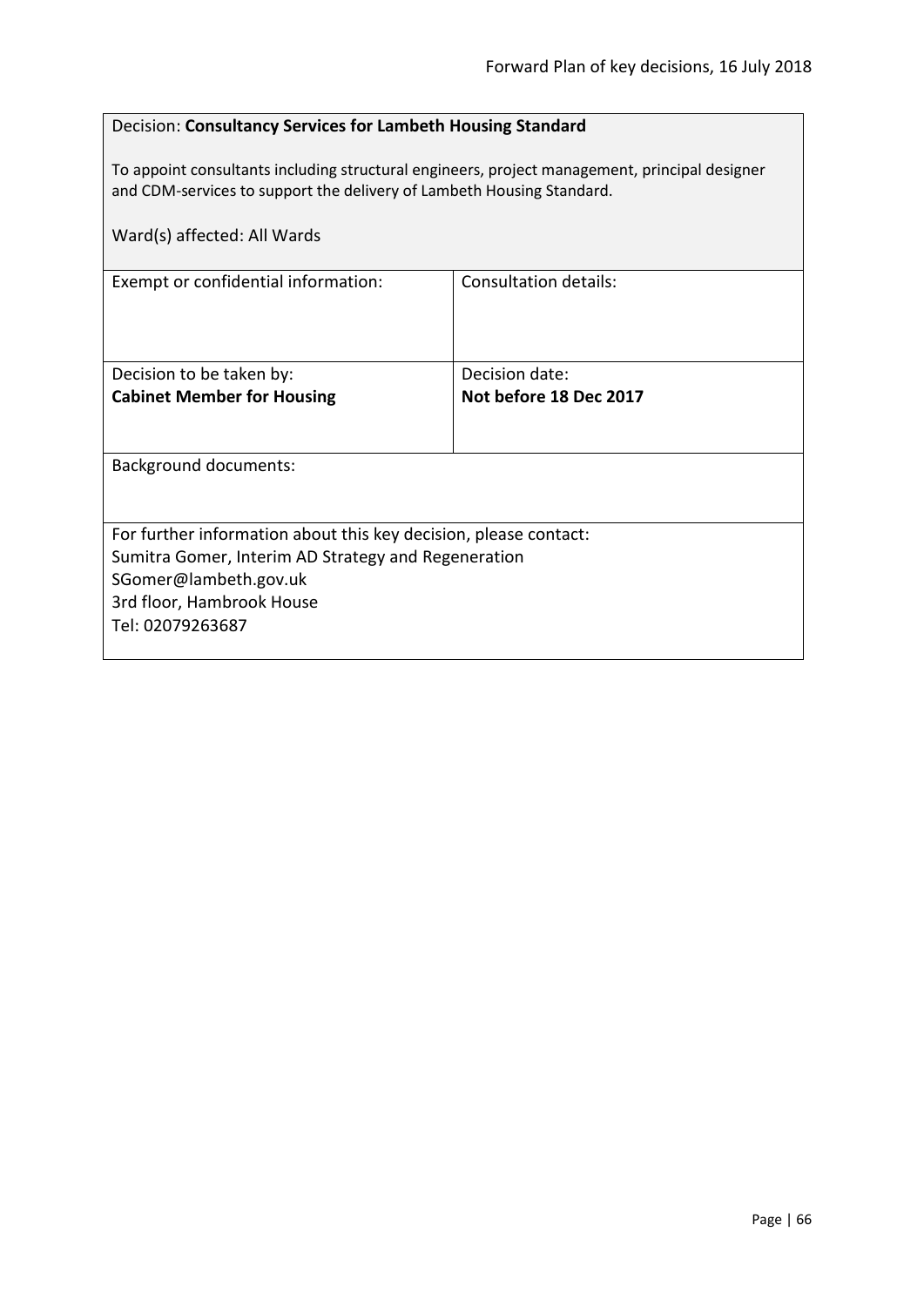Decision: **Consultancy Services for Lambeth Housing Standard**

To appoint consultants including structural engineers, project management, principal designer and CDM-services to support the delivery of Lambeth Housing Standard.

Ward(s) affected: All Wards

| Exempt or confidential information: | Consultation details: |
|---|---|
| Decision to be taken by:<br>**Cabinet Member for Housing** | Decision date:<br>**Not before 18 Dec 2017** |

Background documents:

For further information about this key decision, please contact:
Sumitra Gomer, Interim AD Strategy and Regeneration
SGomer@lambeth.gov.uk
3rd floor, Hambrook House
Tel: 02079263687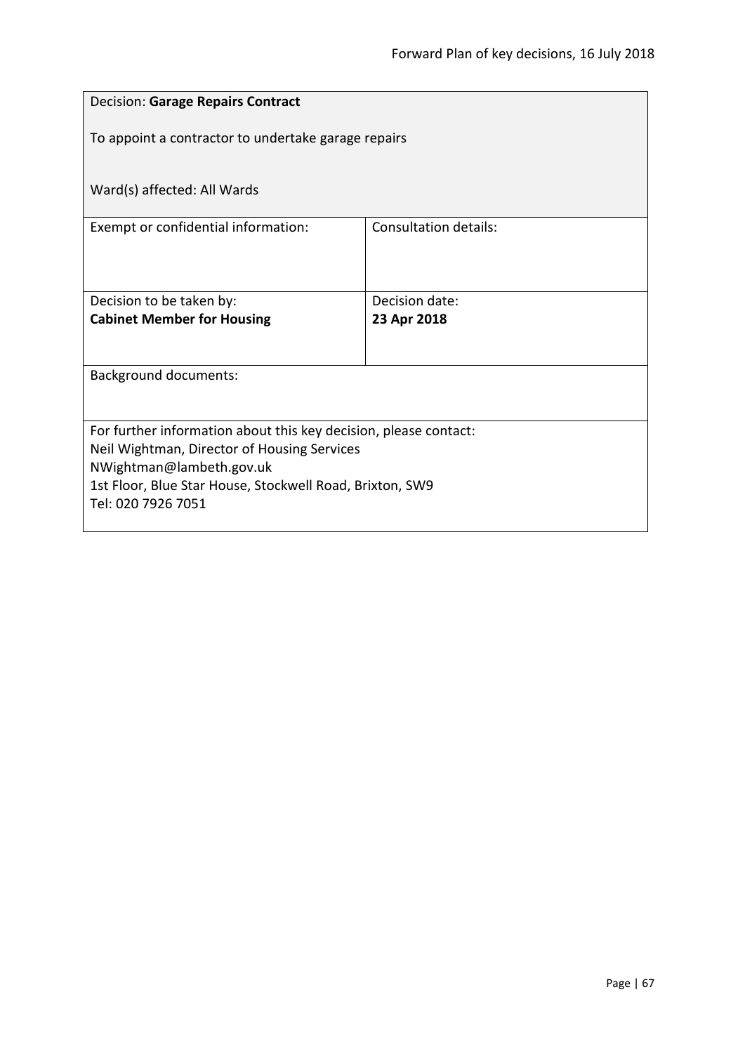Decision: **Garage Repairs Contract**

To appoint a contractor to undertake garage repairs

Ward(s) affected: All Wards

| Exempt or confidential information: | Consultation details: |
| --- | --- |
| Decision to be taken by:<br>**Cabinet Member for Housing** | Decision date:<br>**23 Apr 2018** |

Background documents:

For further information about this key decision, please contact:
Neil Wightman, Director of Housing Services
NWightman@lambeth.gov.uk
1st Floor, Blue Star House, Stockwell Road, Brixton, SW9
Tel: 020 7926 7051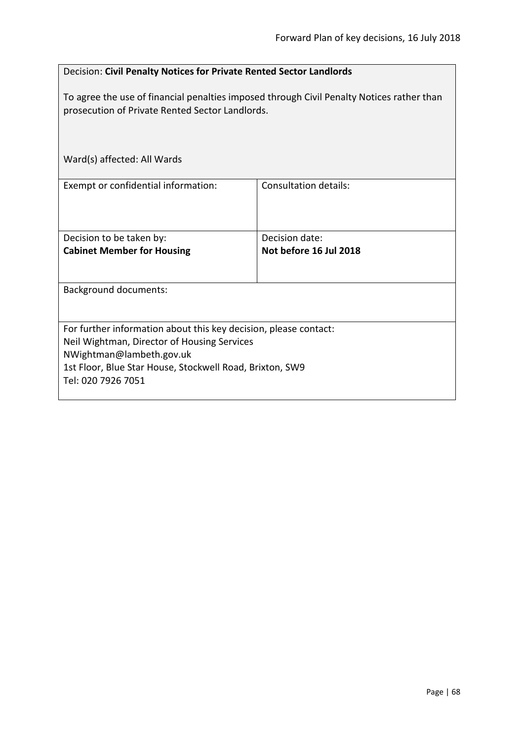Decision: **Civil Penalty Notices for Private Rented Sector Landlords**

To agree the use of financial penalties imposed through Civil Penalty Notices rather than prosecution of Private Rented Sector Landlords.

Ward(s) affected: All Wards

| Exempt or confidential information: | Consultation details: |
|---|---|
| Decision to be taken by:<br>**Cabinet Member for Housing** | Decision date:<br>**Not before 16 Jul 2018** |

Background documents:

For further information about this key decision, please contact:
Neil Wightman, Director of Housing Services
NWightman@lambeth.gov.uk
1st Floor, Blue Star House, Stockwell Road, Brixton, SW9
Tel: 020 7926 7051